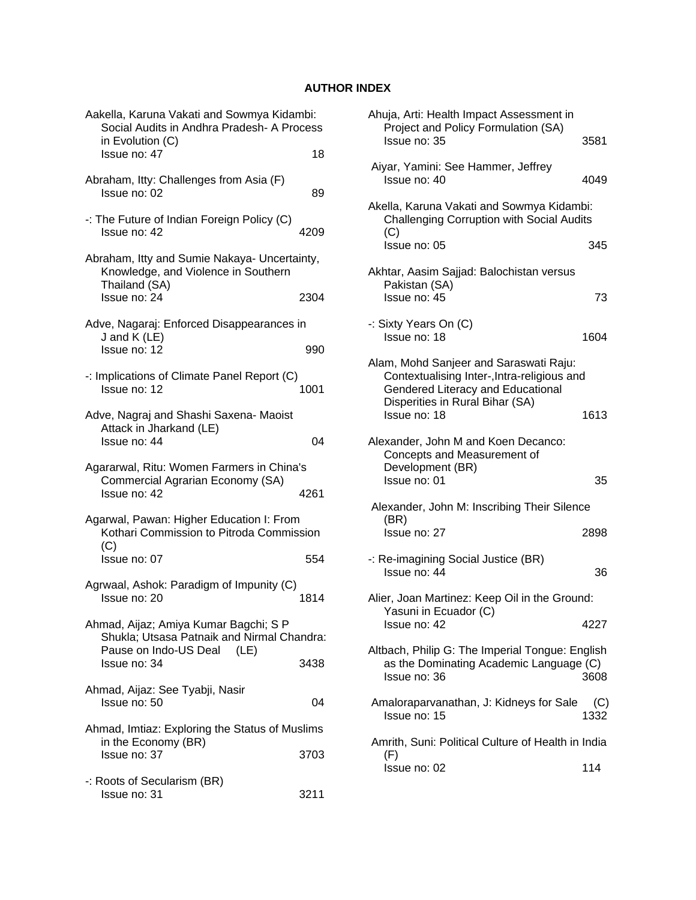# AUTHOR INDEX

Aakella, Karuna Vakati and Sowmya Kidambi: Social Audits in Andhra Pradesh- A Process in Evolution (C)
Issue no: 47 18

Abraham, Itty: Challenges from Asia (F)
Issue no: 02 89

-: The Future of Indian Foreign Policy (C)
Issue no: 42 4209

Abraham, Itty and Sumie Nakaya- Uncertainty, Knowledge, and Violence in Southern Thailand (SA)
Issue no: 24 2304

Adve, Nagaraj: Enforced Disappearances in J and K (LE)
Issue no: 12 990

-: Implications of Climate Panel Report (C)
Issue no: 12 1001

Adve, Nagraj and Shashi Saxena- Maoist Attack in Jharkand (LE)
Issue no: 44 04

Agrarwal, Ritu: Women Farmers in China's Commercial Agrarian Economy (SA)
Issue no: 42 4261

Agarwal, Pawan: Higher Education I: From Kothari Commission to Pitroda Commission (C)
Issue no: 07 554

Agrwaal, Ashok: Paradigm of Impunity (C)
Issue no: 20 1814

Ahmad, Aijaz; Amiya Kumar Bagchi; S P Shukla; Utsasa Patnaik and Nirmal Chandra: Pause on Indo-US Deal (LE)
Issue no: 34 3438

Ahmad, Aijaz: See Tyabji, Nasir
Issue no: 50 04

Ahmad, Imtiaz: Exploring the Status of Muslims in the Economy (BR)
Issue no: 37 3703

-: Roots of Secularism (BR)
Issue no: 31 3211

Ahuja, Arti: Health Impact Assessment in Project and Policy Formulation (SA)
Issue no: 35 3581

Aiyar, Yamini: See Hammer, Jeffrey
Issue no: 40 4049

Akella, Karuna Vakati and Sowmya Kidambi: Challenging Corruption with Social Audits (C)
Issue no: 05 345

Akhtar, Aasim Sajjad: Balochistan versus Pakistan (SA)
Issue no: 45 73

-: Sixty Years On (C)
Issue no: 18 1604

Alam, Mohd Sanjeer and Saraswati Raju: Contextualising Inter-,Intra-religious and Gendered Literacy and Educational Disperities in Rural Bihar (SA)
Issue no: 18 1613

Alexander, John M and Koen Decanco: Concepts and Measurement of Development (BR)
Issue no: 01 35

Alexander, John M: Inscribing Their Silence (BR)
Issue no: 27 2898

-: Re-imagining Social Justice (BR)
Issue no: 44 36

Alier, Joan Martinez: Keep Oil in the Ground: Yasuni in Ecuador (C)
Issue no: 42 4227

Altbach, Philip G: The Imperial Tongue: English as the Dominating Academic Language (C)
Issue no: 36 3608

Amaloraparvanathan, J: Kidneys for Sale (C)
Issue no: 15 1332

Amrith, Suni: Political Culture of Health in India (F)
Issue no: 02 114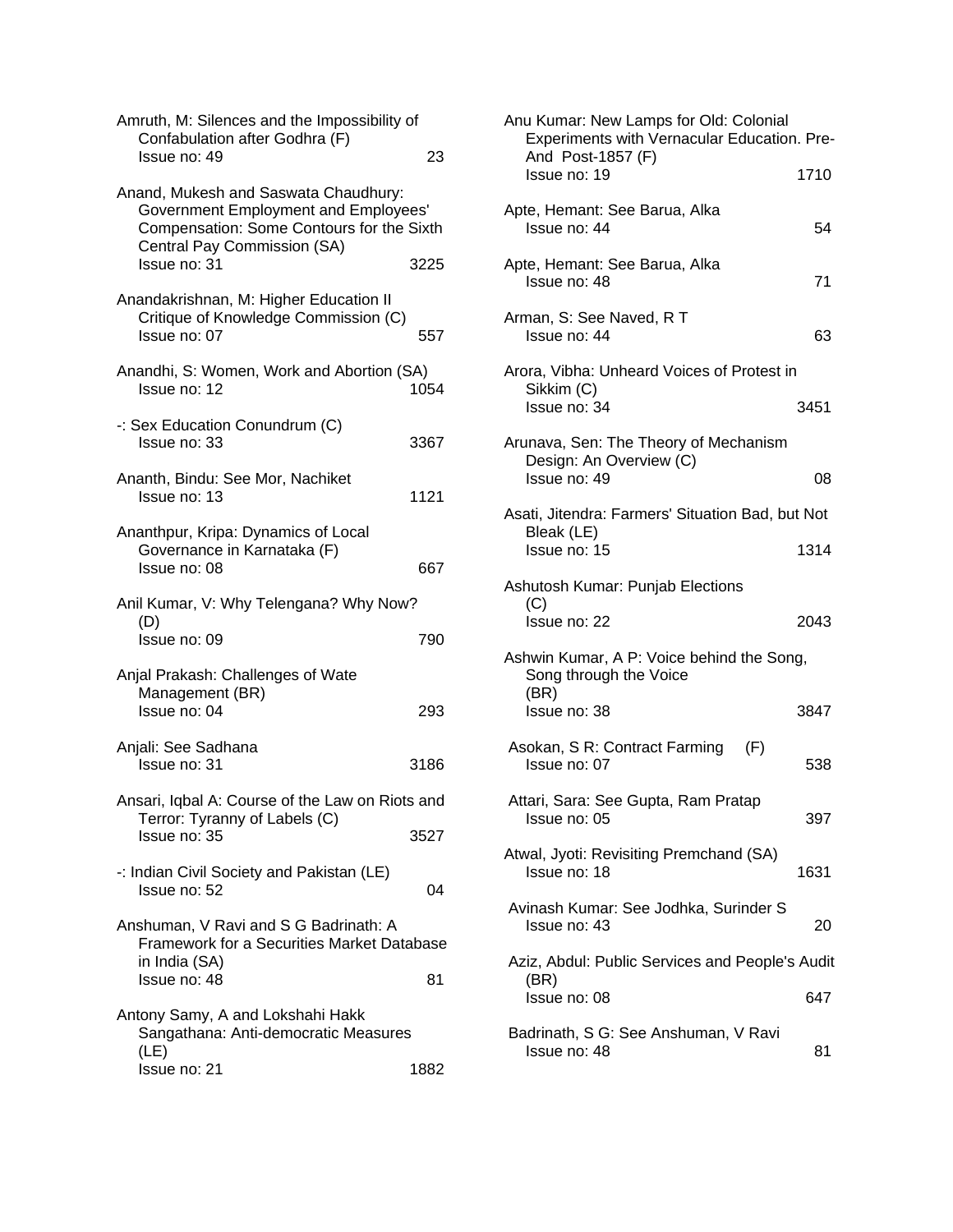Amruth, M: Silences and the Impossibility of Confabulation after Godhra (F)
Issue no: 49 23

Anand, Mukesh and Saswata Chaudhury: Government Employment and Employees' Compensation: Some Contours for the Sixth Central Pay Commission (SA)
Issue no: 31 3225

Anandakrishnan, M: Higher Education II Critique of Knowledge Commission (C)
Issue no: 07 557

Anandhi, S: Women, Work and Abortion (SA)
Issue no: 12 1054

-: Sex Education Conundrum (C)
Issue no: 33 3367

Ananth, Bindu: See Mor, Nachiket
Issue no: 13 1121

Ananthpur, Kripa: Dynamics of Local Governance in Karnataka (F)
Issue no: 08 667

Anil Kumar, V: Why Telengana? Why Now? (D)
Issue no: 09 790

Anjal Prakash: Challenges of Wate Management (BR)
Issue no: 04 293

Anjali: See Sadhana
Issue no: 31 3186

Ansari, Iqbal A: Course of the Law on Riots and Terror: Tyranny of Labels (C)
Issue no: 35 3527

-: Indian Civil Society and Pakistan (LE)
Issue no: 52 04

Anshuman, V Ravi and S G Badrinath: A Framework for a Securities Market Database in India (SA)
Issue no: 48 81

Antony Samy, A and Lokshahi Hakk Sangathana: Anti-democratic Measures (LE)
Issue no: 21 1882

Anu Kumar: New Lamps for Old: Colonial Experiments with Vernacular Education. Pre- And Post-1857 (F)
Issue no: 19 1710

Apte, Hemant: See Barua, Alka
Issue no: 44 54

Apte, Hemant: See Barua, Alka
Issue no: 48 71

Arman, S: See Naved, R T
Issue no: 44 63

Arora, Vibha: Unheard Voices of Protest in Sikkim (C)
Issue no: 34 3451

Arunava, Sen: The Theory of Mechanism Design: An Overview (C)
Issue no: 49 08

Asati, Jitendra: Farmers' Situation Bad, but Not Bleak (LE)
Issue no: 15 1314

Ashutosh Kumar: Punjab Elections (C)
Issue no: 22 2043

Ashwin Kumar, A P: Voice behind the Song, Song through the Voice (BR)
Issue no: 38 3847

Asokan, S R: Contract Farming (F)
Issue no: 07 538

Attari, Sara: See Gupta, Ram Pratap
Issue no: 05 397

Atwal, Jyoti: Revisiting Premchand (SA)
Issue no: 18 1631

Avinash Kumar: See Jodhka, Surinder S
Issue no: 43 20

Aziz, Abdul: Public Services and People's Audit (BR)
Issue no: 08 647

Badrinath, S G: See Anshuman, V Ravi
Issue no: 48 81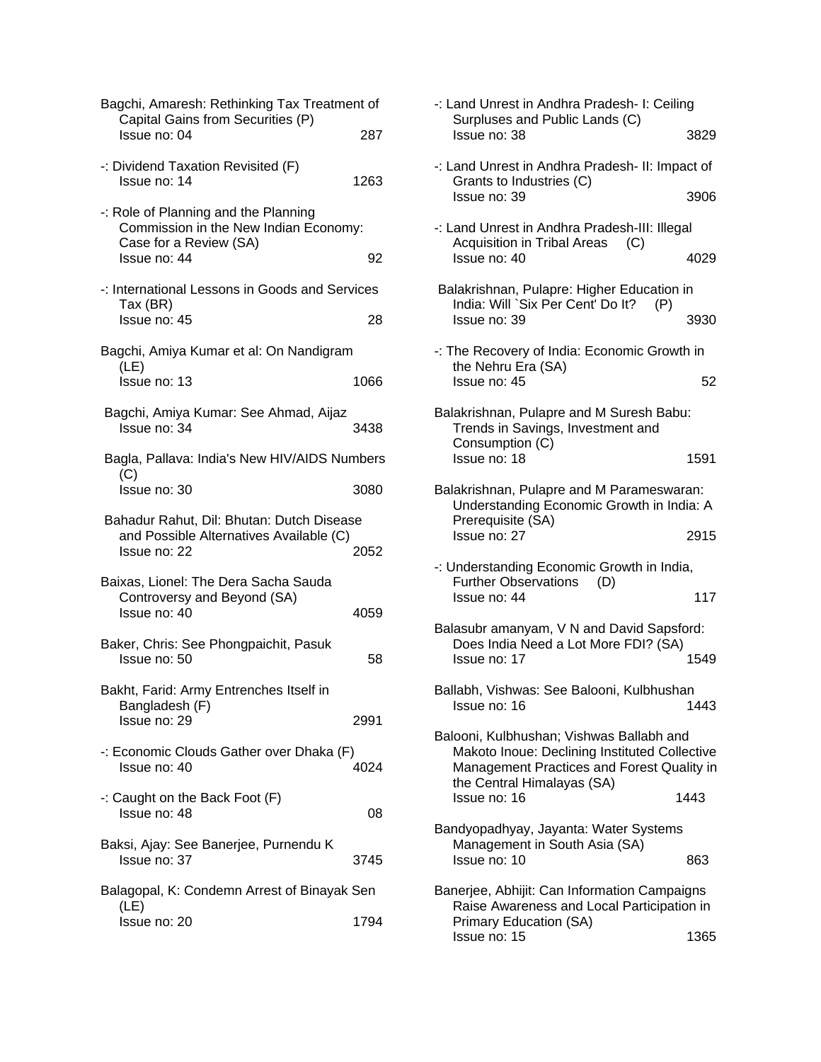Bagchi, Amaresh: Rethinking Tax Treatment of Capital Gains from Securities (P)
Issue no: 04 287

-: Dividend Taxation Revisited (F)
Issue no: 14 1263

-: Role of Planning and the Planning Commission in the New Indian Economy: Case for a Review (SA)
Issue no: 44 92

-: International Lessons in Goods and Services Tax (BR)
Issue no: 45 28

Bagchi, Amiya Kumar et al: On Nandigram (LE)
Issue no: 13 1066

Bagchi, Amiya Kumar: See Ahmad, Aijaz
Issue no: 34 3438

Bagla, Pallava: India's New HIV/AIDS Numbers (C)
Issue no: 30 3080

Bahadur Rahut, Dil: Bhutan: Dutch Disease and Possible Alternatives Available (C)
Issue no: 22 2052

Baixas, Lionel: The Dera Sacha Sauda Controversy and Beyond (SA)
Issue no: 40 4059

Baker, Chris: See Phongpaichit, Pasuk
Issue no: 50 58

Bakht, Farid: Army Entrenches Itself in Bangladesh (F)
Issue no: 29 2991

-: Economic Clouds Gather over Dhaka (F)
Issue no: 40 4024

-: Caught on the Back Foot (F)
Issue no: 48 08

Baksi, Ajay: See Banerjee, Purnendu K
Issue no: 37 3745

Balagopal, K: Condemn Arrest of Binayak Sen (LE)
Issue no: 20 1794

-: Land Unrest in Andhra Pradesh- I: Ceiling Surpluses and Public Lands (C)
Issue no: 38 3829

-: Land Unrest in Andhra Pradesh- II: Impact of Grants to Industries (C)
Issue no: 39 3906

-: Land Unrest in Andhra Pradesh-III: Illegal Acquisition in Tribal Areas (C)
Issue no: 40 4029

Balakrishnan, Pulapre: Higher Education in India: Will `Six Per Cent' Do It? (P)
Issue no: 39 3930

-: The Recovery of India: Economic Growth in the Nehru Era (SA)
Issue no: 45 52

Balakrishnan, Pulapre and M Suresh Babu: Trends in Savings, Investment and Consumption (C)
Issue no: 18 1591

Balakrishnan, Pulapre and M Parameswaran: Understanding Economic Growth in India: A Prerequisite (SA)
Issue no: 27 2915

-: Understanding Economic Growth in India, Further Observations (D)
Issue no: 44 117

Balasubr amanyam, V N and David Sapsford: Does India Need a Lot More FDI? (SA)
Issue no: 17 1549

Ballabh, Vishwas: See Balooni, Kulbhushan
Issue no: 16 1443

Balooni, Kulbhushan; Vishwas Ballabh and Makoto Inoue: Declining Instituted Collective Management Practices and Forest Quality in the Central Himalayas (SA)
Issue no: 16 1443

Bandyopadhyay, Jayanta: Water Systems Management in South Asia (SA)
Issue no: 10 863

Banerjee, Abhijit: Can Information Campaigns Raise Awareness and Local Participation in Primary Education (SA)
Issue no: 15 1365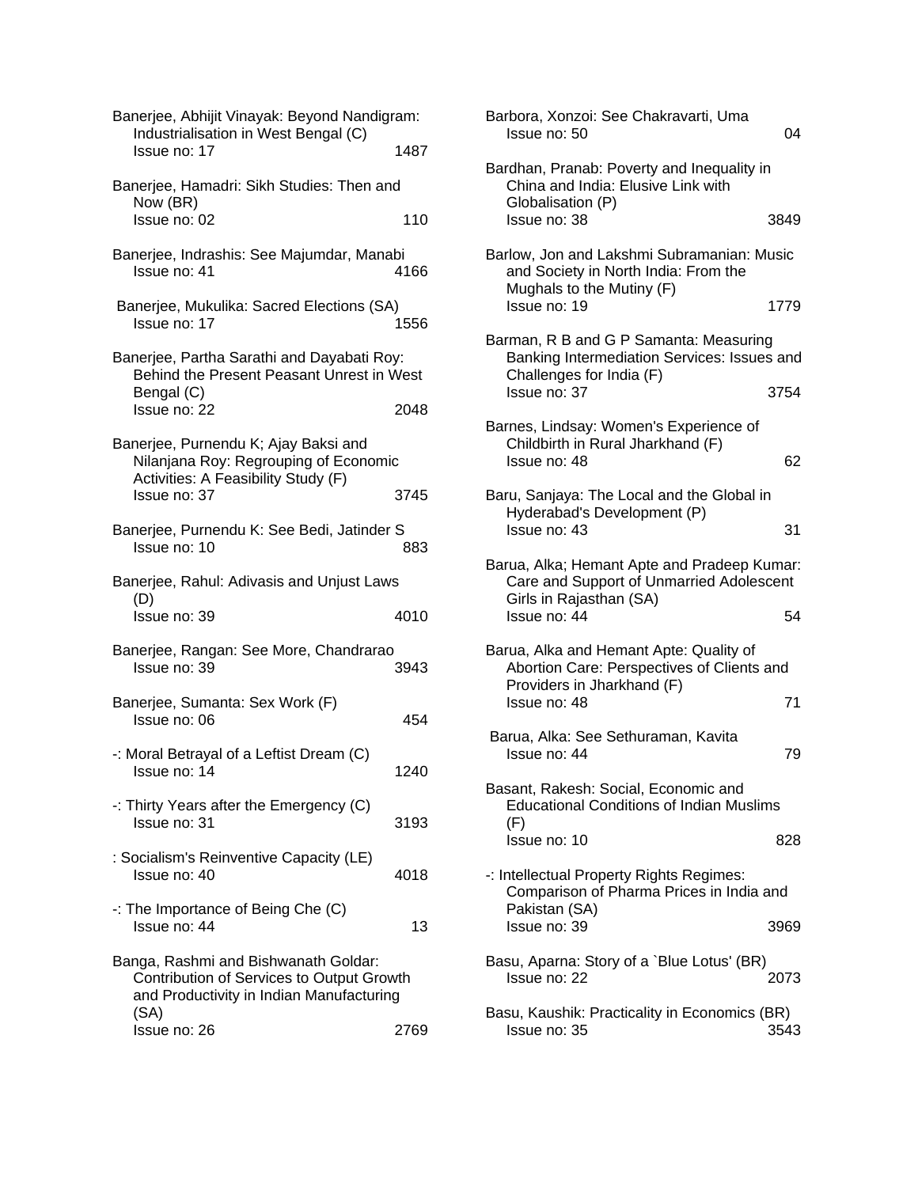Banerjee, Abhijit Vinayak: Beyond Nandigram: Industrialisation in West Bengal (C)
Issue no: 17 1487

Banerjee, Hamadri: Sikh Studies: Then and Now (BR)
Issue no: 02 110

Banerjee, Indrashis: See Majumdar, Manabi
Issue no: 41 4166

Banerjee, Mukulika: Sacred Elections (SA)
Issue no: 17 1556

Banerjee, Partha Sarathi and Dayabati Roy: Behind the Present Peasant Unrest in West Bengal (C)
Issue no: 22 2048

Banerjee, Purnendu K; Ajay Baksi and Nilanjana Roy: Regrouping of Economic Activities: A Feasibility Study (F)
Issue no: 37 3745

Banerjee, Purnendu K: See Bedi, Jatinder S
Issue no: 10 883

Banerjee, Rahul: Adivasis and Unjust Laws (D)
Issue no: 39 4010

Banerjee, Rangan: See More, Chandrarao
Issue no: 39 3943

Banerjee, Sumanta: Sex Work (F)
Issue no: 06 454

-: Moral Betrayal of a Leftist Dream (C)
Issue no: 14 1240

-: Thirty Years after the Emergency (C)
Issue no: 31 3193

: Socialism's Reinventive Capacity (LE)
Issue no: 40 4018

-: The Importance of Being Che (C)
Issue no: 44 13

Banga, Rashmi and Bishwanath Goldar: Contribution of Services to Output Growth and Productivity in Indian Manufacturing (SA)
Issue no: 26 2769

Barbora, Xonzoi: See Chakravarti, Uma
Issue no: 50 04

Bardhan, Pranab: Poverty and Inequality in China and India: Elusive Link with Globalisation (P)
Issue no: 38 3849

Barlow, Jon and Lakshmi Subramanian: Music and Society in North India: From the Mughals to the Mutiny (F)
Issue no: 19 1779

Barman, R B and G P Samanta: Measuring Banking Intermediation Services: Issues and Challenges for India (F)
Issue no: 37 3754

Barnes, Lindsay: Women's Experience of Childbirth in Rural Jharkhand (F)
Issue no: 48 62

Baru, Sanjaya: The Local and the Global in Hyderabad's Development (P)
Issue no: 43 31

Barua, Alka; Hemant Apte and Pradeep Kumar: Care and Support of Unmarried Adolescent Girls in Rajasthan (SA)
Issue no: 44 54

Barua, Alka and Hemant Apte: Quality of Abortion Care: Perspectives of Clients and Providers in Jharkhand (F)
Issue no: 48 71

Barua, Alka: See Sethuraman, Kavita
Issue no: 44 79

Basant, Rakesh: Social, Economic and Educational Conditions of Indian Muslims (F)
Issue no: 10 828

-: Intellectual Property Rights Regimes: Comparison of Pharma Prices in India and Pakistan (SA)
Issue no: 39 3969

Basu, Aparna: Story of a `Blue Lotus' (BR)
Issue no: 22 2073

Basu, Kaushik: Practicality in Economics (BR)
Issue no: 35 3543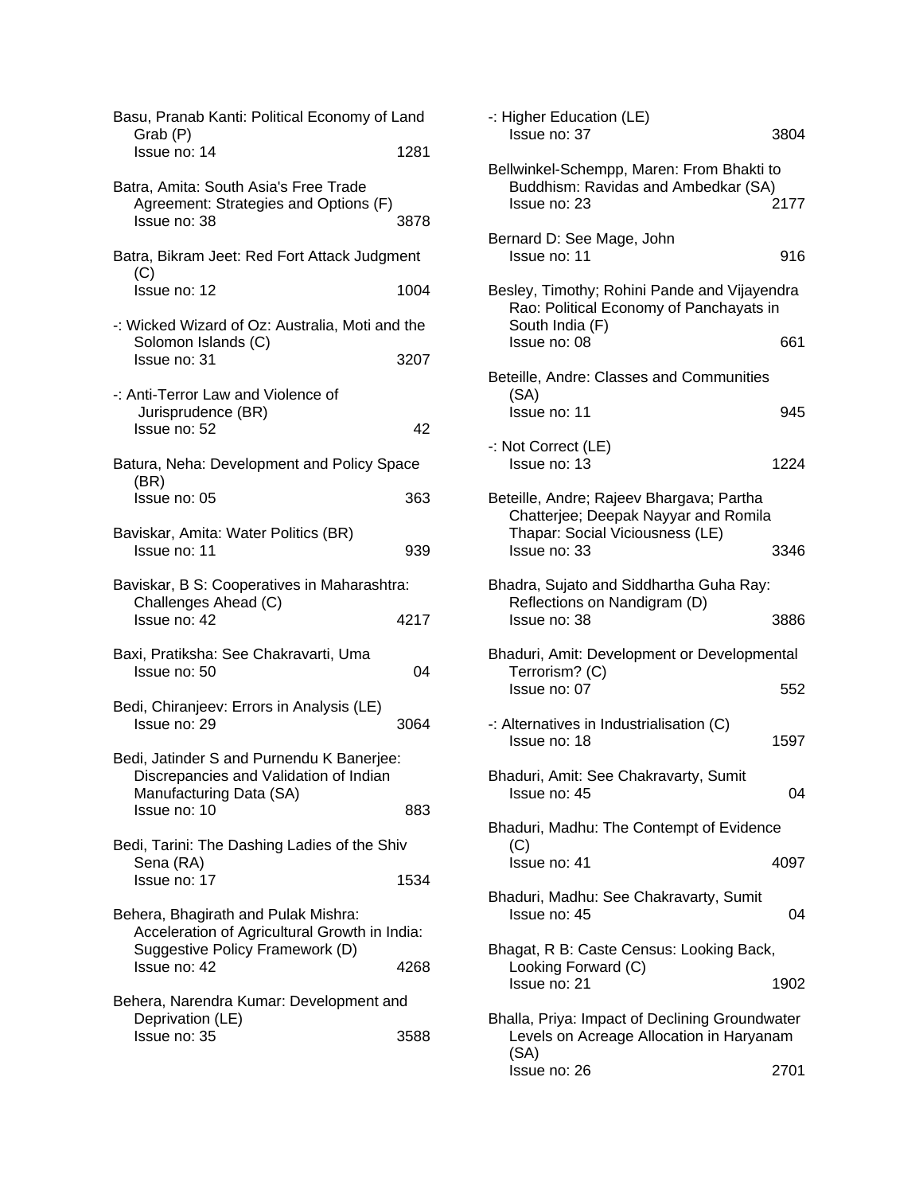Basu, Pranab Kanti: Political Economy of Land Grab (P)
Issue no: 14 1281

Batra, Amita: South Asia's Free Trade Agreement: Strategies and Options (F)
Issue no: 38 3878

Batra, Bikram Jeet: Red Fort Attack Judgment (C)
Issue no: 12 1004

-: Wicked Wizard of Oz: Australia, Moti and the Solomon Islands (C)
Issue no: 31 3207

-: Anti-Terror Law and Violence of Jurisprudence (BR)
Issue no: 52 42

Batura, Neha: Development and Policy Space (BR)
Issue no: 05 363

Baviskar, Amita: Water Politics (BR)
Issue no: 11 939

Baviskar, B S: Cooperatives in Maharashtra: Challenges Ahead (C)
Issue no: 42 4217

Baxi, Pratiksha: See Chakravarti, Uma
Issue no: 50 04

Bedi, Chiranjeev: Errors in Analysis (LE)
Issue no: 29 3064

Bedi, Jatinder S and Purnendu K Banerjee: Discrepancies and Validation of Indian Manufacturing Data (SA)
Issue no: 10 883

Bedi, Tarini: The Dashing Ladies of the Shiv Sena (RA)
Issue no: 17 1534

Behera, Bhagirath and Pulak Mishra: Acceleration of Agricultural Growth in India: Suggestive Policy Framework (D)
Issue no: 42 4268

Behera, Narendra Kumar: Development and Deprivation (LE)
Issue no: 35 3588

-: Higher Education (LE)
Issue no: 37 3804

Bellwinkel-Schempp, Maren: From Bhakti to Buddhism: Ravidas and Ambedkar (SA)
Issue no: 23 2177

Bernard D: See Mage, John
Issue no: 11 916

Besley, Timothy; Rohini Pande and Vijayendra Rao: Political Economy of Panchayats in South India (F)
Issue no: 08 661

Beteille, Andre: Classes and Communities (SA)
Issue no: 11 945

-: Not Correct (LE)
Issue no: 13 1224

Beteille, Andre; Rajeev Bhargava; Partha Chatterjee; Deepak Nayyar and Romila Thapar: Social Viciousness (LE)
Issue no: 33 3346

Bhadra, Sujato and Siddhartha Guha Ray: Reflections on Nandigram (D)
Issue no: 38 3886

Bhaduri, Amit: Development or Developmental Terrorism? (C)
Issue no: 07 552

-: Alternatives in Industrialisation (C)
Issue no: 18 1597

Bhaduri, Amit: See Chakravarty, Sumit
Issue no: 45 04

Bhaduri, Madhu: The Contempt of Evidence (C)
Issue no: 41 4097

Bhaduri, Madhu: See Chakravarty, Sumit
Issue no: 45 04

Bhagat, R B: Caste Census: Looking Back, Looking Forward (C)
Issue no: 21 1902

Bhalla, Priya: Impact of Declining Groundwater Levels on Acreage Allocation in Haryanam (SA)
Issue no: 26 2701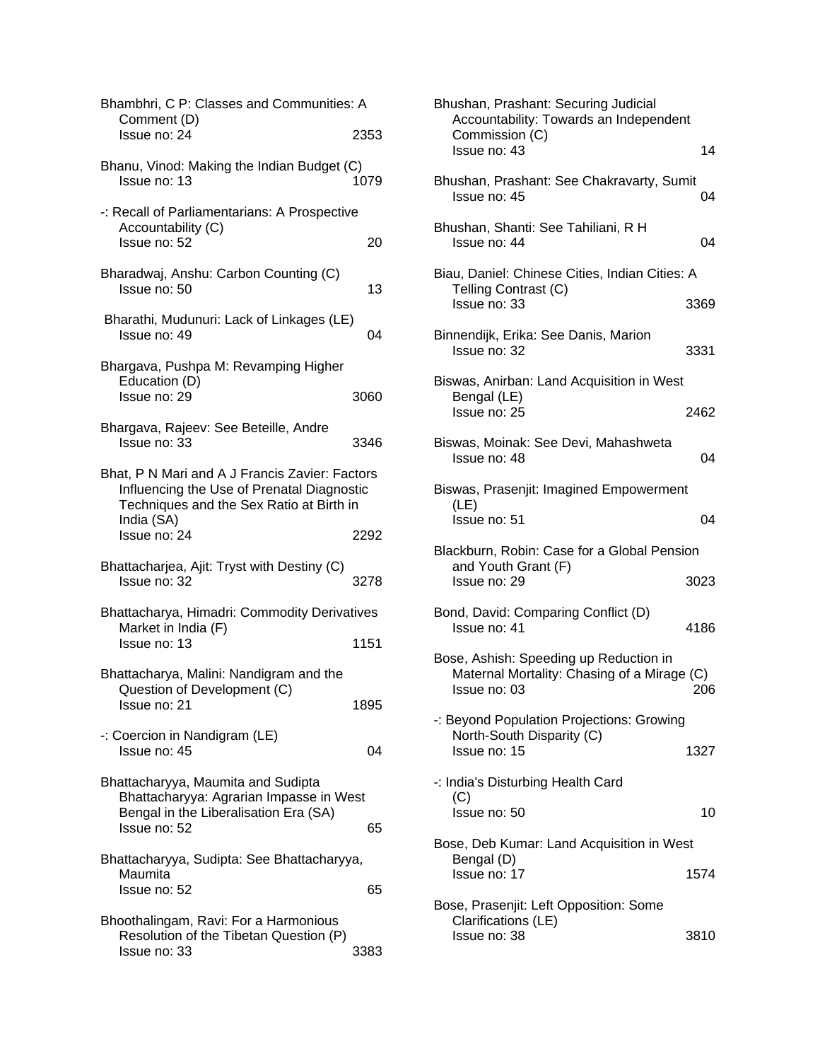Bhambhri, C P: Classes and Communities: A Comment (D)
Issue no: 24 2353

Bhanu, Vinod: Making the Indian Budget (C)
Issue no: 13 1079

-: Recall of Parliamentarians: A Prospective Accountability (C)
Issue no: 52 20

Bharadwaj, Anshu: Carbon Counting (C)
Issue no: 50 13

Bharathi, Mudunuri: Lack of Linkages (LE)
Issue no: 49 04

Bhargava, Pushpa M: Revamping Higher Education (D)
Issue no: 29 3060

Bhargava, Rajeev: See Beteille, Andre
Issue no: 33 3346

Bhat, P N Mari and A J Francis Zavier: Factors Influencing the Use of Prenatal Diagnostic Techniques and the Sex Ratio at Birth in India (SA)
Issue no: 24 2292

Bhattacharjea, Ajit: Tryst with Destiny (C)
Issue no: 32 3278

Bhattacharya, Himadri: Commodity Derivatives Market in India (F)
Issue no: 13 1151

Bhattacharya, Malini: Nandigram and the Question of Development (C)
Issue no: 21 1895

-: Coercion in Nandigram (LE)
Issue no: 45 04

Bhattacharyya, Maumita and Sudipta Bhattacharyya: Agrarian Impasse in West Bengal in the Liberalisation Era (SA)
Issue no: 52 65

Bhattacharyya, Sudipta: See Bhattacharyya, Maumita
Issue no: 52 65

Bhoothalingam, Ravi: For a Harmonious Resolution of the Tibetan Question (P)
Issue no: 33 3383

Bhushan, Prashant: Securing Judicial Accountability: Towards an Independent Commission (C)
Issue no: 43 14

Bhushan, Prashant: See Chakravarty, Sumit
Issue no: 45 04

Bhushan, Shanti: See Tahiliani, R H
Issue no: 44 04

Biau, Daniel: Chinese Cities, Indian Cities: A Telling Contrast (C)
Issue no: 33 3369

Binnendijk, Erika: See Danis, Marion
Issue no: 32 3331

Biswas, Anirban: Land Acquisition in West Bengal (LE)
Issue no: 25 2462

Biswas, Moinak: See Devi, Mahashweta
Issue no: 48 04

Biswas, Prasenjit: Imagined Empowerment (LE)
Issue no: 51 04

Blackburn, Robin: Case for a Global Pension and Youth Grant (F)
Issue no: 29 3023

Bond, David: Comparing Conflict (D)
Issue no: 41 4186

Bose, Ashish: Speeding up Reduction in Maternal Mortality: Chasing of a Mirage (C)
Issue no: 03 206

-: Beyond Population Projections: Growing North-South Disparity (C)
Issue no: 15 1327

-: India's Disturbing Health Card (C)
Issue no: 50 10

Bose, Deb Kumar: Land Acquisition in West Bengal (D)
Issue no: 17 1574

Bose, Prasenjit: Left Opposition: Some Clarifications (LE)
Issue no: 38 3810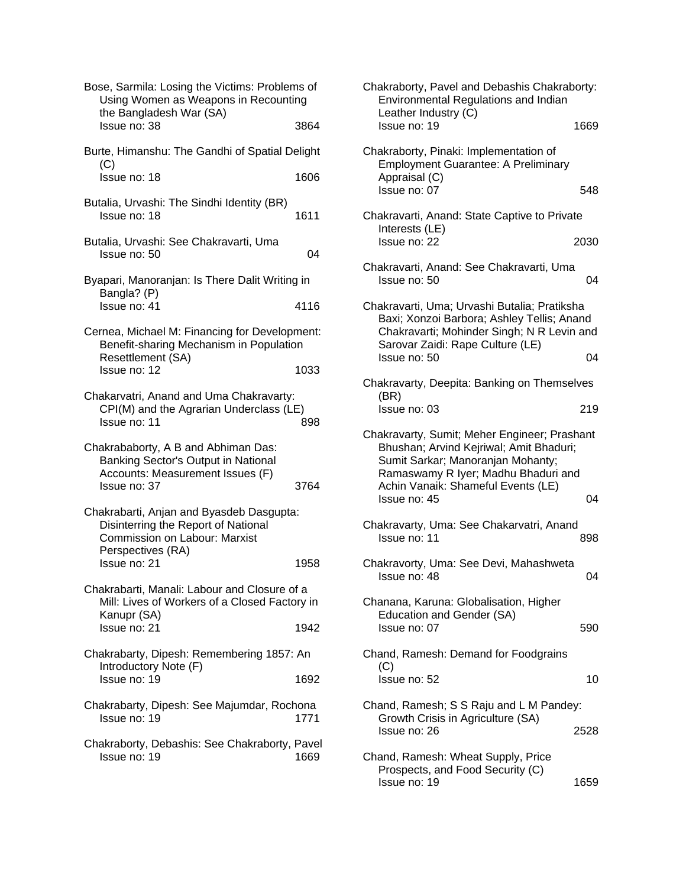Bose, Sarmila: Losing the Victims: Problems of Using Women as Weapons in Recounting the Bangladesh War (SA)
Issue no: 38 3864

Burte, Himanshu: The Gandhi of Spatial Delight (C)
Issue no: 18 1606

Butalia, Urvashi: The Sindhi Identity (BR)
Issue no: 18 1611

Butalia, Urvashi: See Chakravarti, Uma
Issue no: 50 04

Byapari, Manoranjan: Is There Dalit Writing in Bangla? (P)
Issue no: 41 4116

Cernea, Michael M: Financing for Development: Benefit-sharing Mechanism in Population Resettlement (SA)
Issue no: 12 1033

Chakarvatri, Anand and Uma Chakravarty: CPI(M) and the Agrarian Underclass (LE)
Issue no: 11 898

Chakrababorty, A B and Abhiman Das: Banking Sector's Output in National Accounts: Measurement Issues (F)
Issue no: 37 3764

Chakrabarti, Anjan and Byasdeb Dasgupta: Disinterring the Report of National Commission on Labour: Marxist Perspectives (RA)
Issue no: 21 1958

Chakrabarti, Manali: Labour and Closure of a Mill: Lives of Workers of a Closed Factory in Kanupr (SA)
Issue no: 21 1942

Chakrabarty, Dipesh: Remembering 1857: An Introductory Note (F)
Issue no: 19 1692

Chakrabarty, Dipesh: See Majumdar, Rochona
Issue no: 19 1771

Chakraborty, Debashis: See Chakraborty, Pavel
Issue no: 19 1669

Chakraborty, Pavel and Debashis Chakraborty: Environmental Regulations and Indian Leather Industry (C)
Issue no: 19 1669

Chakraborty, Pinaki: Implementation of Employment Guarantee: A Preliminary Appraisal (C)
Issue no: 07 548

Chakravarti, Anand: State Captive to Private Interests (LE)
Issue no: 22 2030

Chakravarti, Anand: See Chakravarti, Uma
Issue no: 50 04

Chakravarti, Uma; Urvashi Butalia; Pratiksha Baxi; Xonzoi Barbora; Ashley Tellis; Anand Chakravarti; Mohinder Singh; N R Levin and Sarovar Zaidi: Rape Culture (LE)
Issue no: 50 04

Chakravarty, Deepita: Banking on Themselves (BR)
Issue no: 03 219

Chakravarty, Sumit; Meher Engineer; Prashant Bhushan; Arvind Kejriwal; Amit Bhaduri; Sumit Sarkar; Manoranjan Mohanty; Ramaswamy R Iyer; Madhu Bhaduri and Achin Vanaik: Shameful Events (LE)
Issue no: 45 04

Chakravarty, Uma: See Chakarvatri, Anand
Issue no: 11 898

Chakravorty, Uma: See Devi, Mahashweta
Issue no: 48 04

Chanana, Karuna: Globalisation, Higher Education and Gender (SA)
Issue no: 07 590

Chand, Ramesh: Demand for Foodgrains (C)
Issue no: 52 10

Chand, Ramesh; S S Raju and L M Pandey: Growth Crisis in Agriculture (SA)
Issue no: 26 2528

Chand, Ramesh: Wheat Supply, Price Prospects, and Food Security (C)
Issue no: 19 1659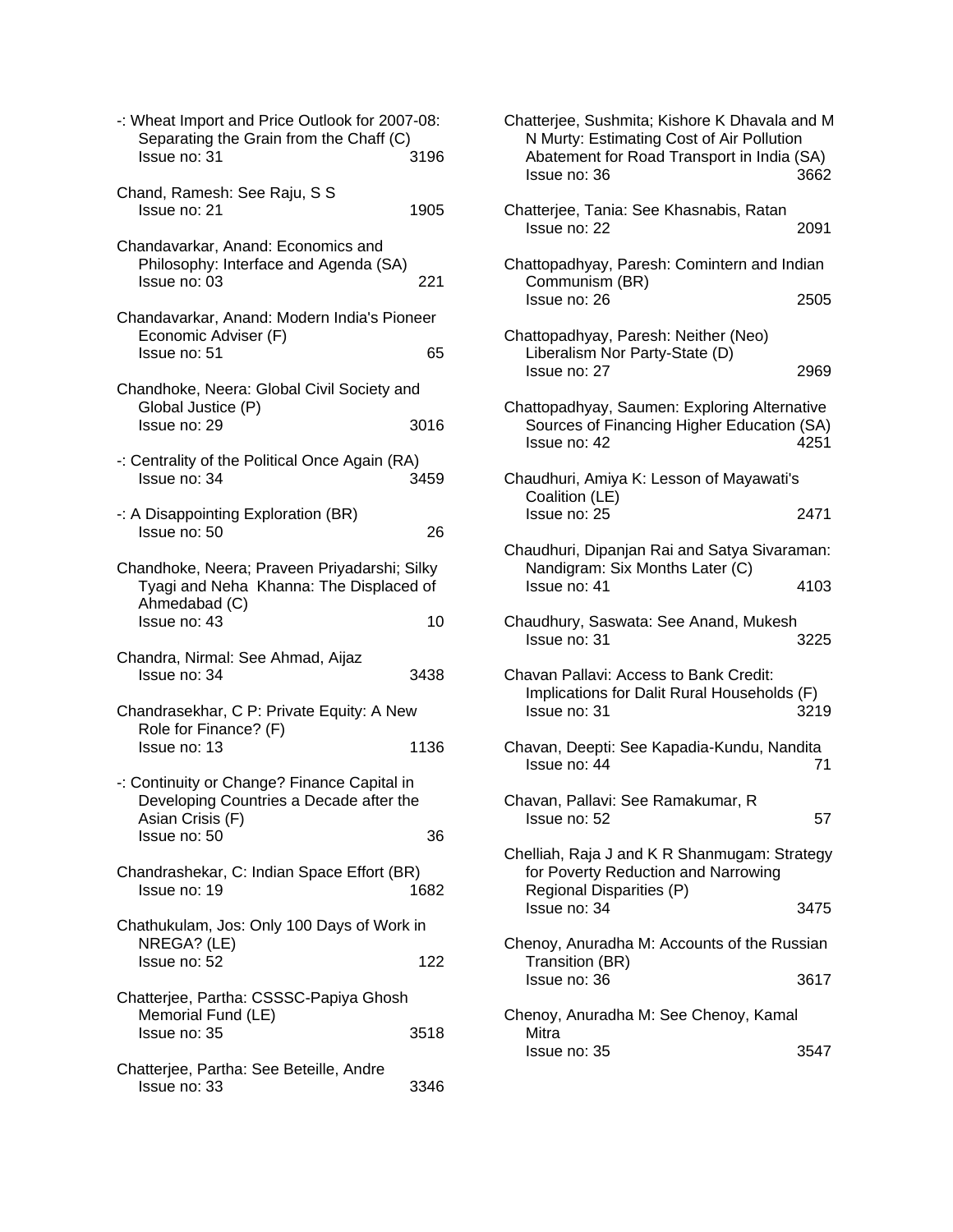-: Wheat Import and Price Outlook for 2007-08: Separating the Grain from the Chaff (C)
Issue no: 31 3196

Chand, Ramesh: See Raju, S S
Issue no: 21 1905

Chandavarkar, Anand: Economics and Philosophy: Interface and Agenda (SA)
Issue no: 03 221

Chandavarkar, Anand: Modern India's Pioneer Economic Adviser (F)
Issue no: 51 65

Chandhoke, Neera: Global Civil Society and Global Justice (P)
Issue no: 29 3016

-: Centrality of the Political Once Again (RA)
Issue no: 34 3459

-: A Disappointing Exploration (BR)
Issue no: 50 26

Chandhoke, Neera; Praveen Priyadarshi; Silky Tyagi and Neha Khanna: The Displaced of Ahmedabad (C)
Issue no: 43 10

Chandra, Nirmal: See Ahmad, Aijaz
Issue no: 34 3438

Chandrasekhar, C P: Private Equity: A New Role for Finance? (F)
Issue no: 13 1136

-: Continuity or Change? Finance Capital in Developing Countries a Decade after the Asian Crisis (F)
Issue no: 50 36

Chandrashekar, C: Indian Space Effort (BR)
Issue no: 19 1682

Chathukulam, Jos: Only 100 Days of Work in NREGA? (LE)
Issue no: 52 122

Chatterjee, Partha: CSSSC-Papiya Ghosh Memorial Fund (LE)
Issue no: 35 3518

Chatterjee, Partha: See Beteille, Andre
Issue no: 33 3346

Chatterjee, Sushmita; Kishore K Dhavala and M N Murty: Estimating Cost of Air Pollution Abatement for Road Transport in India (SA)
Issue no: 36 3662

Chatterjee, Tania: See Khasnabis, Ratan
Issue no: 22 2091

Chattopadhyay, Paresh: Comintern and Indian Communism (BR)
Issue no: 26 2505

Chattopadhyay, Paresh: Neither (Neo) Liberalism Nor Party-State (D)
Issue no: 27 2969

Chattopadhyay, Saumen: Exploring Alternative Sources of Financing Higher Education (SA)
Issue no: 42 4251

Chaudhuri, Amiya K: Lesson of Mayawati's Coalition (LE)
Issue no: 25 2471

Chaudhuri, Dipanjan Rai and Satya Sivaraman: Nandigram: Six Months Later (C)
Issue no: 41 4103

Chaudhury, Saswata: See Anand, Mukesh
Issue no: 31 3225

Chavan Pallavi: Access to Bank Credit: Implications for Dalit Rural Households (F)
Issue no: 31 3219

Chavan, Deepti: See Kapadia-Kundu, Nandita
Issue no: 44 71

Chavan, Pallavi: See Ramakumar, R
Issue no: 52 57

Chelliah, Raja J and K R Shanmugam: Strategy for Poverty Reduction and Narrowing Regional Disparities (P)
Issue no: 34 3475

Chenoy, Anuradha M: Accounts of the Russian Transition (BR)
Issue no: 36 3617

Chenoy, Anuradha M: See Chenoy, Kamal Mitra
Issue no: 35 3547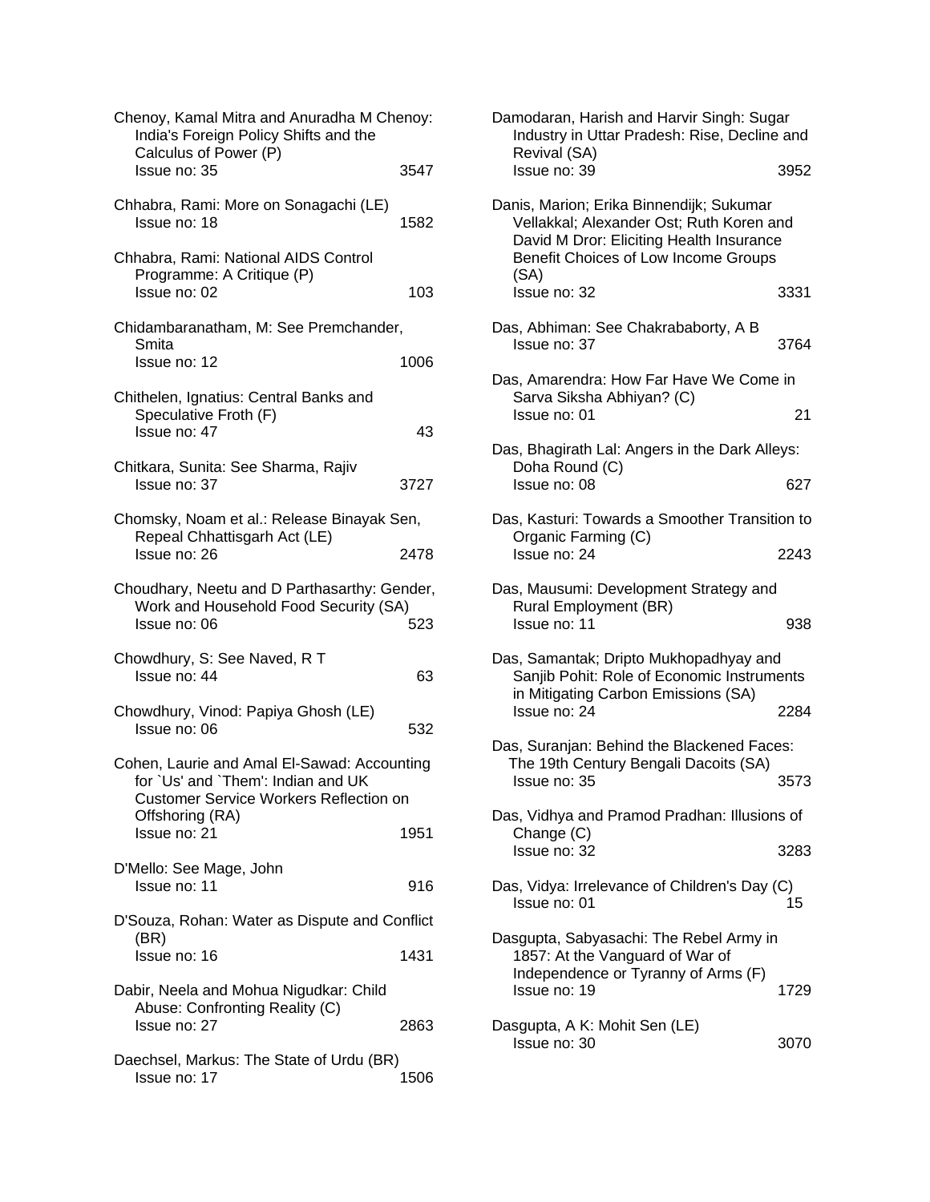Chenoy, Kamal Mitra and Anuradha M Chenoy: India's Foreign Policy Shifts and the Calculus of Power (P)
Issue no: 35 3547

Chhabra, Rami: More on Sonagachi (LE)
Issue no: 18 1582

Chhabra, Rami: National AIDS Control Programme: A Critique (P)
Issue no: 02 103

Chidambaranatham, M: See Premchander, Smita
Issue no: 12 1006

Chithelen, Ignatius: Central Banks and Speculative Froth (F)
Issue no: 47 43

Chitkara, Sunita: See Sharma, Rajiv
Issue no: 37 3727

Chomsky, Noam et al.: Release Binayak Sen, Repeal Chhattisgarh Act (LE)
Issue no: 26 2478

Choudhary, Neetu and D Parthasarthy: Gender, Work and Household Food Security (SA)
Issue no: 06 523

Chowdhury, S: See Naved, R T
Issue no: 44 63

Chowdhury, Vinod: Papiya Ghosh (LE)
Issue no: 06 532

Cohen, Laurie and Amal El-Sawad: Accounting for `Us' and `Them': Indian and UK Customer Service Workers Reflection on Offshoring (RA)
Issue no: 21 1951

D'Mello: See Mage, John
Issue no: 11 916

D'Souza, Rohan: Water as Dispute and Conflict (BR)
Issue no: 16 1431

Dabir, Neela and Mohua Nigudkar: Child Abuse: Confronting Reality (C)
Issue no: 27 2863

Daechsel, Markus: The State of Urdu (BR)
Issue no: 17 1506

Damodaran, Harish and Harvir Singh: Sugar Industry in Uttar Pradesh: Rise, Decline and Revival (SA)
Issue no: 39 3952

Danis, Marion; Erika Binnendijk; Sukumar Vellakkal; Alexander Ost; Ruth Koren and David M Dror: Eliciting Health Insurance Benefit Choices of Low Income Groups (SA)
Issue no: 32 3331

Das, Abhiman: See Chakrababorty, A B
Issue no: 37 3764

Das, Amarendra: How Far Have We Come in Sarva Siksha Abhiyan? (C)
Issue no: 01 21

Das, Bhagirath Lal: Angers in the Dark Alleys: Doha Round (C)
Issue no: 08 627

Das, Kasturi: Towards a Smoother Transition to Organic Farming (C)
Issue no: 24 2243

Das, Mausumi: Development Strategy and Rural Employment (BR)
Issue no: 11 938

Das, Samantak; Dripto Mukhopadhyay and Sanjib Pohit: Role of Economic Instruments in Mitigating Carbon Emissions (SA)
Issue no: 24 2284

Das, Suranjan: Behind the Blackened Faces: The 19th Century Bengali Dacoits (SA)
Issue no: 35 3573

Das, Vidhya and Pramod Pradhan: Illusions of Change (C)
Issue no: 32 3283

Das, Vidya: Irrelevance of Children's Day (C)
Issue no: 01 15

Dasgupta, Sabyasachi: The Rebel Army in 1857: At the Vanguard of War of Independence or Tyranny of Arms (F)
Issue no: 19 1729

Dasgupta, A K: Mohit Sen (LE)
Issue no: 30 3070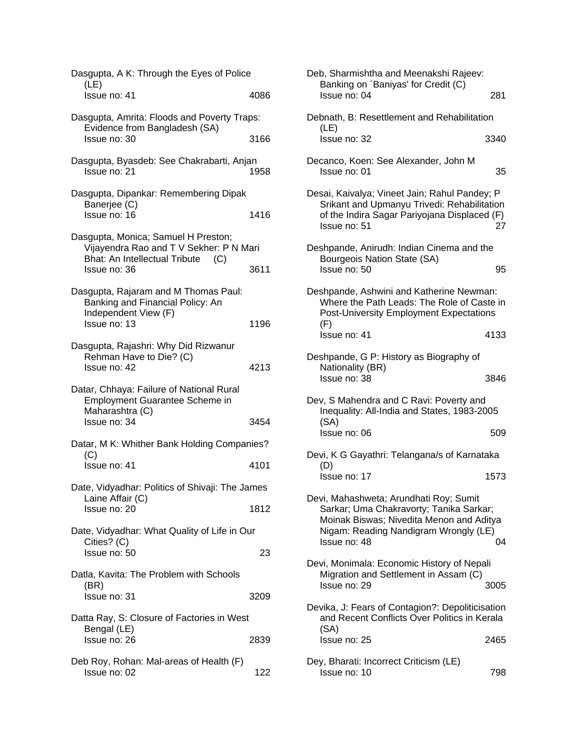Dasgupta, A K: Through the Eyes of Police (LE)
Issue no: 41 4086

Dasgupta, Amrita: Floods and Poverty Traps: Evidence from Bangladesh (SA)
Issue no: 30 3166

Dasgupta, Byasdeb: See Chakrabarti, Anjan
Issue no: 21 1958

Dasgupta, Dipankar: Remembering Dipak Banerjee (C)
Issue no: 16 1416

Dasgupta, Monica; Samuel H Preston; Vijayendra Rao and T V Sekher: P N Mari Bhat: An Intellectual Tribute (C)
Issue no: 36 3611

Dasgupta, Rajaram and M Thomas Paul: Banking and Financial Policy: An Independent View (F)
Issue no: 13 1196

Dasgupta, Rajashri: Why Did Rizwanur Rehman Have to Die? (C)
Issue no: 42 4213

Datar, Chhaya: Failure of National Rural Employment Guarantee Scheme in Maharashtra (C)
Issue no: 34 3454

Datar, M K: Whither Bank Holding Companies? (C)
Issue no: 41 4101

Date, Vidyadhar: Politics of Shivaji: The James Laine Affair (C)
Issue no: 20 1812

Date, Vidyadhar: What Quality of Life in Our Cities? (C)
Issue no: 50 23

Datla, Kavita: The Problem with Schools (BR)
Issue no: 31 3209

Datta Ray, S: Closure of Factories in West Bengal (LE)
Issue no: 26 2839

Deb Roy, Rohan: Mal-areas of Health (F)
Issue no: 02 122

Deb, Sharmishtha and Meenakshi Rajeev: Banking on `Baniyas' for Credit (C)
Issue no: 04 281

Debnath, B: Resettlement and Rehabilitation (LE)
Issue no: 32 3340

Decanco, Koen: See Alexander, John M
Issue no: 01 35

Desai, Kaivalya; Vineet Jain; Rahul Pandey; P Srikant and Upmanyu Trivedi: Rehabilitation of the Indira Sagar Pariyojana Displaced (F)
Issue no: 51 27

Deshpande, Anirudh: Indian Cinema and the Bourgeois Nation State (SA)
Issue no: 50 95

Deshpande, Ashwini and Katherine Newman: Where the Path Leads: The Role of Caste in Post-University Employment Expectations (F)
Issue no: 41 4133

Deshpande, G P: History as Biography of Nationality (BR)
Issue no: 38 3846

Dev, S Mahendra and C Ravi: Poverty and Inequality: All-India and States, 1983-2005 (SA)
Issue no: 06 509

Devi, K G Gayathri: Telangana/s of Karnataka (D)
Issue no: 17 1573

Devi, Mahashweta; Arundhati Roy; Sumit Sarkar; Uma Chakravorty; Tanika Sarkar; Moinak Biswas; Nivedita Menon and Aditya Nigam: Reading Nandigram Wrongly (LE)
Issue no: 48 04

Devi, Monimala: Economic History of Nepali Migration and Settlement in Assam (C)
Issue no: 29 3005

Devika, J: Fears of Contagion?: Depoliticisation and Recent Conflicts Over Politics in Kerala (SA)
Issue no: 25 2465

Dey, Bharati: Incorrect Criticism (LE)
Issue no: 10 798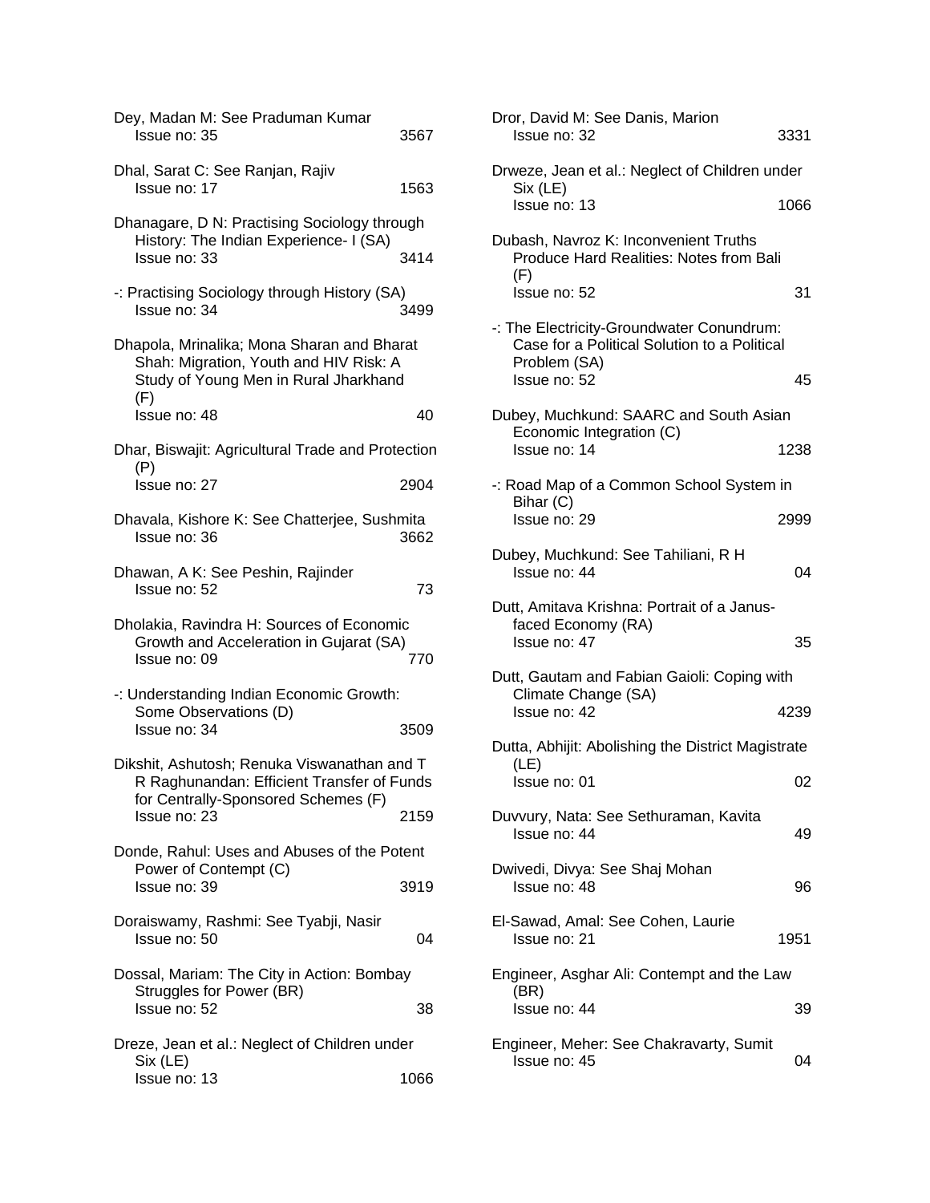Dey, Madan M: See Praduman Kumar
Issue no: 35 3567

Dhal, Sarat C: See Ranjan, Rajiv
Issue no: 17 1563

Dhanagare, D N: Practising Sociology through History: The Indian Experience- I (SA)
Issue no: 33 3414

-: Practising Sociology through History (SA)
Issue no: 34 3499

Dhapola, Mrinalika; Mona Sharan and Bharat Shah: Migration, Youth and HIV Risk: A Study of Young Men in Rural Jharkhand (F)
Issue no: 48 40

Dhar, Biswajit: Agricultural Trade and Protection (P)
Issue no: 27 2904

Dhavala, Kishore K: See Chatterjee, Sushmita
Issue no: 36 3662

Dhawan, A K: See Peshin, Rajinder
Issue no: 52 73

Dholakia, Ravindra H: Sources of Economic Growth and Acceleration in Gujarat (SA)
Issue no: 09 770

-: Understanding Indian Economic Growth: Some Observations (D)
Issue no: 34 3509

Dikshit, Ashutosh; Renuka Viswanathan and T R Raghunandan: Efficient Transfer of Funds for Centrally-Sponsored Schemes (F)
Issue no: 23 2159

Donde, Rahul: Uses and Abuses of the Potent Power of Contempt (C)
Issue no: 39 3919

Doraiswamy, Rashmi: See Tyabji, Nasir
Issue no: 50 04

Dossal, Mariam: The City in Action: Bombay Struggles for Power (BR)
Issue no: 52 38

Dreze, Jean et al.: Neglect of Children under Six (LE)
Issue no: 13 1066

Dror, David M: See Danis, Marion
Issue no: 32 3331

Drweze, Jean et al.: Neglect of Children under Six (LE)
Issue no: 13 1066

Dubash, Navroz K: Inconvenient Truths Produce Hard Realities: Notes from Bali (F)
Issue no: 52 31

-: The Electricity-Groundwater Conundrum: Case for a Political Solution to a Political Problem (SA)
Issue no: 52 45

Dubey, Muchkund: SAARC and South Asian Economic Integration (C)
Issue no: 14 1238

-: Road Map of a Common School System in Bihar (C)
Issue no: 29 2999

Dubey, Muchkund: See Tahiliani, R H
Issue no: 44 04

Dutt, Amitava Krishna: Portrait of a Janus-faced Economy (RA)
Issue no: 47 35

Dutt, Gautam and Fabian Gaioli: Coping with Climate Change (SA)
Issue no: 42 4239

Dutta, Abhijit: Abolishing the District Magistrate (LE)
Issue no: 01 02

Duvvury, Nata: See Sethuraman, Kavita
Issue no: 44 49

Dwivedi, Divya: See Shaj Mohan
Issue no: 48 96

El-Sawad, Amal: See Cohen, Laurie
Issue no: 21 1951

Engineer, Asghar Ali: Contempt and the Law (BR)
Issue no: 44 39

Engineer, Meher: See Chakravarty, Sumit
Issue no: 45 04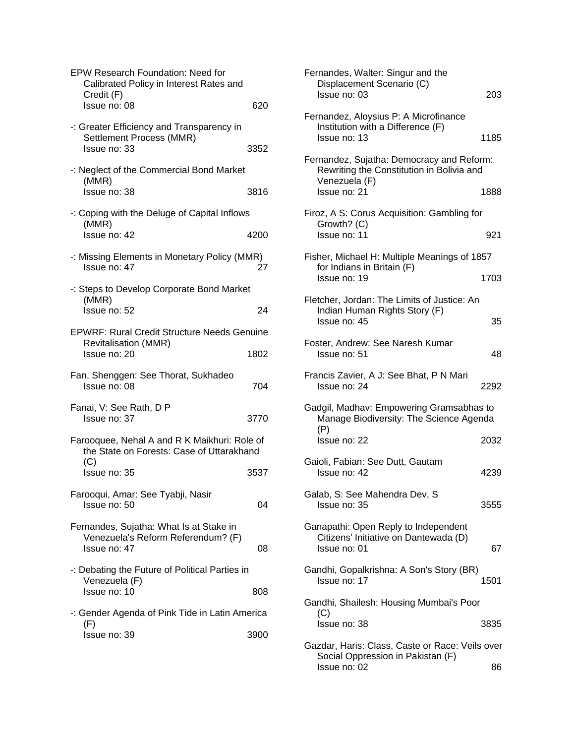EPW Research Foundation: Need for Calibrated Policy in Interest Rates and Credit (F)
Issue no: 08 620

-: Greater Efficiency and Transparency in Settlement Process (MMR)
Issue no: 33 3352

-: Neglect of the Commercial Bond Market (MMR)
Issue no: 38 3816

-: Coping with the Deluge of Capital Inflows (MMR)
Issue no: 42 4200

-: Missing Elements in Monetary Policy (MMR)
Issue no: 47 27

-: Steps to Develop Corporate Bond Market (MMR)
Issue no: 52 24

EPWRF: Rural Credit Structure Needs Genuine Revitalisation (MMR)
Issue no: 20 1802

Fan, Shenggen: See Thorat, Sukhadeo
Issue no: 08 704

Fanai, V: See Rath, D P
Issue no: 37 3770

Farooquee, Nehal A and R K Maikhuri: Role of the State on Forests: Case of Uttarakhand (C)
Issue no: 35 3537

Farooqui, Amar: See Tyabji, Nasir
Issue no: 50 04

Fernandes, Sujatha: What Is at Stake in Venezuela's Reform Referendum? (F)
Issue no: 47 08

-: Debating the Future of Political Parties in Venezuela (F)
Issue no: 10 808

-: Gender Agenda of Pink Tide in Latin America (F)
Issue no: 39 3900

Fernandes, Walter: Singur and the Displacement Scenario (C)
Issue no: 03 203

Fernandez, Aloysius P: A Microfinance Institution with a Difference (F)
Issue no: 13 1185

Fernandez, Sujatha: Democracy and Reform: Rewriting the Constitution in Bolivia and Venezuela (F)
Issue no: 21 1888

Firoz, A S: Corus Acquisition: Gambling for Growth? (C)
Issue no: 11 921

Fisher, Michael H: Multiple Meanings of 1857 for Indians in Britain (F)
Issue no: 19 1703

Fletcher, Jordan: The Limits of Justice: An Indian Human Rights Story (F)
Issue no: 45 35

Foster, Andrew: See Naresh Kumar
Issue no: 51 48

Francis Zavier, A J: See Bhat, P N Mari
Issue no: 24 2292

Gadgil, Madhav: Empowering Gramsabhas to Manage Biodiversity: The Science Agenda (P)
Issue no: 22 2032

Gaioli, Fabian: See Dutt, Gautam
Issue no: 42 4239

Galab, S: See Mahendra Dev, S
Issue no: 35 3555

Ganapathi: Open Reply to Independent Citizens' Initiative on Dantewada (D)
Issue no: 01 67

Gandhi, Gopalkrishna: A Son's Story (BR)
Issue no: 17 1501

Gandhi, Shailesh: Housing Mumbai's Poor (C)
Issue no: 38 3835

Gazdar, Haris: Class, Caste or Race: Veils over Social Oppression in Pakistan (F)
Issue no: 02 86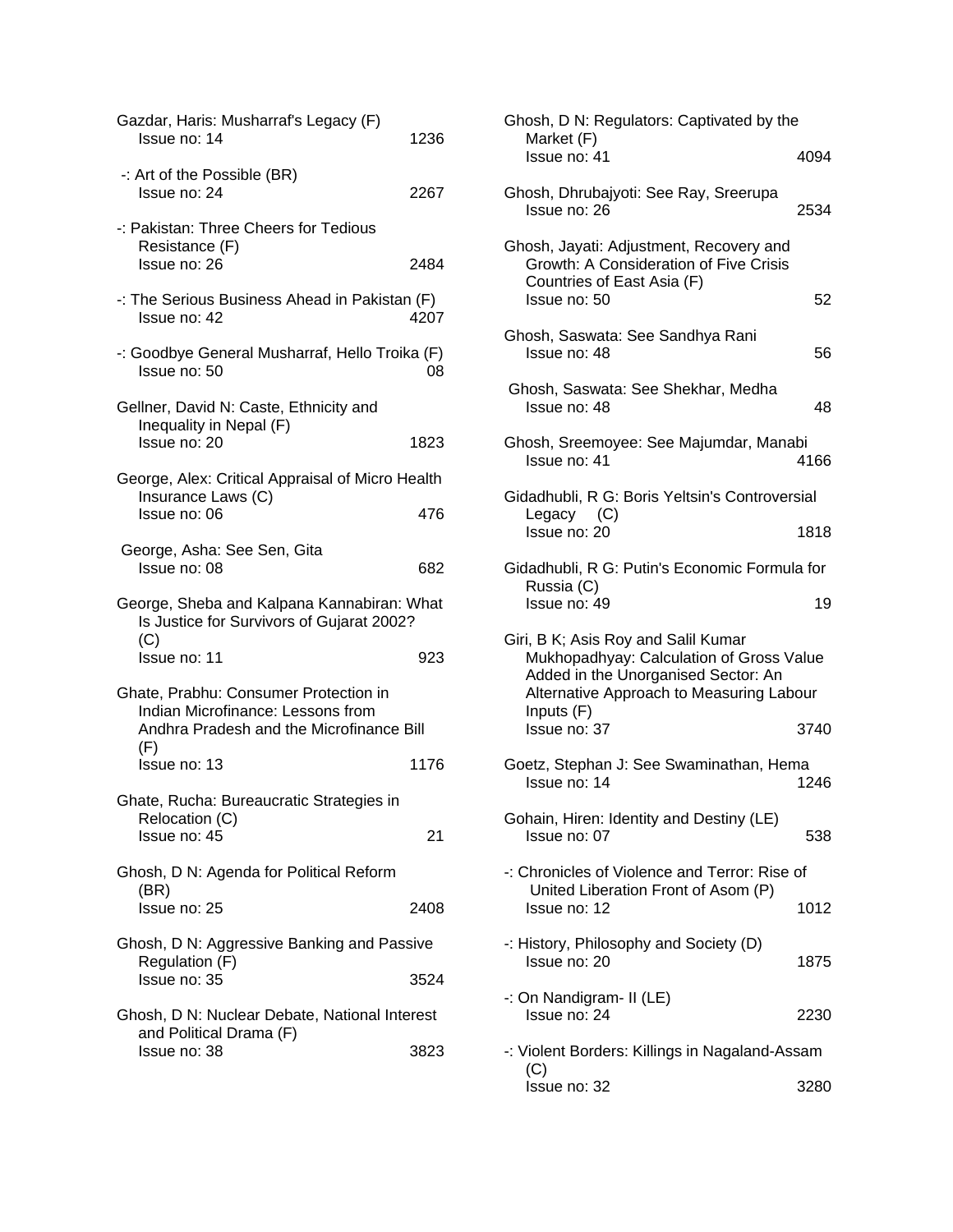Gazdar, Haris: Musharraf's Legacy (F)
Issue no: 14 1236

-: Art of the Possible (BR)
Issue no: 24 2267

-: Pakistan: Three Cheers for Tedious Resistance (F)
Issue no: 26 2484

-: The Serious Business Ahead in Pakistan (F)
Issue no: 42 4207

-: Goodbye General Musharraf, Hello Troika (F)
Issue no: 50 08

Gellner, David N: Caste, Ethnicity and Inequality in Nepal (F)
Issue no: 20 1823

George, Alex: Critical Appraisal of Micro Health Insurance Laws (C)
Issue no: 06 476

George, Asha: See Sen, Gita
Issue no: 08 682

George, Sheba and Kalpana Kannabiran: What Is Justice for Survivors of Gujarat 2002? (C)
Issue no: 11 923

Ghate, Prabhu: Consumer Protection in Indian Microfinance: Lessons from Andhra Pradesh and the Microfinance Bill (F)
Issue no: 13 1176

Ghate, Rucha: Bureaucratic Strategies in Relocation (C)
Issue no: 45 21

Ghosh, D N: Agenda for Political Reform (BR)
Issue no: 25 2408

Ghosh, D N: Aggressive Banking and Passive Regulation (F)
Issue no: 35 3524

Ghosh, D N: Nuclear Debate, National Interest and Political Drama (F)
Issue no: 38 3823

Ghosh, D N: Regulators: Captivated by the Market (F)
Issue no: 41 4094

Ghosh, Dhrubajyoti: See Ray, Sreerupa
Issue no: 26 2534

Ghosh, Jayati: Adjustment, Recovery and Growth: A Consideration of Five Crisis Countries of East Asia (F)
Issue no: 50 52

Ghosh, Saswata: See Sandhya Rani
Issue no: 48 56

Ghosh, Saswata: See Shekhar, Medha
Issue no: 48 48

Ghosh, Sreemoyee: See Majumdar, Manabi
Issue no: 41 4166

Gidadhubli, R G: Boris Yeltsin's Controversial Legacy (C)
Issue no: 20 1818

Gidadhubli, R G: Putin's Economic Formula for Russia (C)
Issue no: 49 19

Giri, B K; Asis Roy and Salil Kumar Mukhopadhyay: Calculation of Gross Value Added in the Unorganised Sector: An Alternative Approach to Measuring Labour Inputs (F)
Issue no: 37 3740

Goetz, Stephan J: See Swaminathan, Hema
Issue no: 14 1246

Gohain, Hiren: Identity and Destiny (LE)
Issue no: 07 538

-: Chronicles of Violence and Terror: Rise of United Liberation Front of Asom (P)
Issue no: 12 1012

-: History, Philosophy and Society (D)
Issue no: 20 1875

-: On Nandigram- II (LE)
Issue no: 24 2230

-: Violent Borders: Killings in Nagaland-Assam (C)
Issue no: 32 3280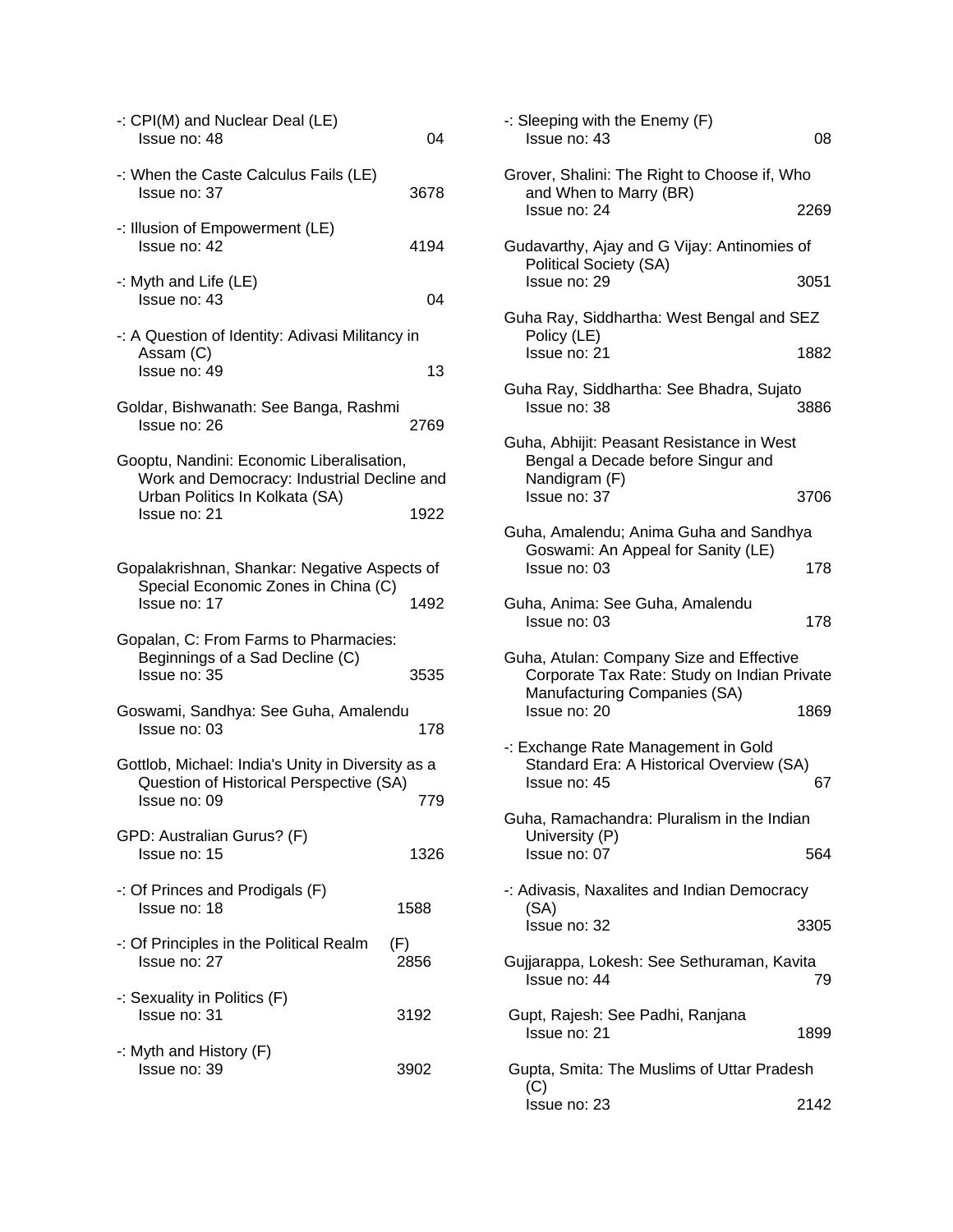-: CPI(M) and Nuclear Deal (LE)
Issue no: 48 04

-: When the Caste Calculus Fails (LE)
Issue no: 37 3678

-: Illusion of Empowerment (LE)
Issue no: 42 4194

-: Myth and Life (LE)
Issue no: 43 04

-: A Question of Identity: Adivasi Militancy in Assam (C)
Issue no: 49 13

Goldar, Bishwanath: See Banga, Rashmi
Issue no: 26 2769

Gooptu, Nandini: Economic Liberalisation, Work and Democracy: Industrial Decline and Urban Politics In Kolkata (SA)
Issue no: 21 1922

Gopalakrishnan, Shankar: Negative Aspects of Special Economic Zones in China (C)
Issue no: 17 1492

Gopalan, C: From Farms to Pharmacies: Beginnings of a Sad Decline (C)
Issue no: 35 3535

Goswami, Sandhya: See Guha, Amalendu
Issue no: 03 178

Gottlob, Michael: India's Unity in Diversity as a Question of Historical Perspective (SA)
Issue no: 09 779

GPD: Australian Gurus? (F)
Issue no: 15 1326

-: Of Princes and Prodigals (F)
Issue no: 18 1588

-: Of Principles in the Political Realm (F)
Issue no: 27 2856

-: Sexuality in Politics (F)
Issue no: 31 3192

-: Myth and History (F)
Issue no: 39 3902

-: Sleeping with the Enemy (F)
Issue no: 43 08

Grover, Shalini: The Right to Choose if, Who and When to Marry (BR)
Issue no: 24 2269

Gudavarthy, Ajay and G Vijay: Antinomies of Political Society (SA)
Issue no: 29 3051

Guha Ray, Siddhartha: West Bengal and SEZ Policy (LE)
Issue no: 21 1882

Guha Ray, Siddhartha: See Bhadra, Sujato
Issue no: 38 3886

Guha, Abhijit: Peasant Resistance in West Bengal a Decade before Singur and Nandigram (F)
Issue no: 37 3706

Guha, Amalendu; Anima Guha and Sandhya Goswami: An Appeal for Sanity (LE)
Issue no: 03 178

Guha, Anima: See Guha, Amalendu
Issue no: 03 178

Guha, Atulan: Company Size and Effective Corporate Tax Rate: Study on Indian Private Manufacturing Companies (SA)
Issue no: 20 1869

-: Exchange Rate Management in Gold Standard Era: A Historical Overview (SA)
Issue no: 45 67

Guha, Ramachandra: Pluralism in the Indian University (P)
Issue no: 07 564

-: Adivasis, Naxalites and Indian Democracy (SA)
Issue no: 32 3305

Gujjarappa, Lokesh: See Sethuraman, Kavita
Issue no: 44 79

Gupt, Rajesh: See Padhi, Ranjana
Issue no: 21 1899

Gupta, Smita: The Muslims of Uttar Pradesh (C)
Issue no: 23 2142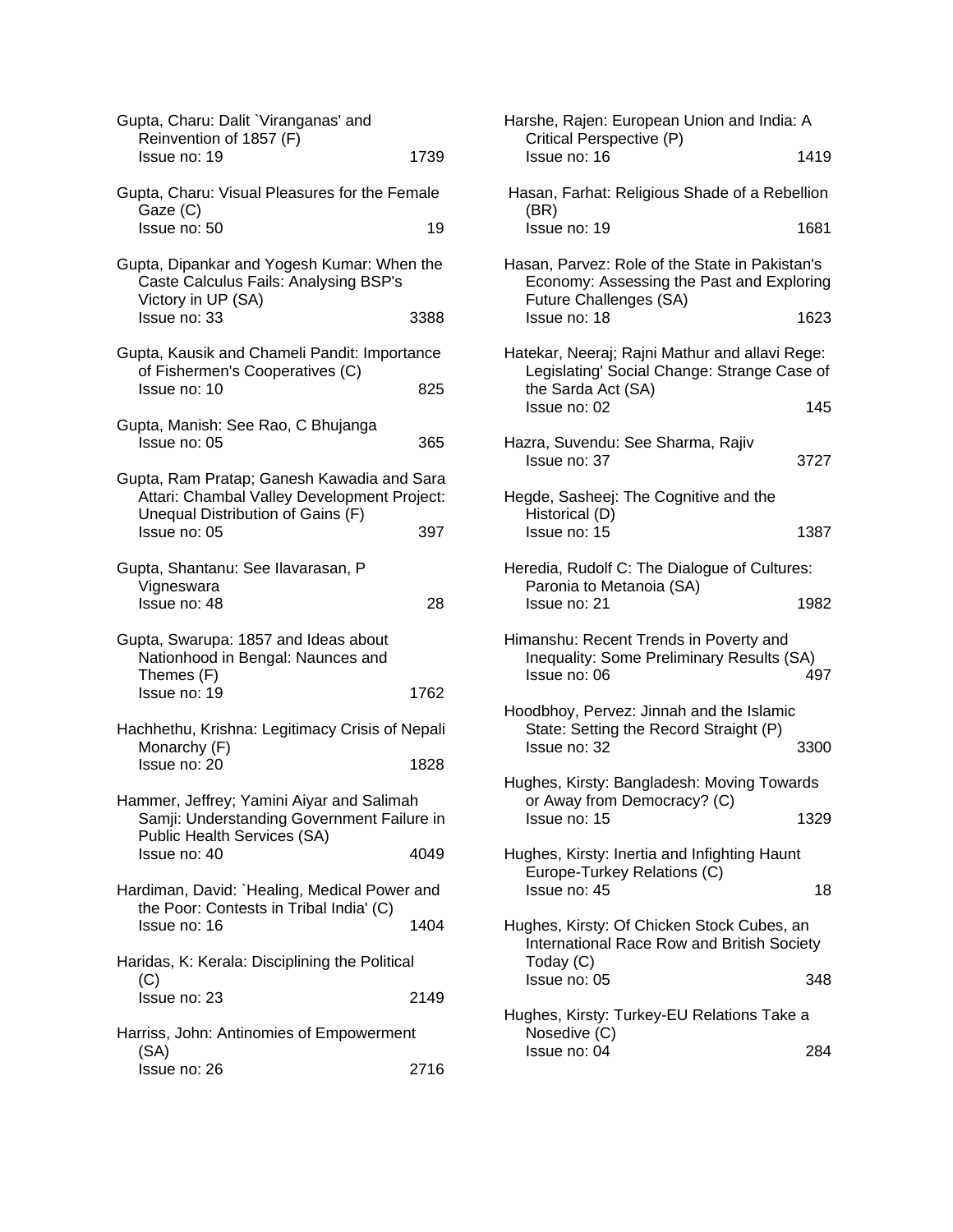Gupta, Charu: Dalit `Viranganas' and Reinvention of 1857 (F)
Issue no: 19 1739

Gupta, Charu: Visual Pleasures for the Female Gaze (C)
Issue no: 50 19

Gupta, Dipankar and Yogesh Kumar: When the Caste Calculus Fails: Analysing BSP's Victory in UP (SA)
Issue no: 33 3388

Gupta, Kausik and Chameli Pandit: Importance of Fishermen's Cooperatives (C)
Issue no: 10 825

Gupta, Manish: See Rao, C Bhujanga
Issue no: 05 365

Gupta, Ram Pratap; Ganesh Kawadia and Sara Attari: Chambal Valley Development Project: Unequal Distribution of Gains (F)
Issue no: 05 397

Gupta, Shantanu: See Ilavarasan, P Vigneswara
Issue no: 48 28

Gupta, Swarupa: 1857 and Ideas about Nationhood in Bengal: Naunces and Themes (F)
Issue no: 19 1762

Hachhethu, Krishna: Legitimacy Crisis of Nepali Monarchy (F)
Issue no: 20 1828

Hammer, Jeffrey; Yamini Aiyar and Salimah Samji: Understanding Government Failure in Public Health Services (SA)
Issue no: 40 4049

Hardiman, David: `Healing, Medical Power and the Poor: Contests in Tribal India' (C)
Issue no: 16 1404

Haridas, K: Kerala: Disciplining the Political (C)
Issue no: 23 2149

Harriss, John: Antinomies of Empowerment (SA)
Issue no: 26 2716

Harshe, Rajen: European Union and India: A Critical Perspective (P)
Issue no: 16 1419

Hasan, Farhat: Religious Shade of a Rebellion (BR)
Issue no: 19 1681

Hasan, Parvez: Role of the State in Pakistan's Economy: Assessing the Past and Exploring Future Challenges (SA)
Issue no: 18 1623

Hatekar, Neeraj; Rajni Mathur and allavi Rege: Legislating' Social Change: Strange Case of the Sarda Act (SA)
Issue no: 02 145

Hazra, Suvendu: See Sharma, Rajiv
Issue no: 37 3727

Hegde, Sasheej: The Cognitive and the Historical (D)
Issue no: 15 1387

Heredia, Rudolf C: The Dialogue of Cultures: Paronia to Metanoia (SA)
Issue no: 21 1982

Himanshu: Recent Trends in Poverty and Inequality: Some Preliminary Results (SA)
Issue no: 06 497

Hoodbhoy, Pervez: Jinnah and the Islamic State: Setting the Record Straight (P)
Issue no: 32 3300

Hughes, Kirsty: Bangladesh: Moving Towards or Away from Democracy? (C)
Issue no: 15 1329

Hughes, Kirsty: Inertia and Infighting Haunt Europe-Turkey Relations (C)
Issue no: 45 18

Hughes, Kirsty: Of Chicken Stock Cubes, an International Race Row and British Society Today (C)
Issue no: 05 348

Hughes, Kirsty: Turkey-EU Relations Take a Nosedive (C)
Issue no: 04 284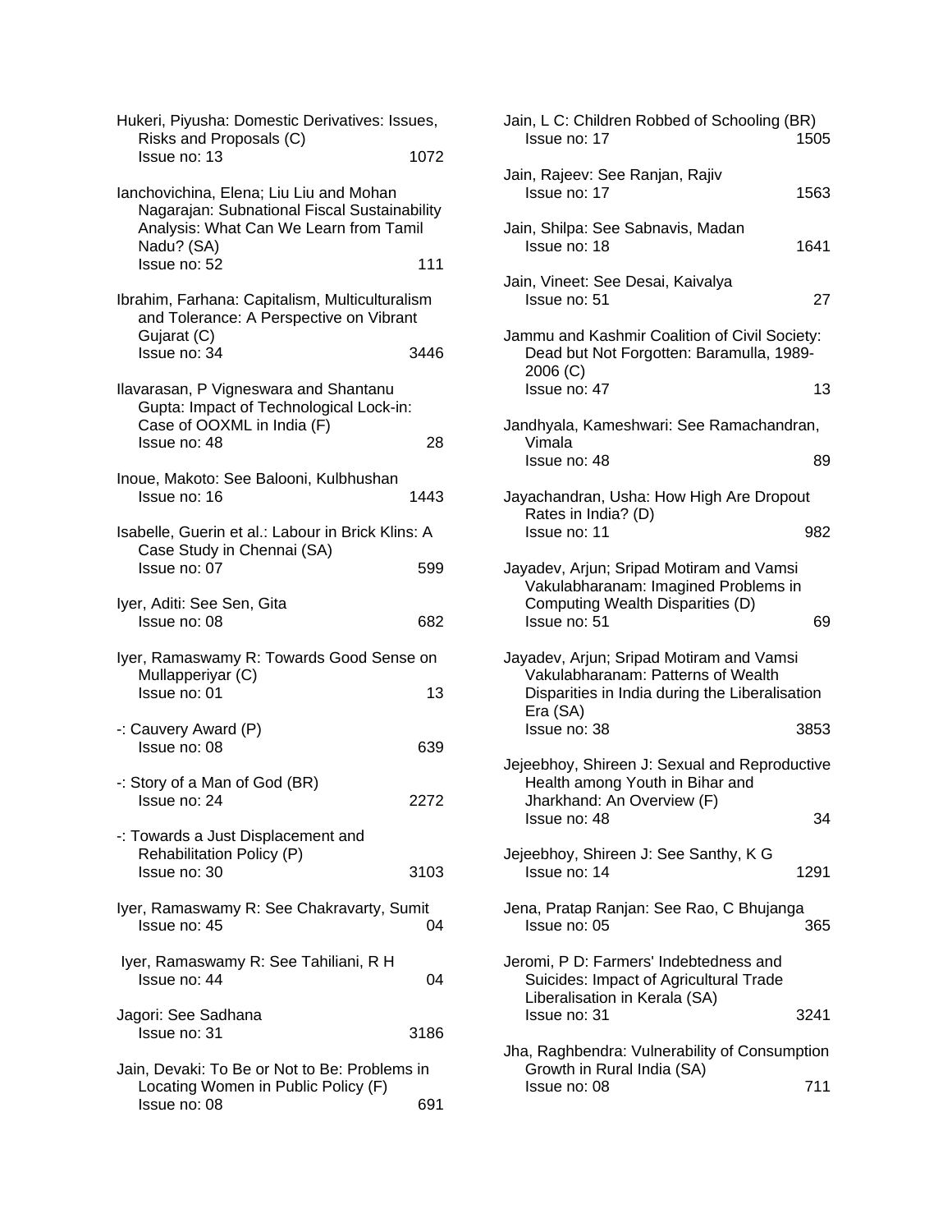Hukeri, Piyusha: Domestic Derivatives: Issues, Risks and Proposals (C)
Issue no: 13 1072

Ianchovichina, Elena; Liu Liu and Mohan Nagarajan: Subnational Fiscal Sustainability Analysis: What Can We Learn from Tamil Nadu? (SA)
Issue no: 52 111

Ibrahim, Farhana: Capitalism, Multiculturalism and Tolerance: A Perspective on Vibrant Gujarat (C)
Issue no: 34 3446

Ilavarasan, P Vigneswara and Shantanu Gupta: Impact of Technological Lock-in: Case of OOXML in India (F)
Issue no: 48 28

Inoue, Makoto: See Balooni, Kulbhushan
Issue no: 16 1443

Isabelle, Guerin et al.: Labour in Brick Klins: A Case Study in Chennai (SA)
Issue no: 07 599

Iyer, Aditi: See Sen, Gita
Issue no: 08 682

Iyer, Ramaswamy R: Towards Good Sense on Mullapperiyar (C)
Issue no: 01 13

-: Cauvery Award (P)
Issue no: 08 639

-: Story of a Man of God (BR)
Issue no: 24 2272

-: Towards a Just Displacement and Rehabilitation Policy (P)
Issue no: 30 3103

Iyer, Ramaswamy R: See Chakravarty, Sumit
Issue no: 45 04

Iyer, Ramaswamy R: See Tahiliani, R H
Issue no: 44 04

Jagori: See Sadhana
Issue no: 31 3186

Jain, Devaki: To Be or Not to Be: Problems in Locating Women in Public Policy (F)
Issue no: 08 691

Jain, L C: Children Robbed of Schooling (BR)
Issue no: 17 1505

Jain, Rajeev: See Ranjan, Rajiv
Issue no: 17 1563

Jain, Shilpa: See Sabnavis, Madan
Issue no: 18 1641

Jain, Vineet: See Desai, Kaivalya
Issue no: 51 27

Jammu and Kashmir Coalition of Civil Society: Dead but Not Forgotten: Baramulla, 1989-2006 (C)
Issue no: 47 13

Jandhyala, Kameshwari: See Ramachandran, Vimala
Issue no: 48 89

Jayachandran, Usha: How High Are Dropout Rates in India? (D)
Issue no: 11 982

Jayadev, Arjun; Sripad Motiram and Vamsi Vakulabharanam: Imagined Problems in Computing Wealth Disparities (D)
Issue no: 51 69

Jayadev, Arjun; Sripad Motiram and Vamsi Vakulabharanam: Patterns of Wealth Disparities in India during the Liberalisation Era (SA)
Issue no: 38 3853

Jejeebhoy, Shireen J: Sexual and Reproductive Health among Youth in Bihar and Jharkhand: An Overview (F)
Issue no: 48 34

Jejeebhoy, Shireen J: See Santhy, K G
Issue no: 14 1291

Jena, Pratap Ranjan: See Rao, C Bhujanga
Issue no: 05 365

Jeromi, P D: Farmers' Indebtedness and Suicides: Impact of Agricultural Trade Liberalisation in Kerala (SA)
Issue no: 31 3241

Jha, Raghbendra: Vulnerability of Consumption Growth in Rural India (SA)
Issue no: 08 711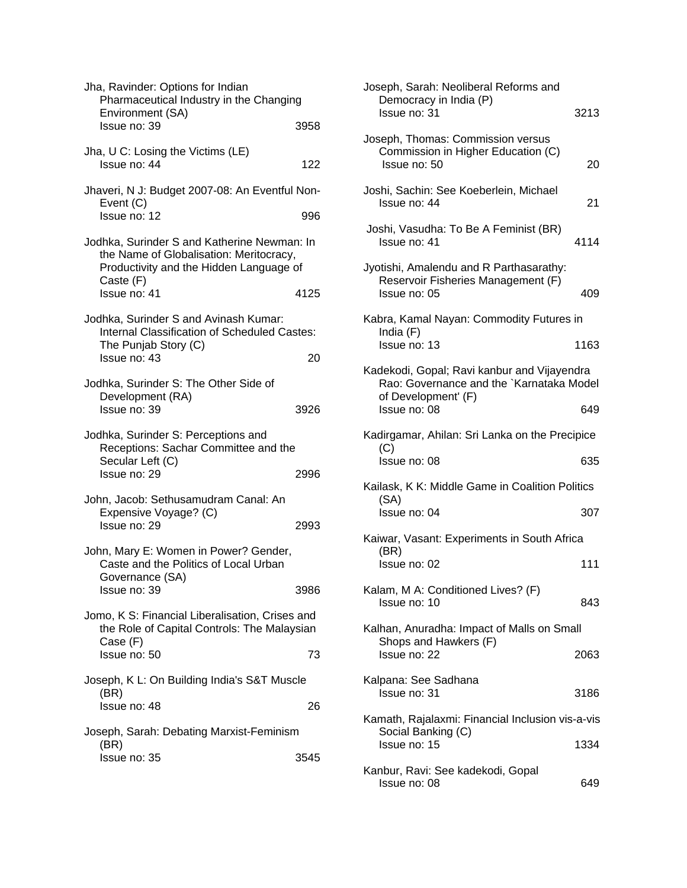Jha, Ravinder: Options for Indian Pharmaceutical Industry in the Changing Environment (SA)
Issue no: 39 3958

Jha, U C: Losing the Victims (LE)
Issue no: 44 122

Jhaveri, N J: Budget 2007-08: An Eventful Non-Event (C)
Issue no: 12 996

Jodhka, Surinder S and Katherine Newman: In the Name of Globalisation: Meritocracy, Productivity and the Hidden Language of Caste (F)
Issue no: 41 4125

Jodhka, Surinder S and Avinash Kumar: Internal Classification of Scheduled Castes: The Punjab Story (C)
Issue no: 43 20

Jodhka, Surinder S: The Other Side of Development (RA)
Issue no: 39 3926

Jodhka, Surinder S: Perceptions and Receptions: Sachar Committee and the Secular Left (C)
Issue no: 29 2996

John, Jacob: Sethusamudram Canal: An Expensive Voyage? (C)
Issue no: 29 2993

John, Mary E: Women in Power? Gender, Caste and the Politics of Local Urban Governance (SA)
Issue no: 39 3986

Jomo, K S: Financial Liberalisation, Crises and the Role of Capital Controls: The Malaysian Case (F)
Issue no: 50 73

Joseph, K L: On Building India's S&T Muscle (BR)
Issue no: 48 26

Joseph, Sarah: Debating Marxist-Feminism (BR)
Issue no: 35 3545

Joseph, Sarah: Neoliberal Reforms and Democracy in India (P)
Issue no: 31 3213

Joseph, Thomas: Commission versus Commission in Higher Education (C)
Issue no: 50 20

Joshi, Sachin: See Koeberlein, Michael
Issue no: 44 21

Joshi, Vasudha: To Be A Feminist (BR)
Issue no: 41 4114

Jyotishi, Amalendu and R Parthasarathy: Reservoir Fisheries Management (F)
Issue no: 05 409

Kabra, Kamal Nayan: Commodity Futures in India (F)
Issue no: 13 1163

Kadekodi, Gopal; Ravi kanbur and Vijayendra Rao: Governance and the `Karnataka Model of Development' (F)
Issue no: 08 649

Kadirgamar, Ahilan: Sri Lanka on the Precipice (C)
Issue no: 08 635

Kailask, K K: Middle Game in Coalition Politics (SA)
Issue no: 04 307

Kaiwar, Vasant: Experiments in South Africa (BR)
Issue no: 02 111

Kalam, M A: Conditioned Lives? (F)
Issue no: 10 843

Kalhan, Anuradha: Impact of Malls on Small Shops and Hawkers (F)
Issue no: 22 2063

Kalpana: See Sadhana
Issue no: 31 3186

Kamath, Rajalaxmi: Financial Inclusion vis-a-vis Social Banking (C)
Issue no: 15 1334

Kanbur, Ravi: See kadekodi, Gopal
Issue no: 08 649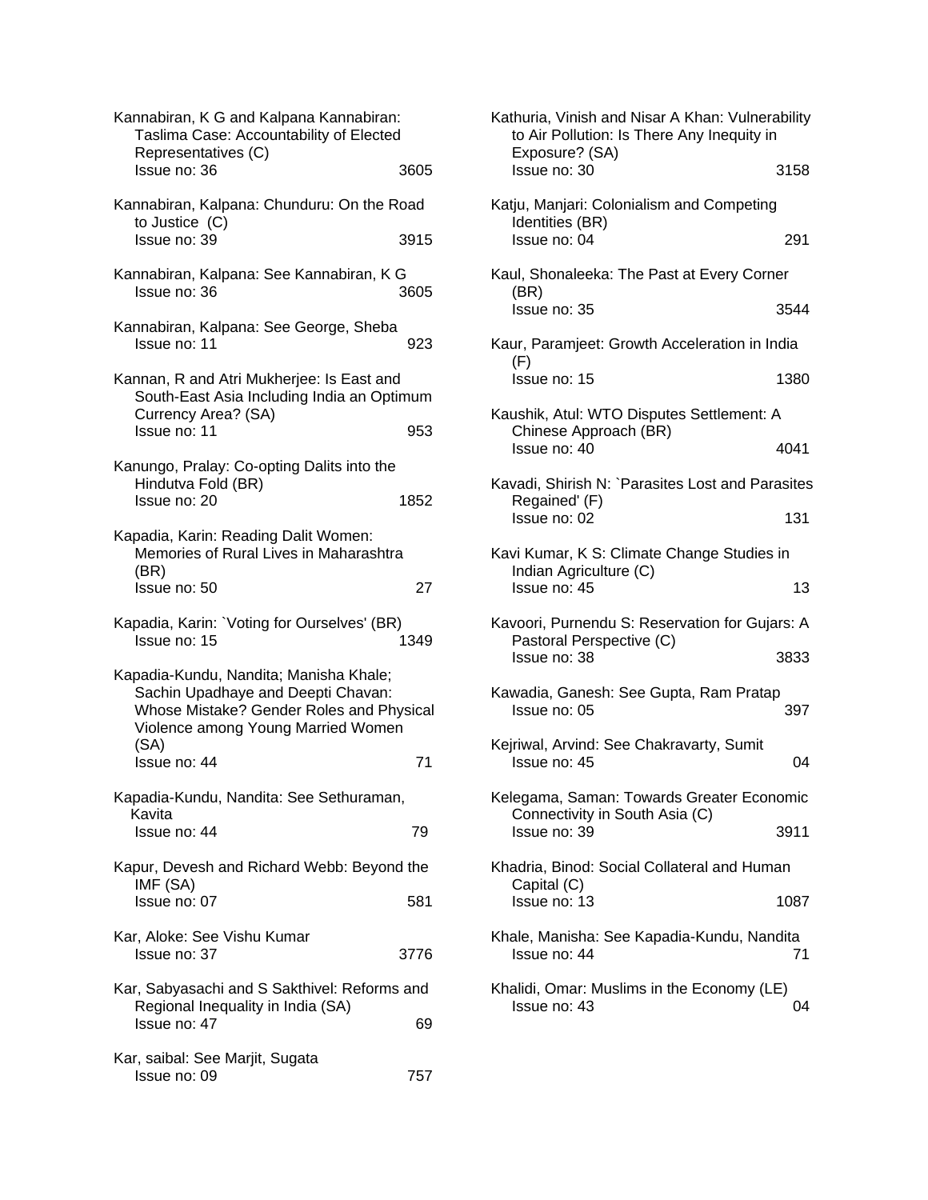Kannabiran, K G and Kalpana Kannabiran: Taslima Case: Accountability of Elected Representatives (C)
Issue no: 36 3605

Kannabiran, Kalpana: Chunduru: On the Road to Justice (C)
Issue no: 39 3915

Kannabiran, Kalpana: See Kannabiran, K G
Issue no: 36 3605

Kannabiran, Kalpana: See George, Sheba
Issue no: 11 923

Kannan, R and Atri Mukherjee: Is East and South-East Asia Including India an Optimum Currency Area? (SA)
Issue no: 11 953

Kanungo, Pralay: Co-opting Dalits into the Hindutva Fold (BR)
Issue no: 20 1852

Kapadia, Karin: Reading Dalit Women: Memories of Rural Lives in Maharashtra (BR)
Issue no: 50 27

Kapadia, Karin: `Voting for Ourselves' (BR)
Issue no: 15 1349

Kapadia-Kundu, Nandita; Manisha Khale; Sachin Upadhaye and Deepti Chavan: Whose Mistake? Gender Roles and Physical Violence among Young Married Women (SA)
Issue no: 44 71

Kapadia-Kundu, Nandita: See Sethuraman, Kavita
Issue no: 44 79

Kapur, Devesh and Richard Webb: Beyond the IMF (SA)
Issue no: 07 581

Kar, Aloke: See Vishu Kumar
Issue no: 37 3776

Kar, Sabyasachi and S Sakthivel: Reforms and Regional Inequality in India (SA)
Issue no: 47 69

Kar, saibal: See Marjit, Sugata
Issue no: 09 757

Kathuria, Vinish and Nisar A Khan: Vulnerability to Air Pollution: Is There Any Inequity in Exposure? (SA)
Issue no: 30 3158

Katju, Manjari: Colonialism and Competing Identities (BR)
Issue no: 04 291

Kaul, Shonaleeka: The Past at Every Corner (BR)
Issue no: 35 3544

Kaur, Paramjeet: Growth Acceleration in India (F)
Issue no: 15 1380

Kaushik, Atul: WTO Disputes Settlement: A Chinese Approach (BR)
Issue no: 40 4041

Kavadi, Shirish N: `Parasites Lost and Parasites Regained' (F)
Issue no: 02 131

Kavi Kumar, K S: Climate Change Studies in Indian Agriculture (C)
Issue no: 45 13

Kavoori, Purnendu S: Reservation for Gujars: A Pastoral Perspective (C)
Issue no: 38 3833

Kawadia, Ganesh: See Gupta, Ram Pratap
Issue no: 05 397

Kejriwal, Arvind: See Chakravarty, Sumit
Issue no: 45 04

Kelegama, Saman: Towards Greater Economic Connectivity in South Asia (C)
Issue no: 39 3911

Khadria, Binod: Social Collateral and Human Capital (C)
Issue no: 13 1087

Khale, Manisha: See Kapadia-Kundu, Nandita
Issue no: 44 71

Khalidi, Omar: Muslims in the Economy (LE)
Issue no: 43 04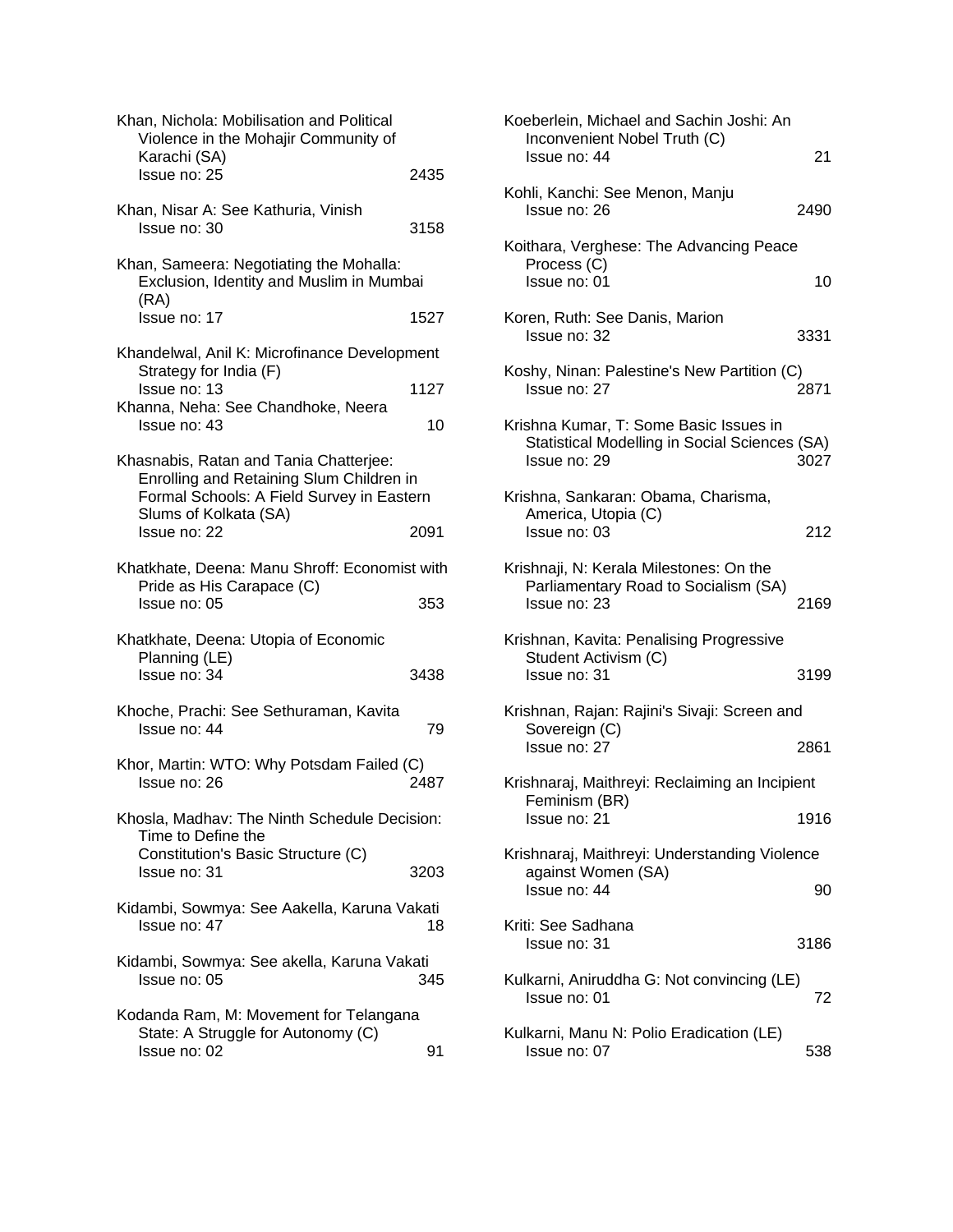Khan, Nichola: Mobilisation and Political Violence in the Mohajir Community of Karachi (SA)
Issue no: 25 2435

Khan, Nisar A: See Kathuria, Vinish
Issue no: 30 3158

Khan, Sameera: Negotiating the Mohalla: Exclusion, Identity and Muslim in Mumbai (RA)
Issue no: 17 1527

Khandelwal, Anil K: Microfinance Development Strategy for India (F)
Issue no: 13 1127

Khanna, Neha: See Chandhoke, Neera
Issue no: 43 10

Khasnabis, Ratan and Tania Chatterjee: Enrolling and Retaining Slum Children in Formal Schools: A Field Survey in Eastern Slums of Kolkata (SA)
Issue no: 22 2091

Khatkhate, Deena: Manu Shroff: Economist with Pride as His Carapace (C)
Issue no: 05 353

Khatkhate, Deena: Utopia of Economic Planning (LE)
Issue no: 34 3438

Khoche, Prachi: See Sethuraman, Kavita
Issue no: 44 79

Khor, Martin: WTO: Why Potsdam Failed (C)
Issue no: 26 2487

Khosla, Madhav: The Ninth Schedule Decision: Time to Define the Constitution's Basic Structure (C)
Issue no: 31 3203

Kidambi, Sowmya: See Aakella, Karuna Vakati
Issue no: 47 18

Kidambi, Sowmya: See akella, Karuna Vakati
Issue no: 05 345

Kodanda Ram, M: Movement for Telangana State: A Struggle for Autonomy (C)
Issue no: 02 91

Koeberlein, Michael and Sachin Joshi: An Inconvenient Nobel Truth (C)
Issue no: 44 21

Kohli, Kanchi: See Menon, Manju
Issue no: 26 2490

Koithara, Verghese: The Advancing Peace Process (C)
Issue no: 01 10

Koren, Ruth: See Danis, Marion
Issue no: 32 3331

Koshy, Ninan: Palestine's New Partition (C)
Issue no: 27 2871

Krishna Kumar, T: Some Basic Issues in Statistical Modelling in Social Sciences (SA)
Issue no: 29 3027

Krishna, Sankaran: Obama, Charisma, America, Utopia (C)
Issue no: 03 212

Krishnaji, N: Kerala Milestones: On the Parliamentary Road to Socialism (SA)
Issue no: 23 2169

Krishnan, Kavita: Penalising Progressive Student Activism (C)
Issue no: 31 3199

Krishnan, Rajan: Rajini's Sivaji: Screen and Sovereign (C)
Issue no: 27 2861

Krishnaraj, Maithreyi: Reclaiming an Incipient Feminism (BR)
Issue no: 21 1916

Krishnaraj, Maithreyi: Understanding Violence against Women (SA)
Issue no: 44 90

Kriti: See Sadhana
Issue no: 31 3186

Kulkarni, Aniruddha G: Not convincing (LE)
Issue no: 01 72

Kulkarni, Manu N: Polio Eradication (LE)
Issue no: 07 538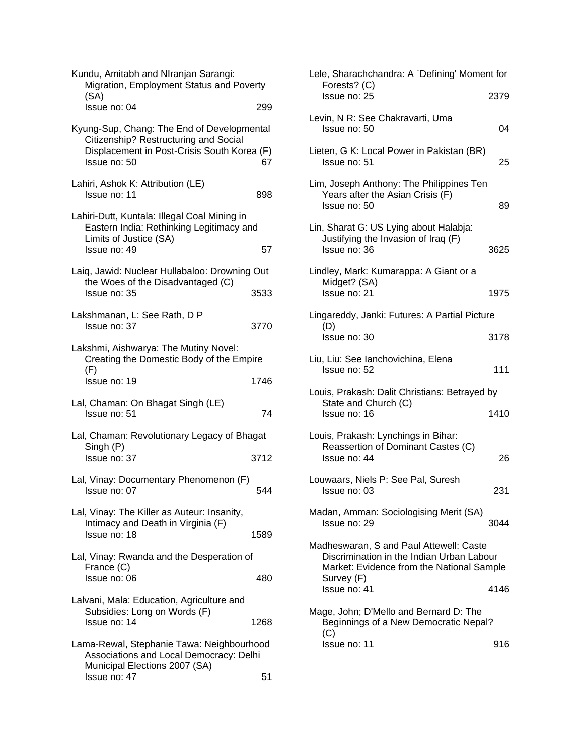Kundu, Amitabh and NIranjan Sarangi: Migration, Employment Status and Poverty (SA)
Issue no: 04 299

Kyung-Sup, Chang: The End of Developmental Citizenship? Restructuring and Social Displacement in Post-Crisis South Korea (F)
Issue no: 50 67

Lahiri, Ashok K: Attribution (LE)
Issue no: 11 898

Lahiri-Dutt, Kuntala: Illegal Coal Mining in Eastern India: Rethinking Legitimacy and Limits of Justice (SA)
Issue no: 49 57

Laiq, Jawid: Nuclear Hullabaloo: Drowning Out the Woes of the Disadvantaged (C)
Issue no: 35 3533

Lakshmanan, L: See Rath, D P
Issue no: 37 3770

Lakshmi, Aishwarya: The Mutiny Novel: Creating the Domestic Body of the Empire (F)
Issue no: 19 1746

Lal, Chaman: On Bhagat Singh (LE)
Issue no: 51 74

Lal, Chaman: Revolutionary Legacy of Bhagat Singh (P)
Issue no: 37 3712

Lal, Vinay: Documentary Phenomenon (F)
Issue no: 07 544

Lal, Vinay: The Killer as Auteur: Insanity, Intimacy and Death in Virginia (F)
Issue no: 18 1589

Lal, Vinay: Rwanda and the Desperation of France (C)
Issue no: 06 480

Lalvani, Mala: Education, Agriculture and Subsidies: Long on Words (F)
Issue no: 14 1268

Lama-Rewal, Stephanie Tawa: Neighbourhood Associations and Local Democracy: Delhi Municipal Elections 2007 (SA)
Issue no: 47 51

Lele, Sharachchandra: A `Defining' Moment for Forests? (C)
Issue no: 25 2379

Levin, N R: See Chakravarti, Uma
Issue no: 50 04

Lieten, G K: Local Power in Pakistan (BR)
Issue no: 51 25

Lim, Joseph Anthony: The Philippines Ten Years after the Asian Crisis (F)
Issue no: 50 89

Lin, Sharat G: US Lying about Halabja: Justifying the Invasion of Iraq (F)
Issue no: 36 3625

Lindley, Mark: Kumarappa: A Giant or a Midget? (SA)
Issue no: 21 1975

Lingareddy, Janki: Futures: A Partial Picture (D)
Issue no: 30 3178

Liu, Liu: See Ianchovichina, Elena
Issue no: 52 111

Louis, Prakash: Dalit Christians: Betrayed by State and Church (C)
Issue no: 16 1410

Louis, Prakash: Lynchings in Bihar: Reassertion of Dominant Castes (C)
Issue no: 44 26

Louwaars, Niels P: See Pal, Suresh
Issue no: 03 231

Madan, Amman: Sociologising Merit (SA)
Issue no: 29 3044

Madheswaran, S and Paul Attewell: Caste Discrimination in the Indian Urban Labour Market: Evidence from the National Sample Survey (F)
Issue no: 41 4146

Mage, John; D'Mello and Bernard D: The Beginnings of a New Democratic Nepal? (C)
Issue no: 11 916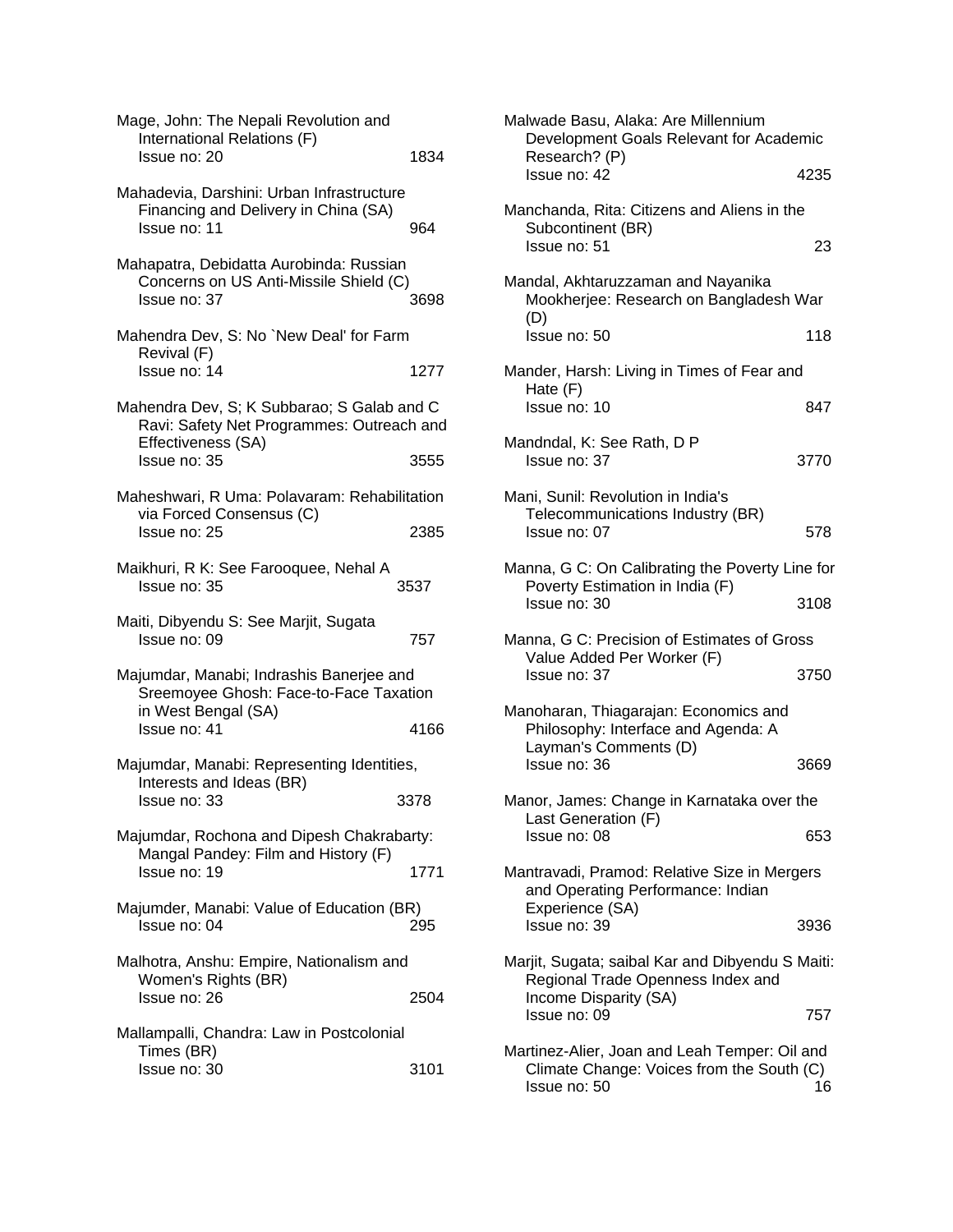Mage, John: The Nepali Revolution and International Relations (F)
Issue no: 20 1834

Mahadevia, Darshini: Urban Infrastructure Financing and Delivery in China (SA)
Issue no: 11 964

Mahapatra, Debidatta Aurobinda: Russian Concerns on US Anti-Missile Shield (C)
Issue no: 37 3698

Mahendra Dev, S: No `New Deal' for Farm Revival (F)
Issue no: 14 1277

Mahendra Dev, S; K Subbarao; S Galab and C Ravi: Safety Net Programmes: Outreach and Effectiveness (SA)
Issue no: 35 3555

Maheshwari, R Uma: Polavaram: Rehabilitation via Forced Consensus (C)
Issue no: 25 2385

Maikhuri, R K: See Farooquee, Nehal A
Issue no: 35 3537

Maiti, Dibyendu S: See Marjit, Sugata
Issue no: 09 757

Majumdar, Manabi; Indrashis Banerjee and Sreemoyee Ghosh: Face-to-Face Taxation in West Bengal (SA)
Issue no: 41 4166

Majumdar, Manabi: Representing Identities, Interests and Ideas (BR)
Issue no: 33 3378

Majumdar, Rochona and Dipesh Chakrabarty: Mangal Pandey: Film and History (F)
Issue no: 19 1771

Majumder, Manabi: Value of Education (BR)
Issue no: 04 295

Malhotra, Anshu: Empire, Nationalism and Women's Rights (BR)
Issue no: 26 2504

Mallampalli, Chandra: Law in Postcolonial Times (BR)
Issue no: 30 3101

Malwade Basu, Alaka: Are Millennium Development Goals Relevant for Academic Research? (P)
Issue no: 42 4235

Manchanda, Rita: Citizens and Aliens in the Subcontinent (BR)
Issue no: 51 23

Mandal, Akhtaruzzaman and Nayanika Mookherjee: Research on Bangladesh War (D)
Issue no: 50 118

Mander, Harsh: Living in Times of Fear and Hate (F)
Issue no: 10 847

Mandndal, K: See Rath, D P
Issue no: 37 3770

Mani, Sunil: Revolution in India's Telecommunications Industry (BR)
Issue no: 07 578

Manna, G C: On Calibrating the Poverty Line for Poverty Estimation in India (F)
Issue no: 30 3108

Manna, G C: Precision of Estimates of Gross Value Added Per Worker (F)
Issue no: 37 3750

Manoharan, Thiagarajan: Economics and Philosophy: Interface and Agenda: A Layman's Comments (D)
Issue no: 36 3669

Manor, James: Change in Karnataka over the Last Generation (F)
Issue no: 08 653

Mantravadi, Pramod: Relative Size in Mergers and Operating Performance: Indian Experience (SA)
Issue no: 39 3936

Marjit, Sugata; saibal Kar and Dibyendu S Maiti: Regional Trade Openness Index and Income Disparity (SA)
Issue no: 09 757

Martinez-Alier, Joan and Leah Temper: Oil and Climate Change: Voices from the South (C)
Issue no: 50 16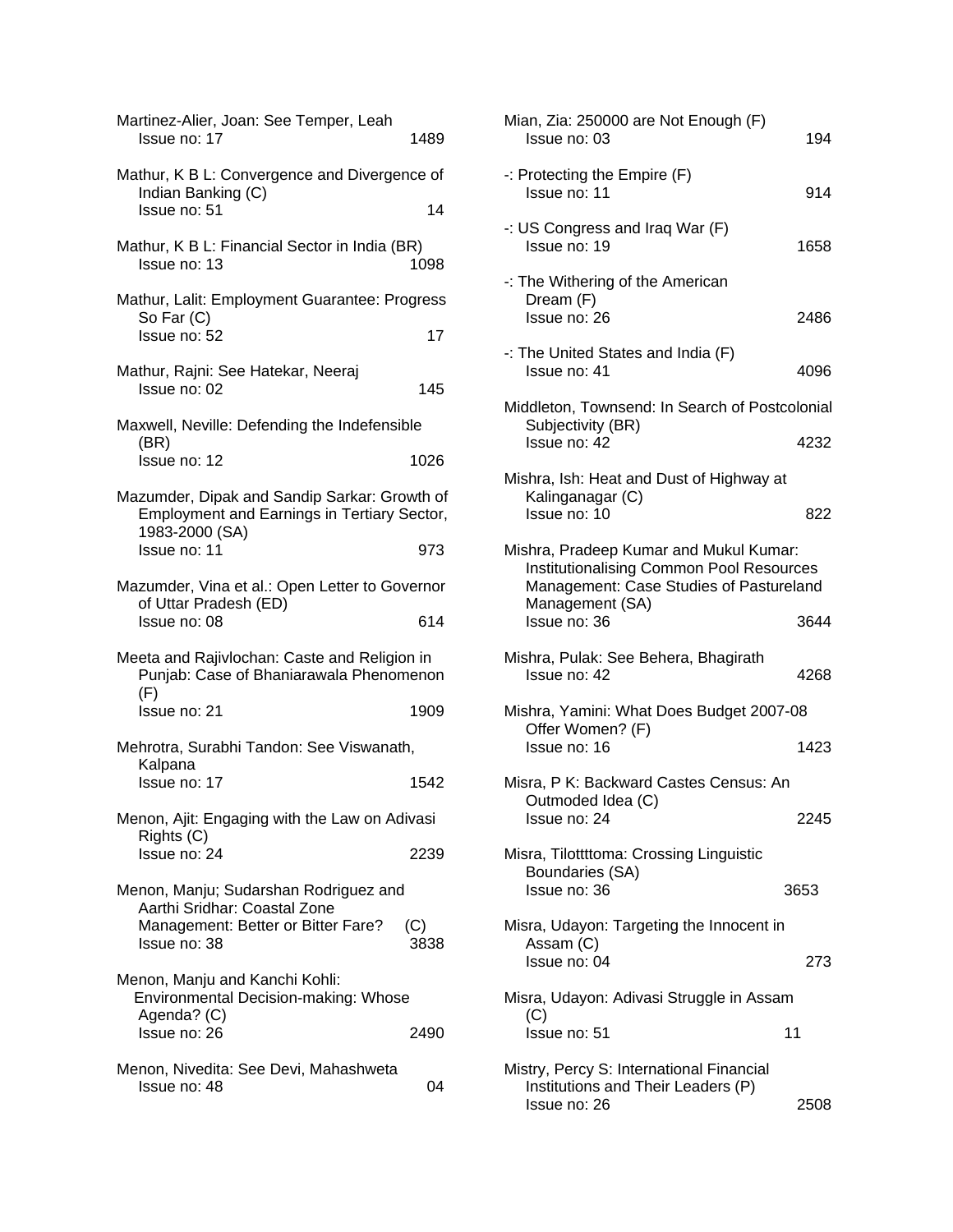Martinez-Alier, Joan: See Temper, Leah
Issue no: 17 1489

Mathur, K B L: Convergence and Divergence of Indian Banking (C)
Issue no: 51 14

Mathur, K B L: Financial Sector in India (BR)
Issue no: 13 1098

Mathur, Lalit: Employment Guarantee: Progress So Far (C)
Issue no: 52 17

Mathur, Rajni: See Hatekar, Neeraj
Issue no: 02 145

Maxwell, Neville: Defending the Indefensible (BR)
Issue no: 12 1026

Mazumder, Dipak and Sandip Sarkar: Growth of Employment and Earnings in Tertiary Sector, 1983-2000 (SA)
Issue no: 11 973

Mazumder, Vina et al.: Open Letter to Governor of Uttar Pradesh (ED)
Issue no: 08 614

Meeta and Rajivlochan: Caste and Religion in Punjab: Case of Bhaniarawala Phenomenon (F)
Issue no: 21 1909

Mehrotra, Surabhi Tandon: See Viswanath, Kalpana
Issue no: 17 1542

Menon, Ajit: Engaging with the Law on Adivasi Rights (C)
Issue no: 24 2239

Menon, Manju; Sudarshan Rodriguez and Aarthi Sridhar: Coastal Zone Management: Better or Bitter Fare? (C)
Issue no: 38 3838

Menon, Manju and Kanchi Kohli: Environmental Decision-making: Whose Agenda? (C)
Issue no: 26 2490

Menon, Nivedita: See Devi, Mahashweta
Issue no: 48 04

Mian, Zia: 250000 are Not Enough (F)
Issue no: 03 194

-: Protecting the Empire (F)
Issue no: 11 914

-: US Congress and Iraq War (F)
Issue no: 19 1658

-: The Withering of the American Dream (F)
Issue no: 26 2486

-: The United States and India (F)
Issue no: 41 4096

Middleton, Townsend: In Search of Postcolonial Subjectivity (BR)
Issue no: 42 4232

Mishra, Ish: Heat and Dust of Highway at Kalinganagar (C)
Issue no: 10 822

Mishra, Pradeep Kumar and Mukul Kumar: Institutionalising Common Pool Resources Management: Case Studies of Pastureland Management (SA)
Issue no: 36 3644

Mishra, Pulak: See Behera, Bhagirath
Issue no: 42 4268

Mishra, Yamini: What Does Budget 2007-08 Offer Women? (F)
Issue no: 16 1423

Misra, P K: Backward Castes Census: An Outmoded Idea (C)
Issue no: 24 2245

Misra, Tilottttoma: Crossing Linguistic Boundaries (SA)
Issue no: 36 3653

Misra, Udayon: Targeting the Innocent in Assam (C)
Issue no: 04 273

Misra, Udayon: Adivasi Struggle in Assam (C)
Issue no: 51 11

Mistry, Percy S: International Financial Institutions and Their Leaders (P)
Issue no: 26 2508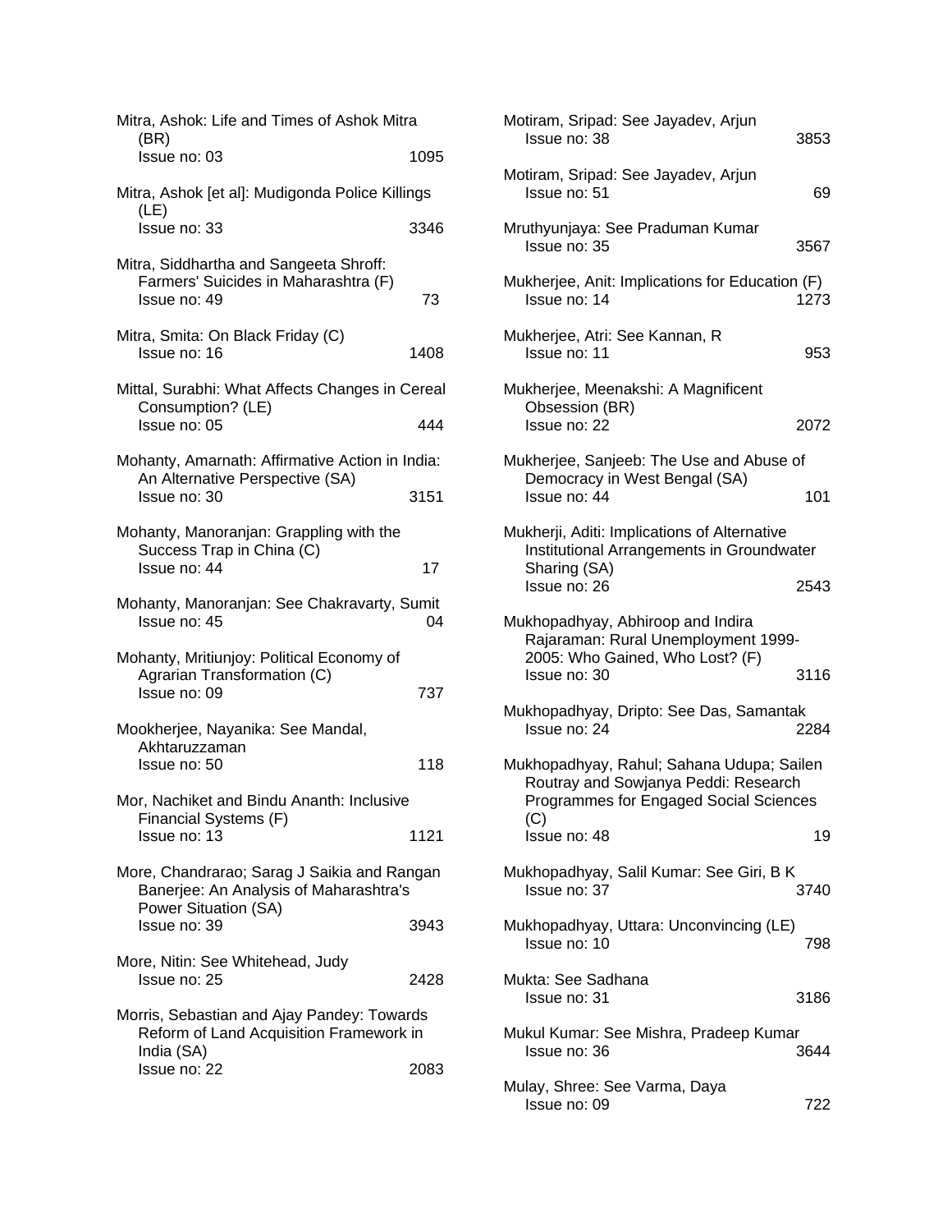Mitra, Ashok: Life and Times of Ashok Mitra (BR)
Issue no: 03 1095

Mitra, Ashok [et al]: Mudigonda Police Killings (LE)
Issue no: 33 3346

Mitra, Siddhartha and Sangeeta Shroff: Farmers' Suicides in Maharashtra (F)
Issue no: 49 73

Mitra, Smita: On Black Friday (C)
Issue no: 16 1408

Mittal, Surabhi: What Affects Changes in Cereal Consumption? (LE)
Issue no: 05 444

Mohanty, Amarnath: Affirmative Action in India: An Alternative Perspective (SA)
Issue no: 30 3151

Mohanty, Manoranjan: Grappling with the Success Trap in China (C)
Issue no: 44 17

Mohanty, Manoranjan: See Chakravarty, Sumit
Issue no: 45 04

Mohanty, Mritiunjoy: Political Economy of Agrarian Transformation (C)
Issue no: 09 737

Mookherjee, Nayanika: See Mandal, Akhtaruzzaman
Issue no: 50 118

Mor, Nachiket and Bindu Ananth: Inclusive Financial Systems (F)
Issue no: 13 1121

More, Chandrarao; Sarag J Saikia and Rangan Banerjee: An Analysis of Maharashtra's Power Situation (SA)
Issue no: 39 3943

More, Nitin: See Whitehead, Judy
Issue no: 25 2428

Morris, Sebastian and Ajay Pandey: Towards Reform of Land Acquisition Framework in India (SA)
Issue no: 22 2083

Motiram, Sripad: See Jayadev, Arjun
Issue no: 38 3853

Motiram, Sripad: See Jayadev, Arjun
Issue no: 51 69

Mruthyunjaya: See Praduman Kumar
Issue no: 35 3567

Mukherjee, Anit: Implications for Education (F)
Issue no: 14 1273

Mukherjee, Atri: See Kannan, R
Issue no: 11 953

Mukherjee, Meenakshi: A Magnificent Obsession (BR)
Issue no: 22 2072

Mukherjee, Sanjeeb: The Use and Abuse of Democracy in West Bengal (SA)
Issue no: 44 101

Mukherji, Aditi: Implications of Alternative Institutional Arrangements in Groundwater Sharing (SA)
Issue no: 26 2543

Mukhopadhyay, Abhiroop and Indira Rajaraman: Rural Unemployment 1999-2005: Who Gained, Who Lost? (F)
Issue no: 30 3116

Mukhopadhyay, Dripto: See Das, Samantak
Issue no: 24 2284

Mukhopadhyay, Rahul; Sahana Udupa; Sailen Routray and Sowjanya Peddi: Research Programmes for Engaged Social Sciences (C)
Issue no: 48 19

Mukhopadhyay, Salil Kumar: See Giri, B K
Issue no: 37 3740

Mukhopadhyay, Uttara: Unconvincing (LE)
Issue no: 10 798

Mukta: See Sadhana
Issue no: 31 3186

Mukul Kumar: See Mishra, Pradeep Kumar
Issue no: 36 3644

Mulay, Shree: See Varma, Daya
Issue no: 09 722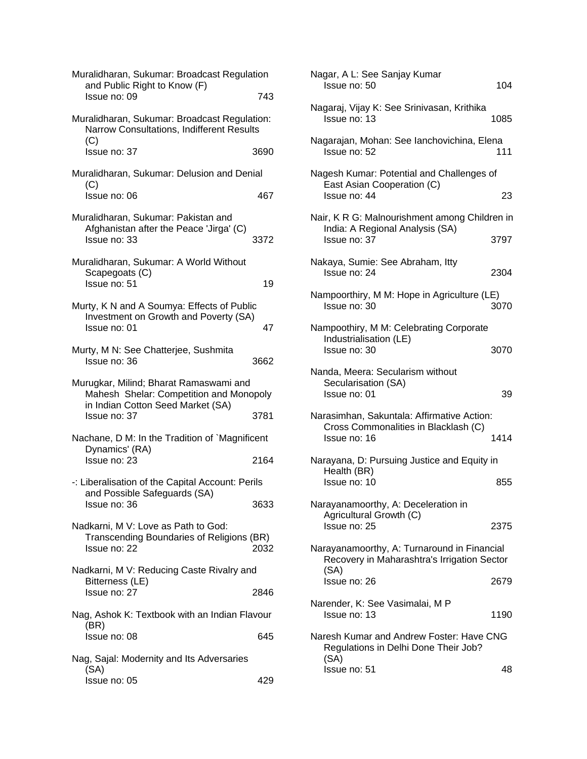Muralidharan, Sukumar: Broadcast Regulation and Public Right to Know (F)
Issue no: 09 743

Muralidharan, Sukumar: Broadcast Regulation: Narrow Consultations, Indifferent Results (C)
Issue no: 37 3690

Muralidharan, Sukumar: Delusion and Denial (C)
Issue no: 06 467

Muralidharan, Sukumar: Pakistan and Afghanistan after the Peace 'Jirga' (C)
Issue no: 33 3372

Muralidharan, Sukumar: A World Without Scapegoats (C)
Issue no: 51 19

Murty, K N and A Soumya: Effects of Public Investment on Growth and Poverty (SA)
Issue no: 01 47

Murty, M N: See Chatterjee, Sushmita
Issue no: 36 3662

Murugkar, Milind; Bharat Ramaswami and Mahesh Shelar: Competition and Monopoly in Indian Cotton Seed Market (SA)
Issue no: 37 3781

Nachane, D M: In the Tradition of `Magnificent Dynamics' (RA)
Issue no: 23 2164

-: Liberalisation of the Capital Account: Perils and Possible Safeguards (SA)
Issue no: 36 3633

Nadkarni, M V: Love as Path to God: Transcending Boundaries of Religions (BR)
Issue no: 22 2032

Nadkarni, M V: Reducing Caste Rivalry and Bitterness (LE)
Issue no: 27 2846

Nag, Ashok K: Textbook with an Indian Flavour (BR)
Issue no: 08 645

Nag, Sajal: Modernity and Its Adversaries (SA)
Issue no: 05 429

Nagar, A L: See Sanjay Kumar
Issue no: 50 104

Nagaraj, Vijay K: See Srinivasan, Krithika
Issue no: 13 1085

Nagarajan, Mohan: See Ianchovichina, Elena
Issue no: 52 111

Nagesh Kumar: Potential and Challenges of East Asian Cooperation (C)
Issue no: 44 23

Nair, K R G: Malnourishment among Children in India: A Regional Analysis (SA)
Issue no: 37 3797

Nakaya, Sumie: See Abraham, Itty
Issue no: 24 2304

Nampoorthiry, M M: Hope in Agriculture (LE)
Issue no: 30 3070

Nampoothiry, M M: Celebrating Corporate Industrialisation (LE)
Issue no: 30 3070

Nanda, Meera: Secularism without Secularisation (SA)
Issue no: 01 39

Narasimhan, Sakuntala: Affirmative Action: Cross Commonalities in Blacklash (C)
Issue no: 16 1414

Narayana, D: Pursuing Justice and Equity in Health (BR)
Issue no: 10 855

Narayanamoorthy, A: Deceleration in Agricultural Growth (C)
Issue no: 25 2375

Narayanamoorthy, A: Turnaround in Financial Recovery in Maharashtra's Irrigation Sector (SA)
Issue no: 26 2679

Narender, K: See Vasimalai, M P
Issue no: 13 1190

Naresh Kumar and Andrew Foster: Have CNG Regulations in Delhi Done Their Job? (SA)
Issue no: 51 48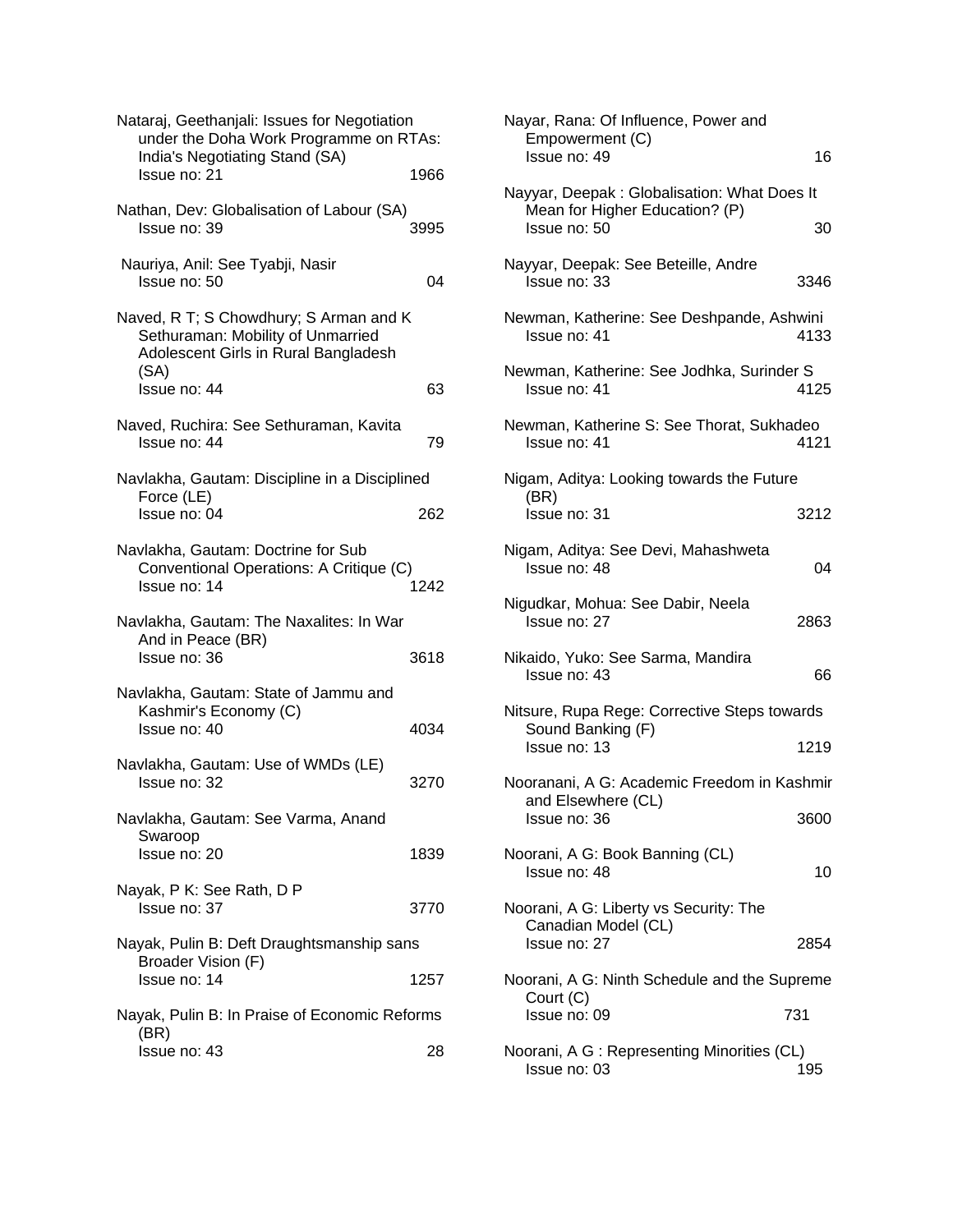Nataraj, Geethanjali: Issues for Negotiation under the Doha Work Programme on RTAs: India's Negotiating Stand (SA)
Issue no: 21 1966

Nathan, Dev: Globalisation of Labour (SA)
Issue no: 39 3995

Nauriya, Anil: See Tyabji, Nasir
Issue no: 50 04

Naved, R T; S Chowdhury; S Arman and K Sethuraman: Mobility of Unmarried Adolescent Girls in Rural Bangladesh (SA)
Issue no: 44 63

Naved, Ruchira: See Sethuraman, Kavita
Issue no: 44 79

Navlakha, Gautam: Discipline in a Disciplined Force (LE)
Issue no: 04 262

Navlakha, Gautam: Doctrine for Sub Conventional Operations: A Critique (C)
Issue no: 14 1242

Navlakha, Gautam: The Naxalites: In War And in Peace (BR)
Issue no: 36 3618

Navlakha, Gautam: State of Jammu and Kashmir's Economy (C)
Issue no: 40 4034

Navlakha, Gautam: Use of WMDs (LE)
Issue no: 32 3270

Navlakha, Gautam: See Varma, Anand Swaroop
Issue no: 20 1839

Nayak, P K: See Rath, D P
Issue no: 37 3770

Nayak, Pulin B: Deft Draughtsmanship sans Broader Vision (F)
Issue no: 14 1257

Nayak, Pulin B: In Praise of Economic Reforms (BR)
Issue no: 43 28

Nayar, Rana: Of Influence, Power and Empowerment (C)
Issue no: 49 16

Nayyar, Deepak : Globalisation: What Does It Mean for Higher Education? (P)
Issue no: 50 30

Nayyar, Deepak: See Beteille, Andre
Issue no: 33 3346

Newman, Katherine: See Deshpande, Ashwini
Issue no: 41 4133

Newman, Katherine: See Jodhka, Surinder S
Issue no: 41 4125

Newman, Katherine S: See Thorat, Sukhadeo
Issue no: 41 4121

Nigam, Aditya: Looking towards the Future (BR)
Issue no: 31 3212

Nigam, Aditya: See Devi, Mahashweta
Issue no: 48 04

Nigudkar, Mohua: See Dabir, Neela
Issue no: 27 2863

Nikaido, Yuko: See Sarma, Mandira
Issue no: 43 66

Nitsure, Rupa Rege: Corrective Steps towards Sound Banking (F)
Issue no: 13 1219

Nooranani, A G: Academic Freedom in Kashmir and Elsewhere (CL)
Issue no: 36 3600

Noorani, A G: Book Banning (CL)
Issue no: 48 10

Noorani, A G: Liberty vs Security: The Canadian Model (CL)
Issue no: 27 2854

Noorani, A G: Ninth Schedule and the Supreme Court (C)
Issue no: 09 731

Noorani, A G : Representing Minorities (CL)
Issue no: 03 195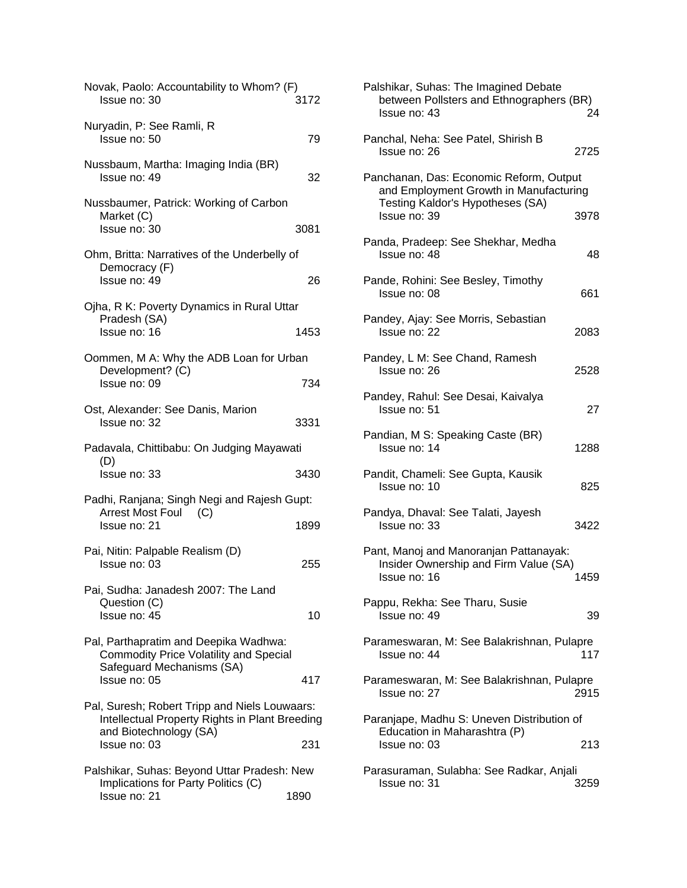Novak, Paolo: Accountability to Whom? (F)
Issue no: 30 3172

Nuryadin, P: See Ramli, R
Issue no: 50 79

Nussbaum, Martha: Imaging India (BR)
Issue no: 49 32

Nussbaumer, Patrick: Working of Carbon Market (C)
Issue no: 30 3081

Ohm, Britta: Narratives of the Underbelly of Democracy (F)
Issue no: 49 26

Ojha, R K: Poverty Dynamics in Rural Uttar Pradesh (SA)
Issue no: 16 1453

Oommen, M A: Why the ADB Loan for Urban Development? (C)
Issue no: 09 734

Ost, Alexander: See Danis, Marion
Issue no: 32 3331

Padavala, Chittibabu: On Judging Mayawati (D)
Issue no: 33 3430

Padhi, Ranjana; Singh Negi and Rajesh Gupt: Arrest Most Foul (C)
Issue no: 21 1899

Pai, Nitin: Palpable Realism (D)
Issue no: 03 255

Pai, Sudha: Janadesh 2007: The Land Question (C)
Issue no: 45 10

Pal, Parthapratim and Deepika Wadhwa: Commodity Price Volatility and Special Safeguard Mechanisms (SA)
Issue no: 05 417

Pal, Suresh; Robert Tripp and Niels Louwaars: Intellectual Property Rights in Plant Breeding and Biotechnology (SA)
Issue no: 03 231

Palshikar, Suhas: Beyond Uttar Pradesh: New Implications for Party Politics (C)
Issue no: 21 1890

Palshikar, Suhas: The Imagined Debate between Pollsters and Ethnographers (BR)
Issue no: 43 24

Panchal, Neha: See Patel, Shirish B
Issue no: 26 2725

Panchanan, Das: Economic Reform, Output and Employment Growth in Manufacturing Testing Kaldor's Hypotheses (SA)
Issue no: 39 3978

Panda, Pradeep: See Shekhar, Medha
Issue no: 48 48

Pande, Rohini: See Besley, Timothy
Issue no: 08 661

Pandey, Ajay: See Morris, Sebastian
Issue no: 22 2083

Pandey, L M: See Chand, Ramesh
Issue no: 26 2528

Pandey, Rahul: See Desai, Kaivalya
Issue no: 51 27

Pandian, M S: Speaking Caste (BR)
Issue no: 14 1288

Pandit, Chameli: See Gupta, Kausik
Issue no: 10 825

Pandya, Dhaval: See Talati, Jayesh
Issue no: 33 3422

Pant, Manoj and Manoranjan Pattanayak: Insider Ownership and Firm Value (SA)
Issue no: 16 1459

Pappu, Rekha: See Tharu, Susie
Issue no: 49 39

Parameswaran, M: See Balakrishnan, Pulapre
Issue no: 44 117

Parameswaran, M: See Balakrishnan, Pulapre
Issue no: 27 2915

Paranjape, Madhu S: Uneven Distribution of Education in Maharashtra (P)
Issue no: 03 213

Parasuraman, Sulabha: See Radkar, Anjali
Issue no: 31 3259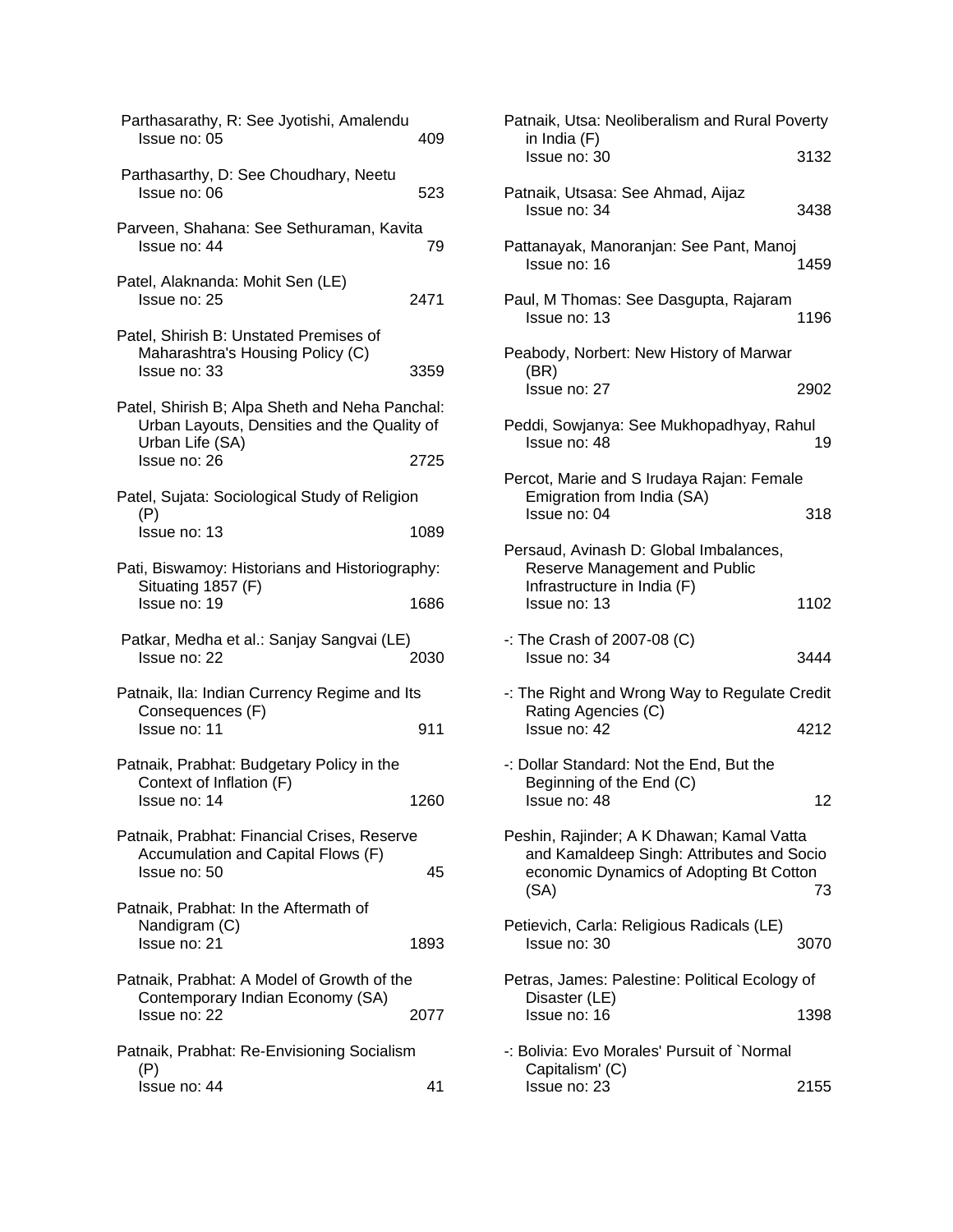Parthasarathy, R: See Jyotishi, Amalendu
Issue no: 05 409

Parthasarthy, D: See Choudhary, Neetu
Issue no: 06 523

Parveen, Shahana: See Sethuraman, Kavita
Issue no: 44 79

Patel, Alaknanda: Mohit Sen (LE)
Issue no: 25 2471

Patel, Shirish B: Unstated Premises of Maharashtra's Housing Policy (C)
Issue no: 33 3359

Patel, Shirish B; Alpa Sheth and Neha Panchal: Urban Layouts, Densities and the Quality of Urban Life (SA)
Issue no: 26 2725

Patel, Sujata: Sociological Study of Religion (P)
Issue no: 13 1089

Pati, Biswamoy: Historians and Historiography: Situating 1857 (F)
Issue no: 19 1686

Patkar, Medha et al.: Sanjay Sangvai (LE)
Issue no: 22 2030

Patnaik, Ila: Indian Currency Regime and Its Consequences (F)
Issue no: 11 911

Patnaik, Prabhat: Budgetary Policy in the Context of Inflation (F)
Issue no: 14 1260

Patnaik, Prabhat: Financial Crises, Reserve Accumulation and Capital Flows (F)
Issue no: 50 45

Patnaik, Prabhat: In the Aftermath of Nandigram (C)
Issue no: 21 1893

Patnaik, Prabhat: A Model of Growth of the Contemporary Indian Economy (SA)
Issue no: 22 2077

Patnaik, Prabhat: Re-Envisioning Socialism (P)
Issue no: 44 41

Patnaik, Utsa: Neoliberalism and Rural Poverty in India (F)
Issue no: 30 3132

Patnaik, Utsasa: See Ahmad, Aijaz
Issue no: 34 3438

Pattanayak, Manoranjan: See Pant, Manoj
Issue no: 16 1459

Paul, M Thomas: See Dasgupta, Rajaram
Issue no: 13 1196

Peabody, Norbert: New History of Marwar (BR)
Issue no: 27 2902

Peddi, Sowjanya: See Mukhopadhyay, Rahul
Issue no: 48 19

Percot, Marie and S Irudaya Rajan: Female Emigration from India (SA)
Issue no: 04 318

Persaud, Avinash D: Global Imbalances, Reserve Management and Public Infrastructure in India (F)
Issue no: 13 1102

-: The Crash of 2007-08 (C)
Issue no: 34 3444

-: The Right and Wrong Way to Regulate Credit Rating Agencies (C)
Issue no: 42 4212

-: Dollar Standard: Not the End, But the Beginning of the End (C)
Issue no: 48 12

Peshin, Rajinder; A K Dhawan; Kamal Vatta and Kamaldeep Singh: Attributes and Socio economic Dynamics of Adopting Bt Cotton (SA) 73

Petievich, Carla: Religious Radicals (LE)
Issue no: 30 3070

Petras, James: Palestine: Political Ecology of Disaster (LE)
Issue no: 16 1398

-: Bolivia: Evo Morales' Pursuit of `Normal Capitalism' (C)
Issue no: 23 2155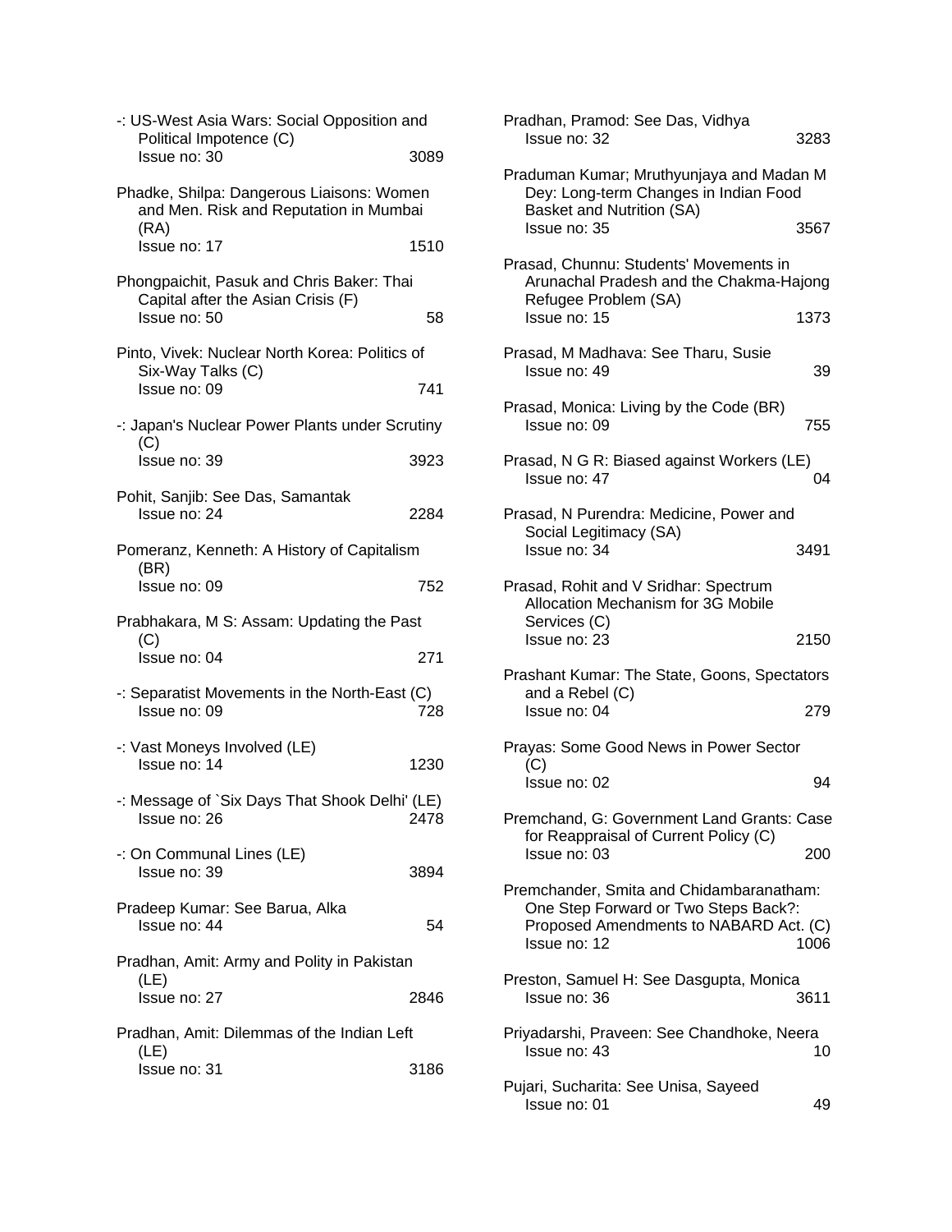-: US-West Asia Wars: Social Opposition and Political Impotence (C)
Issue no: 30 3089

Phadke, Shilpa: Dangerous Liaisons: Women and Men. Risk and Reputation in Mumbai (RA)
Issue no: 17 1510

Phongpaichit, Pasuk and Chris Baker: Thai Capital after the Asian Crisis (F)
Issue no: 50 58

Pinto, Vivek: Nuclear North Korea: Politics of Six-Way Talks (C)
Issue no: 09 741

-: Japan's Nuclear Power Plants under Scrutiny (C)
Issue no: 39 3923

Pohit, Sanjib: See Das, Samantak
Issue no: 24 2284

Pomeranz, Kenneth: A History of Capitalism (BR)
Issue no: 09 752

Prabhakara, M S: Assam: Updating the Past (C)
Issue no: 04 271

-: Separatist Movements in the North-East (C)
Issue no: 09 728

-: Vast Moneys Involved (LE)
Issue no: 14 1230

-: Message of `Six Days That Shook Delhi' (LE)
Issue no: 26 2478

-: On Communal Lines (LE)
Issue no: 39 3894

Pradeep Kumar: See Barua, Alka
Issue no: 44 54

Pradhan, Amit: Army and Polity in Pakistan (LE)
Issue no: 27 2846

Pradhan, Amit: Dilemmas of the Indian Left (LE)
Issue no: 31 3186

Pradhan, Pramod: See Das, Vidhya
Issue no: 32 3283

Praduman Kumar; Mruthyunjaya and Madan M Dey: Long-term Changes in Indian Food Basket and Nutrition (SA)
Issue no: 35 3567

Prasad, Chunnu: Students' Movements in Arunachal Pradesh and the Chakma-Hajong Refugee Problem (SA)
Issue no: 15 1373

Prasad, M Madhava: See Tharu, Susie
Issue no: 49 39

Prasad, Monica: Living by the Code (BR)
Issue no: 09 755

Prasad, N G R: Biased against Workers (LE)
Issue no: 47 04

Prasad, N Purendra: Medicine, Power and Social Legitimacy (SA)
Issue no: 34 3491

Prasad, Rohit and V Sridhar: Spectrum Allocation Mechanism for 3G Mobile Services (C)
Issue no: 23 2150

Prashant Kumar: The State, Goons, Spectators and a Rebel (C)
Issue no: 04 279

Prayas: Some Good News in Power Sector (C)
Issue no: 02 94

Premchand, G: Government Land Grants: Case for Reappraisal of Current Policy (C)
Issue no: 03 200

Premchander, Smita and Chidambaranatham: One Step Forward or Two Steps Back?: Proposed Amendments to NABARD Act. (C)
Issue no: 12 1006

Preston, Samuel H: See Dasgupta, Monica
Issue no: 36 3611

Priyadarshi, Praveen: See Chandhoke, Neera
Issue no: 43 10

Pujari, Sucharita: See Unisa, Sayeed
Issue no: 01 49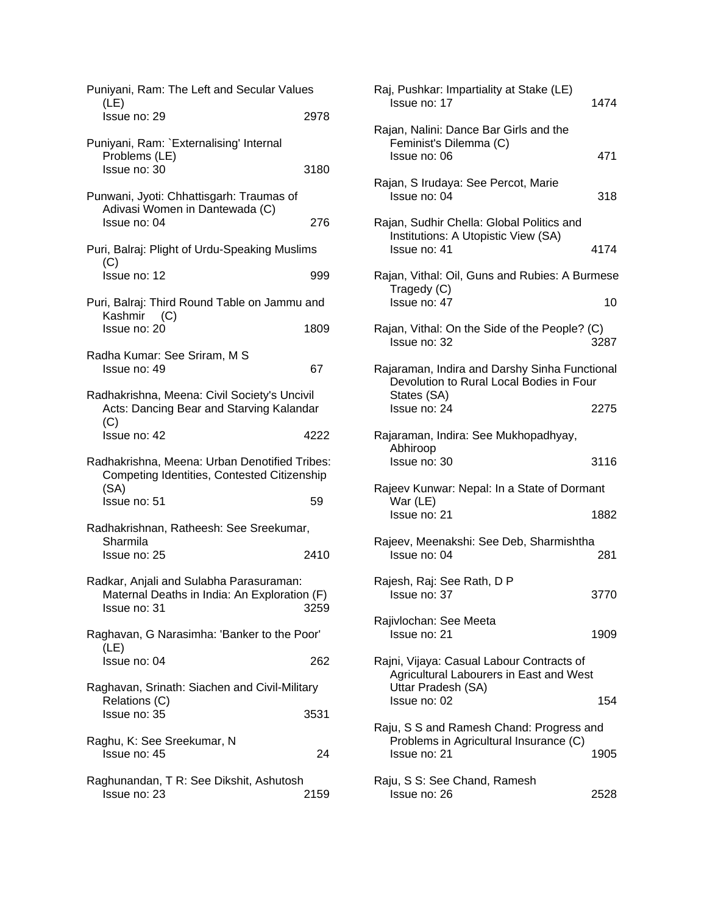Puniyani, Ram: The Left and Secular Values (LE)
Issue no: 29 2978

Puniyani, Ram: `Externalising' Internal Problems (LE)
Issue no: 30 3180

Punwani, Jyoti: Chhattisgarh: Traumas of Adivasi Women in Dantewada (C)
Issue no: 04 276

Puri, Balraj: Plight of Urdu-Speaking Muslims (C)
Issue no: 12 999

Puri, Balraj: Third Round Table on Jammu and Kashmir (C)
Issue no: 20 1809

Radha Kumar: See Sriram, M S
Issue no: 49 67

Radhakrishna, Meena: Civil Society's Uncivil Acts: Dancing Bear and Starving Kalandar (C)
Issue no: 42 4222

Radhakrishna, Meena: Urban Denotified Tribes: Competing Identities, Contested Citizenship (SA)
Issue no: 51 59

Radhakrishnan, Ratheesh: See Sreekumar, Sharmila
Issue no: 25 2410

Radkar, Anjali and Sulabha Parasuraman: Maternal Deaths in India: An Exploration (F)
Issue no: 31 3259

Raghavan, G Narasimha: 'Banker to the Poor' (LE)
Issue no: 04 262

Raghavan, Srinath: Siachen and Civil-Military Relations (C)
Issue no: 35 3531

Raghu, K: See Sreekumar, N
Issue no: 45 24

Raghunandan, T R: See Dikshit, Ashutosh
Issue no: 23 2159

Raj, Pushkar: Impartiality at Stake (LE)
Issue no: 17 1474

Rajan, Nalini: Dance Bar Girls and the Feminist's Dilemma (C)
Issue no: 06 471

Rajan, S Irudaya: See Percot, Marie
Issue no: 04 318

Rajan, Sudhir Chella: Global Politics and Institutions: A Utopistic View (SA)
Issue no: 41 4174

Rajan, Vithal: Oil, Guns and Rubies: A Burmese Tragedy (C)
Issue no: 47 10

Rajan, Vithal: On the Side of the People? (C)
Issue no: 32 3287

Rajaraman, Indira and Darshy Sinha Functional Devolution to Rural Local Bodies in Four States (SA)
Issue no: 24 2275

Rajaraman, Indira: See Mukhopadhyay, Abhiroop
Issue no: 30 3116

Rajeev Kunwar: Nepal: In a State of Dormant War (LE)
Issue no: 21 1882

Rajeev, Meenakshi: See Deb, Sharmishtha
Issue no: 04 281

Rajesh, Raj: See Rath, D P
Issue no: 37 3770

Rajivlochan: See Meeta
Issue no: 21 1909

Rajni, Vijaya: Casual Labour Contracts of Agricultural Labourers in East and West Uttar Pradesh (SA)
Issue no: 02 154

Raju, S S and Ramesh Chand: Progress and Problems in Agricultural Insurance (C)
Issue no: 21 1905

Raju, S S: See Chand, Ramesh
Issue no: 26 2528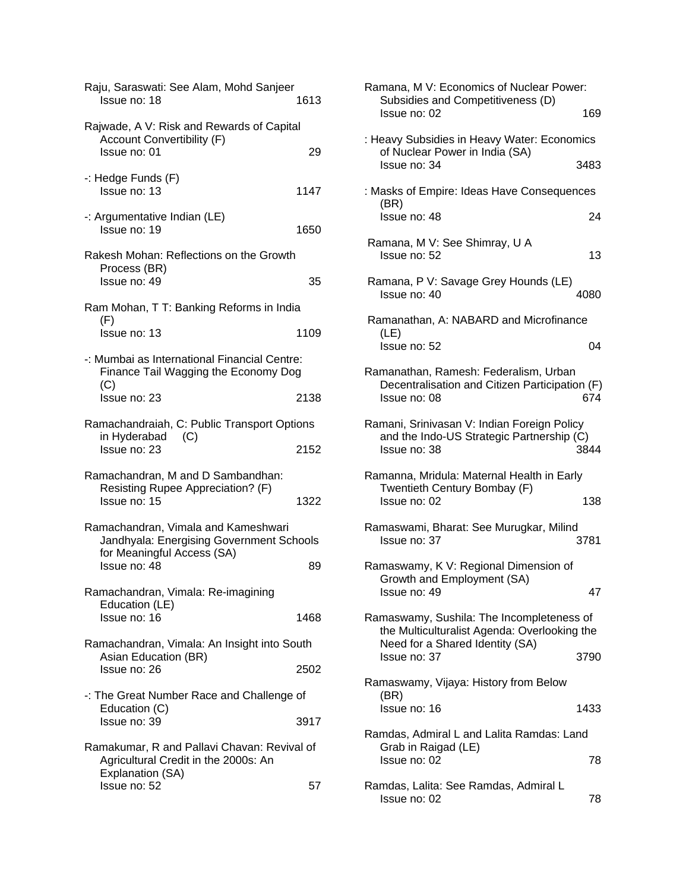Raju, Saraswati: See Alam, Mohd Sanjeer
Issue no: 18 1613

Rajwade, A V: Risk and Rewards of Capital Account Convertibility (F)
Issue no: 01 29

-: Hedge Funds (F)
Issue no: 13 1147

-: Argumentative Indian (LE)
Issue no: 19 1650

Rakesh Mohan: Reflections on the Growth Process (BR)
Issue no: 49 35

Ram Mohan, T T: Banking Reforms in India (F)
Issue no: 13 1109

-: Mumbai as International Financial Centre: Finance Tail Wagging the Economy Dog (C)
Issue no: 23 2138

Ramachandraiah, C: Public Transport Options in Hyderabad (C)
Issue no: 23 2152

Ramachandran, M and D Sambandhan: Resisting Rupee Appreciation? (F)
Issue no: 15 1322

Ramachandran, Vimala and Kameshwari Jandhyala: Energising Government Schools for Meaningful Access (SA)
Issue no: 48 89

Ramachandran, Vimala: Re-imagining Education (LE)
Issue no: 16 1468

Ramachandran, Vimala: An Insight into South Asian Education (BR)
Issue no: 26 2502

-: The Great Number Race and Challenge of Education (C)
Issue no: 39 3917

Ramakumar, R and Pallavi Chavan: Revival of Agricultural Credit in the 2000s: An Explanation (SA)
Issue no: 52 57

Ramana, M V: Economics of Nuclear Power: Subsidies and Competitiveness (D)
Issue no: 02 169

: Heavy Subsidies in Heavy Water: Economics of Nuclear Power in India (SA)
Issue no: 34 3483

: Masks of Empire: Ideas Have Consequences (BR)
Issue no: 48 24

Ramana, M V: See Shimray, U A
Issue no: 52 13

Ramana, P V: Savage Grey Hounds (LE)
Issue no: 40 4080

Ramanathan, A: NABARD and Microfinance (LE)
Issue no: 52 04

Ramanathan, Ramesh: Federalism, Urban Decentralisation and Citizen Participation (F)
Issue no: 08 674

Ramani, Srinivasan V: Indian Foreign Policy and the Indo-US Strategic Partnership (C)
Issue no: 38 3844

Ramanna, Mridula: Maternal Health in Early Twentieth Century Bombay (F)
Issue no: 02 138

Ramaswami, Bharat: See Murugkar, Milind
Issue no: 37 3781

Ramaswamy, K V: Regional Dimension of Growth and Employment (SA)
Issue no: 49 47

Ramaswamy, Sushila: The Incompleteness of the Multiculturalist Agenda: Overlooking the Need for a Shared Identity (SA)
Issue no: 37 3790

Ramaswamy, Vijaya: History from Below (BR)
Issue no: 16 1433

Ramdas, Admiral L and Lalita Ramdas: Land Grab in Raigad (LE)
Issue no: 02 78

Ramdas, Lalita: See Ramdas, Admiral L
Issue no: 02 78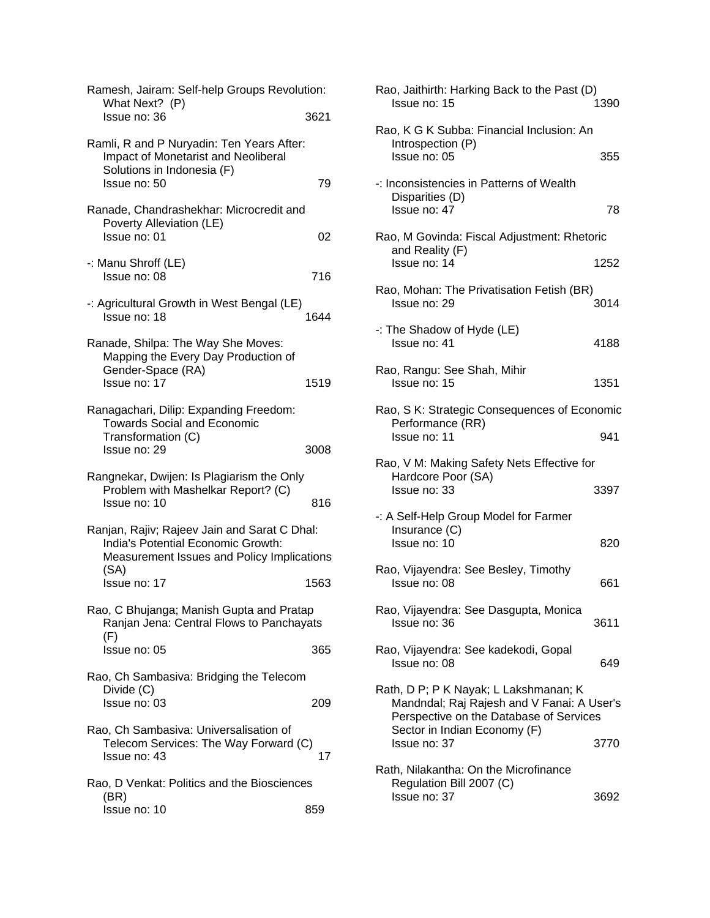Ramesh, Jairam: Self-help Groups Revolution: What Next? (P)
Issue no: 36 3621

Ramli, R and P Nuryadin: Ten Years After: Impact of Monetarist and Neoliberal Solutions in Indonesia (F)
Issue no: 50 79

Ranade, Chandrashekhar: Microcredit and Poverty Alleviation (LE)
Issue no: 01 02

-: Manu Shroff (LE)
Issue no: 08 716

-: Agricultural Growth in West Bengal (LE)
Issue no: 18 1644

Ranade, Shilpa: The Way She Moves: Mapping the Every Day Production of Gender-Space (RA)
Issue no: 17 1519

Ranagachari, Dilip: Expanding Freedom: Towards Social and Economic Transformation (C)
Issue no: 29 3008

Rangnekar, Dwijen: Is Plagiarism the Only Problem with Mashelkar Report? (C)
Issue no: 10 816

Ranjan, Rajiv; Rajeev Jain and Sarat C Dhal: India's Potential Economic Growth: Measurement Issues and Policy Implications (SA)
Issue no: 17 1563

Rao, C Bhujanga; Manish Gupta and Pratap Ranjan Jena: Central Flows to Panchayats (F)
Issue no: 05 365

Rao, Ch Sambasiva: Bridging the Telecom Divide (C)
Issue no: 03 209

Rao, Ch Sambasiva: Universalisation of Telecom Services: The Way Forward (C)
Issue no: 43 17

Rao, D Venkat: Politics and the Biosciences (BR)
Issue no: 10 859

Rao, Jaithirth: Harking Back to the Past (D)
Issue no: 15 1390

Rao, K G K Subba: Financial Inclusion: An Introspection (P)
Issue no: 05 355

-: Inconsistencies in Patterns of Wealth Disparities (D)
Issue no: 47 78

Rao, M Govinda: Fiscal Adjustment: Rhetoric and Reality (F)
Issue no: 14 1252

Rao, Mohan: The Privatisation Fetish (BR)
Issue no: 29 3014

-: The Shadow of Hyde (LE)
Issue no: 41 4188

Rao, Rangu: See Shah, Mihir
Issue no: 15 1351

Rao, S K: Strategic Consequences of Economic Performance (RR)
Issue no: 11 941

Rao, V M: Making Safety Nets Effective for Hardcore Poor (SA)
Issue no: 33 3397

-: A Self-Help Group Model for Farmer Insurance (C)
Issue no: 10 820

Rao, Vijayendra: See Besley, Timothy
Issue no: 08 661

Rao, Vijayendra: See Dasgupta, Monica
Issue no: 36 3611

Rao, Vijayendra: See kadekodi, Gopal
Issue no: 08 649

Rath, D P; P K Nayak; L Lakshmanan; K Mandndal; Raj Rajesh and V Fanai: A User's Perspective on the Database of Services Sector in Indian Economy (F)
Issue no: 37 3770

Rath, Nilakantha: On the Microfinance Regulation Bill 2007 (C)
Issue no: 37 3692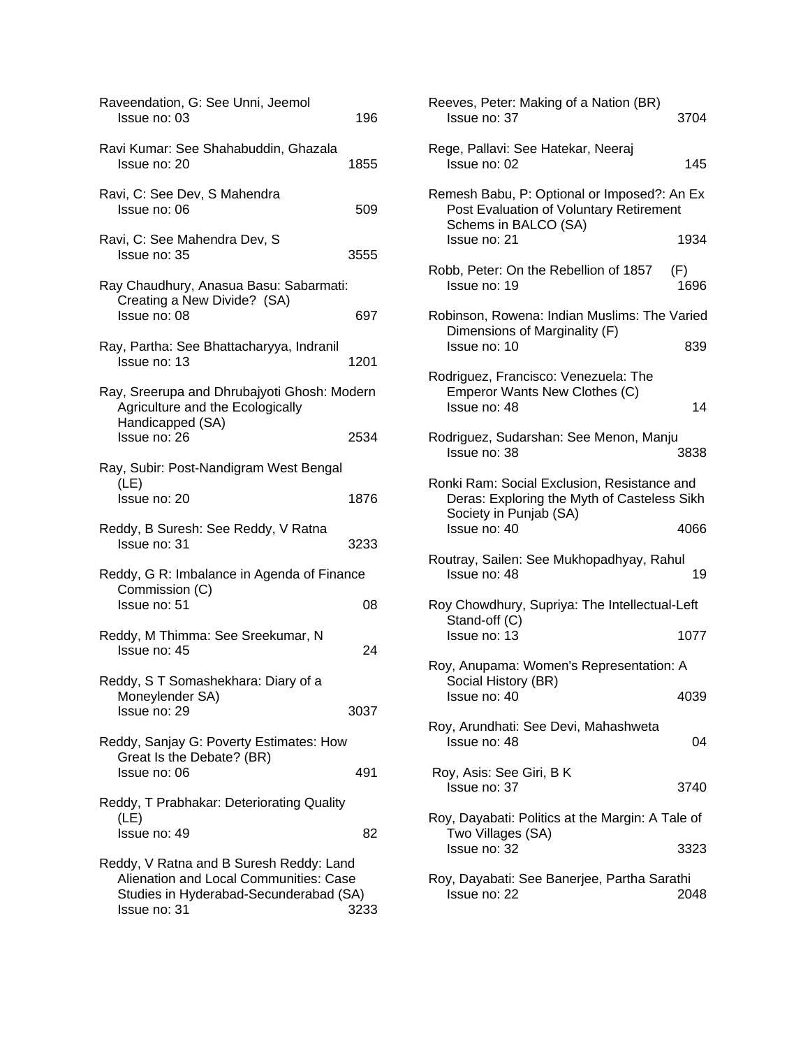Raveendation, G: See Unni, Jeemol
Issue no: 03 196

Ravi Kumar: See Shahabuddin, Ghazala
Issue no: 20 1855

Ravi, C: See Dev, S Mahendra
Issue no: 06 509

Ravi, C: See Mahendra Dev, S
Issue no: 35 3555

Ray Chaudhury, Anasua Basu: Sabarmati: Creating a New Divide? (SA)
Issue no: 08 697

Ray, Partha: See Bhattacharyya, Indranil
Issue no: 13 1201

Ray, Sreerupa and Dhrubajyoti Ghosh: Modern Agriculture and the Ecologically Handicapped (SA)
Issue no: 26 2534

Ray, Subir: Post-Nandigram West Bengal (LE)
Issue no: 20 1876

Reddy, B Suresh: See Reddy, V Ratna
Issue no: 31 3233

Reddy, G R: Imbalance in Agenda of Finance Commission (C)
Issue no: 51 08

Reddy, M Thimma: See Sreekumar, N
Issue no: 45 24

Reddy, S T Somashekhara: Diary of a Moneylender SA)
Issue no: 29 3037

Reddy, Sanjay G: Poverty Estimates: How Great Is the Debate? (BR)
Issue no: 06 491

Reddy, T Prabhakar: Deteriorating Quality (LE)
Issue no: 49 82

Reddy, V Ratna and B Suresh Reddy: Land Alienation and Local Communities: Case Studies in Hyderabad-Secunderabad (SA)
Issue no: 31 3233

Reeves, Peter: Making of a Nation (BR)
Issue no: 37 3704

Rege, Pallavi: See Hatekar, Neeraj
Issue no: 02 145

Remesh Babu, P: Optional or Imposed?: An Ex Post Evaluation of Voluntary Retirement Schems in BALCO (SA)
Issue no: 21 1934

Robb, Peter: On the Rebellion of 1857 (F)
Issue no: 19 1696

Robinson, Rowena: Indian Muslims: The Varied Dimensions of Marginality (F)
Issue no: 10 839

Rodriguez, Francisco: Venezuela: The Emperor Wants New Clothes (C)
Issue no: 48 14

Rodriguez, Sudarshan: See Menon, Manju
Issue no: 38 3838

Ronki Ram: Social Exclusion, Resistance and Deras: Exploring the Myth of Casteless Sikh Society in Punjab (SA)
Issue no: 40 4066

Routray, Sailen: See Mukhopadhyay, Rahul
Issue no: 48 19

Roy Chowdhury, Supriya: The Intellectual-Left Stand-off (C)
Issue no: 13 1077

Roy, Anupama: Women's Representation: A Social History (BR)
Issue no: 40 4039

Roy, Arundhati: See Devi, Mahashweta
Issue no: 48 04

Roy, Asis: See Giri, B K
Issue no: 37 3740

Roy, Dayabati: Politics at the Margin: A Tale of Two Villages (SA)
Issue no: 32 3323

Roy, Dayabati: See Banerjee, Partha Sarathi
Issue no: 22 2048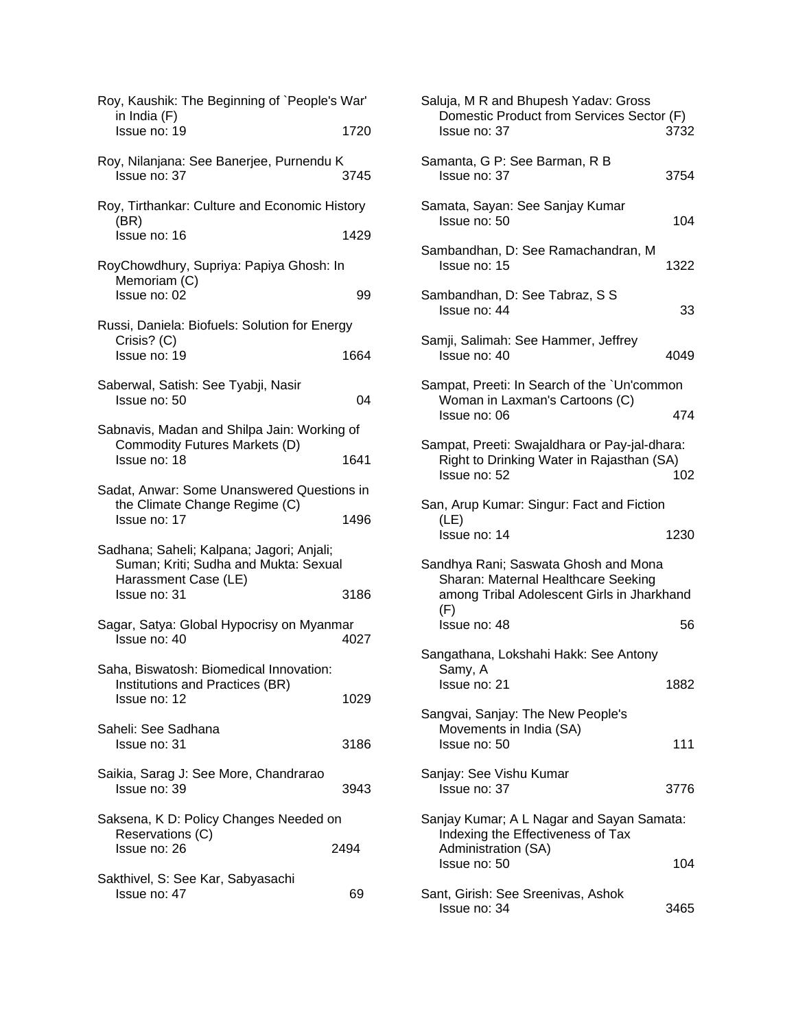Roy, Kaushik: The Beginning of `People's War' in India (F)
Issue no: 19 1720

Roy, Nilanjana: See Banerjee, Purnendu K
Issue no: 37 3745

Roy, Tirthankar: Culture and Economic History (BR)
Issue no: 16 1429

RoyChowdhury, Supriya: Papiya Ghosh: In Memoriam (C)
Issue no: 02 99

Russi, Daniela: Biofuels: Solution for Energy Crisis? (C)
Issue no: 19 1664

Saberwal, Satish: See Tyabji, Nasir
Issue no: 50 04

Sabnavis, Madan and Shilpa Jain: Working of Commodity Futures Markets (D)
Issue no: 18 1641

Sadat, Anwar: Some Unanswered Questions in the Climate Change Regime (C)
Issue no: 17 1496

Sadhana; Saheli; Kalpana; Jagori; Anjali; Suman; Kriti; Sudha and Mukta: Sexual Harassment Case (LE)
Issue no: 31 3186

Sagar, Satya: Global Hypocrisy on Myanmar
Issue no: 40 4027

Saha, Biswatosh: Biomedical Innovation: Institutions and Practices (BR)
Issue no: 12 1029

Saheli: See Sadhana
Issue no: 31 3186

Saikia, Sarag J: See More, Chandrarao
Issue no: 39 3943

Saksena, K D: Policy Changes Needed on Reservations (C)
Issue no: 26 2494

Sakthivel, S: See Kar, Sabyasachi
Issue no: 47 69

Saluja, M R and Bhupesh Yadav: Gross Domestic Product from Services Sector (F)
Issue no: 37 3732

Samanta, G P: See Barman, R B
Issue no: 37 3754

Samata, Sayan: See Sanjay Kumar
Issue no: 50 104

Sambandhan, D: See Ramachandran, M
Issue no: 15 1322

Sambandhan, D: See Tabraz, S S
Issue no: 44 33

Samji, Salimah: See Hammer, Jeffrey
Issue no: 40 4049

Sampat, Preeti: In Search of the `Un'common Woman in Laxman's Cartoons (C)
Issue no: 06 474

Sampat, Preeti: Swajaldhara or Pay-jal-dhara: Right to Drinking Water in Rajasthan (SA)
Issue no: 52 102

San, Arup Kumar: Singur: Fact and Fiction (LE)
Issue no: 14 1230

Sandhya Rani; Saswata Ghosh and Mona Sharan: Maternal Healthcare Seeking among Tribal Adolescent Girls in Jharkhand (F)
Issue no: 48 56

Sangathana, Lokshahi Hakk: See Antony Samy, A
Issue no: 21 1882

Sangvai, Sanjay: The New People's Movements in India (SA)
Issue no: 50 111

Sanjay: See Vishu Kumar
Issue no: 37 3776

Sanjay Kumar; A L Nagar and Sayan Samata: Indexing the Effectiveness of Tax Administration (SA)
Issue no: 50 104

Sant, Girish: See Sreenivas, Ashok
Issue no: 34 3465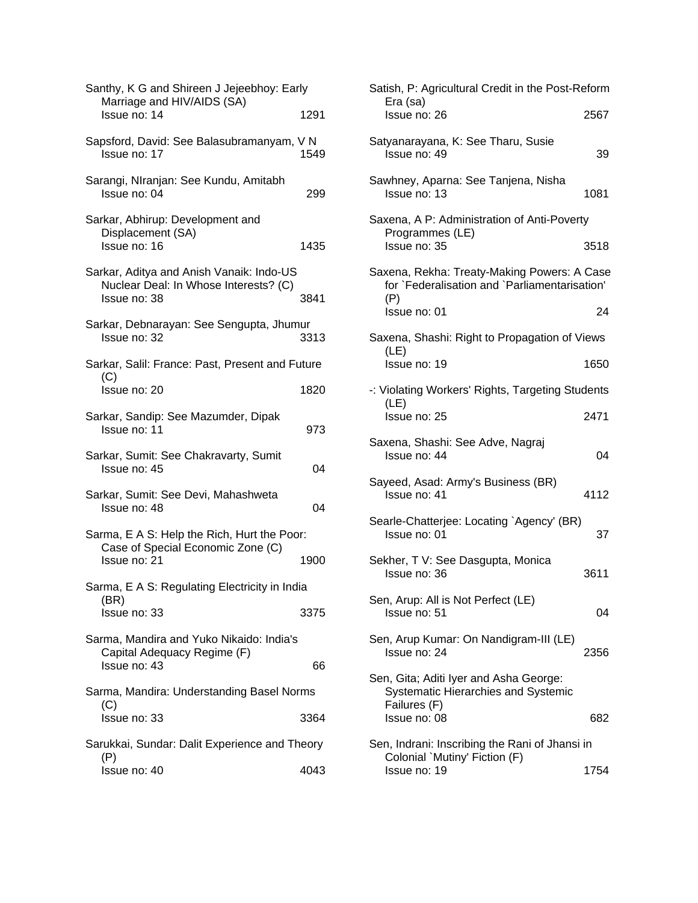Santhy, K G and Shireen J Jejeebhoy: Early Marriage and HIV/AIDS (SA)
Issue no: 14 1291

Sapsford, David: See Balasubramanyam, V N
Issue no: 17 1549

Sarangi, NIranjan: See Kundu, Amitabh
Issue no: 04 299

Sarkar, Abhirup: Development and Displacement (SA)
Issue no: 16 1435

Sarkar, Aditya and Anish Vanaik: Indo-US Nuclear Deal: In Whose Interests? (C)
Issue no: 38 3841

Sarkar, Debnarayan: See Sengupta, Jhumur
Issue no: 32 3313

Sarkar, Salil: France: Past, Present and Future (C)
Issue no: 20 1820

Sarkar, Sandip: See Mazumder, Dipak
Issue no: 11 973

Sarkar, Sumit: See Chakravarty, Sumit
Issue no: 45 04

Sarkar, Sumit: See Devi, Mahashweta
Issue no: 48 04

Sarma, E A S: Help the Rich, Hurt the Poor: Case of Special Economic Zone (C)
Issue no: 21 1900

Sarma, E A S: Regulating Electricity in India (BR)
Issue no: 33 3375

Sarma, Mandira and Yuko Nikaido: India's Capital Adequacy Regime (F)
Issue no: 43 66

Sarma, Mandira: Understanding Basel Norms (C)
Issue no: 33 3364

Sarukkai, Sundar: Dalit Experience and Theory (P)
Issue no: 40 4043

Satish, P: Agricultural Credit in the Post-Reform Era (sa)
Issue no: 26 2567

Satyanarayana, K: See Tharu, Susie
Issue no: 49 39

Sawhney, Aparna: See Tanjena, Nisha
Issue no: 13 1081

Saxena, A P: Administration of Anti-Poverty Programmes (LE)
Issue no: 35 3518

Saxena, Rekha: Treaty-Making Powers: A Case for `Federalisation and `Parliamentarisation' (P)
Issue no: 01 24

Saxena, Shashi: Right to Propagation of Views (LE)
Issue no: 19 1650

-: Violating Workers' Rights, Targeting Students (LE)
Issue no: 25 2471

Saxena, Shashi: See Adve, Nagraj
Issue no: 44 04

Sayeed, Asad: Army's Business (BR)
Issue no: 41 4112

Searle-Chatterjee: Locating `Agency' (BR)
Issue no: 01 37

Sekher, T V: See Dasgupta, Monica
Issue no: 36 3611

Sen, Arup: All is Not Perfect (LE)
Issue no: 51 04

Sen, Arup Kumar: On Nandigram-III (LE)
Issue no: 24 2356

Sen, Gita; Aditi Iyer and Asha George: Systematic Hierarchies and Systemic Failures (F)
Issue no: 08 682

Sen, Indrani: Inscribing the Rani of Jhansi in Colonial `Mutiny' Fiction (F)
Issue no: 19 1754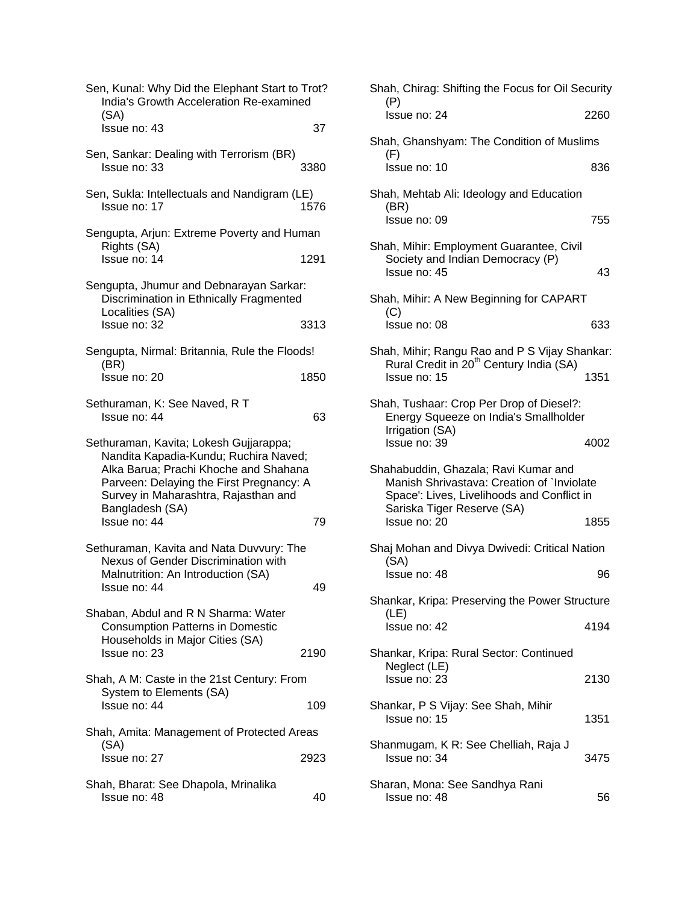Sen, Kunal: Why Did the Elephant Start to Trot? India's Growth Acceleration Re-examined (SA)
Issue no: 43 37

Sen, Sankar: Dealing with Terrorism (BR)
Issue no: 33 3380

Sen, Sukla: Intellectuals and Nandigram (LE)
Issue no: 17 1576

Sengupta, Arjun: Extreme Poverty and Human Rights (SA)
Issue no: 14 1291

Sengupta, Jhumur and Debnarayan Sarkar: Discrimination in Ethnically Fragmented Localities (SA)
Issue no: 32 3313

Sengupta, Nirmal: Britannia, Rule the Floods! (BR)
Issue no: 20 1850

Sethuraman, K: See Naved, R T
Issue no: 44 63

Sethuraman, Kavita; Lokesh Gujjarappa; Nandita Kapadia-Kundu; Ruchira Naved; Alka Barua; Prachi Khoche and Shahana Parveen: Delaying the First Pregnancy: A Survey in Maharashtra, Rajasthan and Bangladesh (SA)
Issue no: 44 79

Sethuraman, Kavita and Nata Duvvury: The Nexus of Gender Discrimination with Malnutrition: An Introduction (SA)
Issue no: 44 49

Shaban, Abdul and R N Sharma: Water Consumption Patterns in Domestic Households in Major Cities (SA)
Issue no: 23 2190

Shah, A M: Caste in the 21st Century: From System to Elements (SA)
Issue no: 44 109

Shah, Amita: Management of Protected Areas (SA)
Issue no: 27 2923

Shah, Bharat: See Dhapola, Mrinalika
Issue no: 48 40

Shah, Chirag: Shifting the Focus for Oil Security (P)
Issue no: 24 2260

Shah, Ghanshyam: The Condition of Muslims (F)
Issue no: 10 836

Shah, Mehtab Ali: Ideology and Education (BR)
Issue no: 09 755

Shah, Mihir: Employment Guarantee, Civil Society and Indian Democracy (P)
Issue no: 45 43

Shah, Mihir: A New Beginning for CAPART (C)
Issue no: 08 633

Shah, Mihir; Rangu Rao and P S Vijay Shankar: Rural Credit in 20th Century India (SA)
Issue no: 15 1351

Shah, Tushaar: Crop Per Drop of Diesel?: Energy Squeeze on India's Smallholder Irrigation (SA)
Issue no: 39 4002

Shahabuddin, Ghazala; Ravi Kumar and Manish Shrivastava: Creation of `Inviolate Space': Lives, Livelihoods and Conflict in Sariska Tiger Reserve (SA)
Issue no: 20 1855

Shaj Mohan and Divya Dwivedi: Critical Nation (SA)
Issue no: 48 96

Shankar, Kripa: Preserving the Power Structure (LE)
Issue no: 42 4194

Shankar, Kripa: Rural Sector: Continued Neglect (LE)
Issue no: 23 2130

Shankar, P S Vijay: See Shah, Mihir
Issue no: 15 1351

Shanmugam, K R: See Chelliah, Raja J
Issue no: 34 3475

Sharan, Mona: See Sandhya Rani
Issue no: 48 56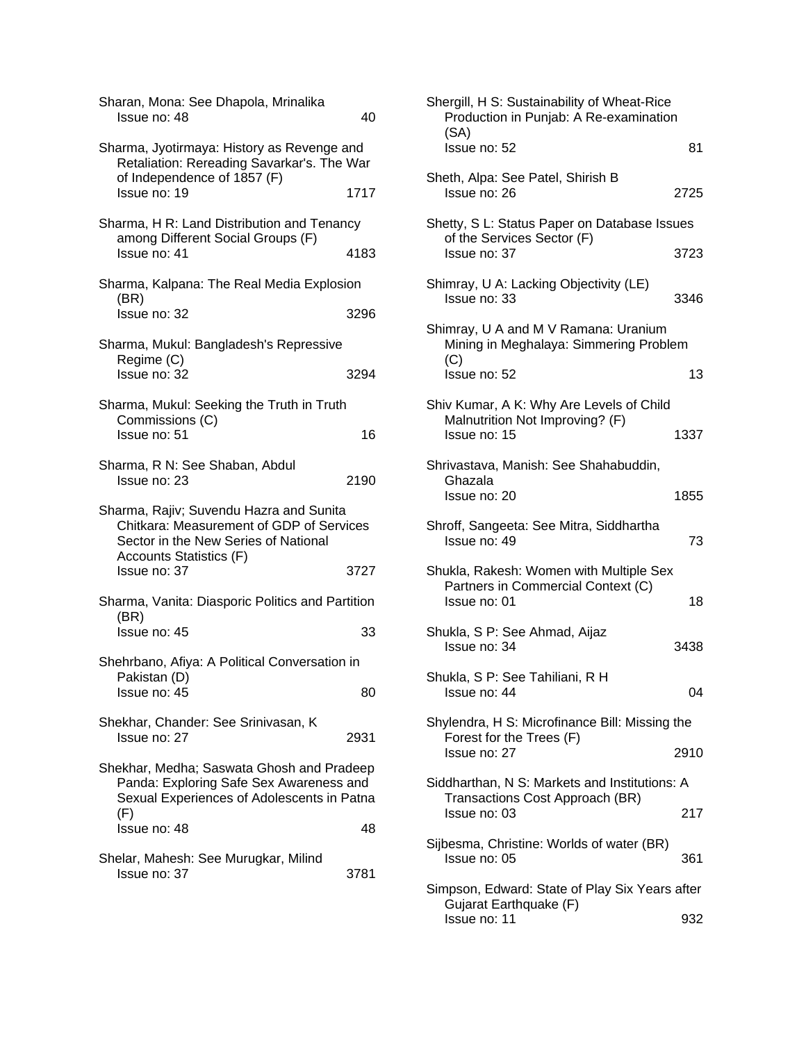Sharan, Mona: See Dhapola, Mrinalika
Issue no: 48 — 40

Sharma, Jyotirmaya: History as Revenge and Retaliation: Rereading Savarkar's. The War of Independence of 1857 (F)
Issue no: 19 — 1717

Sharma, H R: Land Distribution and Tenancy among Different Social Groups (F)
Issue no: 41 — 4183

Sharma, Kalpana: The Real Media Explosion (BR)
Issue no: 32 — 3296

Sharma, Mukul: Bangladesh's Repressive Regime (C)
Issue no: 32 — 3294

Sharma, Mukul: Seeking the Truth in Truth Commissions (C)
Issue no: 51 — 16

Sharma, R N: See Shaban, Abdul
Issue no: 23 — 2190

Sharma, Rajiv; Suvendu Hazra and Sunita Chitkara: Measurement of GDP of Services Sector in the New Series of National Accounts Statistics (F)
Issue no: 37 — 3727

Sharma, Vanita: Diasporic Politics and Partition (BR)
Issue no: 45 — 33

Shehrbano, Afiya: A Political Conversation in Pakistan (D)
Issue no: 45 — 80

Shekhar, Chander: See Srinivasan, K
Issue no: 27 — 2931

Shekhar, Medha; Saswata Ghosh and Pradeep Panda: Exploring Safe Sex Awareness and Sexual Experiences of Adolescents in Patna (F)
Issue no: 48 — 48

Shelar, Mahesh: See Murugkar, Milind
Issue no: 37 — 3781

Shergill, H S: Sustainability of Wheat-Rice Production in Punjab: A Re-examination (SA)
Issue no: 52 — 81

Sheth, Alpa: See Patel, Shirish B
Issue no: 26 — 2725

Shetty, S L: Status Paper on Database Issues of the Services Sector (F)
Issue no: 37 — 3723

Shimray, U A: Lacking Objectivity (LE)
Issue no: 33 — 3346

Shimray, U A and M V Ramana: Uranium Mining in Meghalaya: Simmering Problem (C)
Issue no: 52 — 13

Shiv Kumar, A K: Why Are Levels of Child Malnutrition Not Improving? (F)
Issue no: 15 — 1337

Shrivastava, Manish: See Shahabuddin, Ghazala
Issue no: 20 — 1855

Shroff, Sangeeta: See Mitra, Siddhartha
Issue no: 49 — 73

Shukla, Rakesh: Women with Multiple Sex Partners in Commercial Context (C)
Issue no: 01 — 18

Shukla, S P: See Ahmad, Aijaz
Issue no: 34 — 3438

Shukla, S P: See Tahiliani, R H
Issue no: 44 — 04

Shylendra, H S: Microfinance Bill: Missing the Forest for the Trees (F)
Issue no: 27 — 2910

Siddharthan, N S: Markets and Institutions: A Transactions Cost Approach (BR)
Issue no: 03 — 217

Sijbesma, Christine: Worlds of water (BR)
Issue no: 05 — 361

Simpson, Edward: State of Play Six Years after Gujarat Earthquake (F)
Issue no: 11 — 932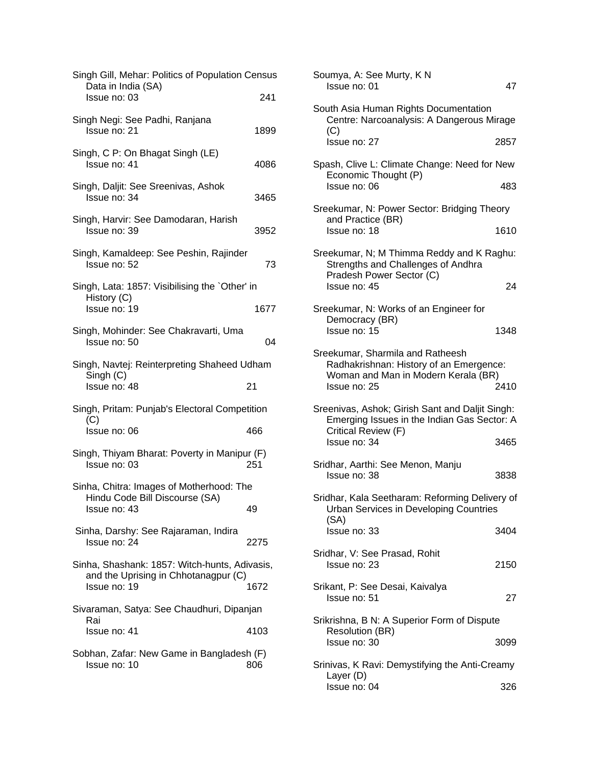Singh Gill, Mehar: Politics of Population Census Data in India (SA)
Issue no: 03 241

Singh Negi: See Padhi, Ranjana
Issue no: 21 1899

Singh, C P: On Bhagat Singh (LE)
Issue no: 41 4086

Singh, Daljit: See Sreenivas, Ashok
Issue no: 34 3465

Singh, Harvir: See Damodaran, Harish
Issue no: 39 3952

Singh, Kamaldeep: See Peshin, Rajinder
Issue no: 52 73

Singh, Lata: 1857: Visibilising the `Other' in History (C)
Issue no: 19 1677

Singh, Mohinder: See Chakravarti, Uma
Issue no: 50 04

Singh, Navtej: Reinterpreting Shaheed Udham Singh (C)
Issue no: 48 21

Singh, Pritam: Punjab's Electoral Competition (C)
Issue no: 06 466

Singh, Thiyam Bharat: Poverty in Manipur (F)
Issue no: 03 251

Sinha, Chitra: Images of Motherhood: The Hindu Code Bill Discourse (SA)
Issue no: 43 49

Sinha, Darshy: See Rajaraman, Indira
Issue no: 24 2275

Sinha, Shashank: 1857: Witch-hunts, Adivasis, and the Uprising in Chhotanagpur (C)
Issue no: 19 1672

Sivaraman, Satya: See Chaudhuri, Dipanjan Rai
Issue no: 41 4103

Sobhan, Zafar: New Game in Bangladesh (F)
Issue no: 10 806

Soumya, A: See Murty, K N
Issue no: 01 47

South Asia Human Rights Documentation Centre: Narcoanalysis: A Dangerous Mirage (C)
Issue no: 27 2857

Spash, Clive L: Climate Change: Need for New Economic Thought (P)
Issue no: 06 483

Sreekumar, N: Power Sector: Bridging Theory and Practice (BR)
Issue no: 18 1610

Sreekumar, N; M Thimma Reddy and K Raghu: Strengths and Challenges of Andhra Pradesh Power Sector (C)
Issue no: 45 24

Sreekumar, N: Works of an Engineer for Democracy (BR)
Issue no: 15 1348

Sreekumar, Sharmila and Ratheesh Radhakrishnan: History of an Emergence: Woman and Man in Modern Kerala (BR)
Issue no: 25 2410

Sreenivas, Ashok; Girish Sant and Daljit Singh: Emerging Issues in the Indian Gas Sector: A Critical Review (F)
Issue no: 34 3465

Sridhar, Aarthi: See Menon, Manju
Issue no: 38 3838

Sridhar, Kala Seetharam: Reforming Delivery of Urban Services in Developing Countries (SA)
Issue no: 33 3404

Sridhar, V: See Prasad, Rohit
Issue no: 23 2150

Srikant, P: See Desai, Kaivalya
Issue no: 51 27

Srikrishna, B N: A Superior Form of Dispute Resolution (BR)
Issue no: 30 3099

Srinivas, K Ravi: Demystifying the Anti-Creamy Layer (D)
Issue no: 04 326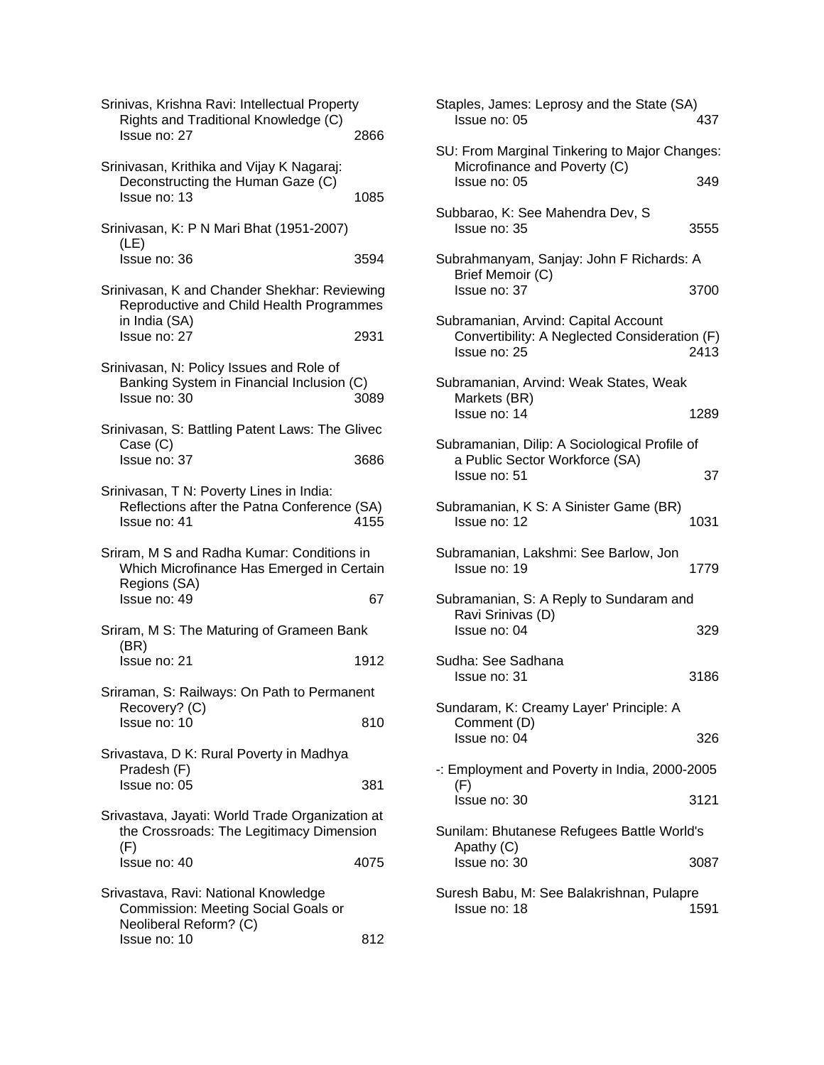Srinivas, Krishna Ravi: Intellectual Property Rights and Traditional Knowledge (C)
Issue no: 27 2866

Srinivasan, Krithika and Vijay K Nagaraj: Deconstructing the Human Gaze (C)
Issue no: 13 1085

Srinivasan, K: P N Mari Bhat (1951-2007) (LE)
Issue no: 36 3594

Srinivasan, K and Chander Shekhar: Reviewing Reproductive and Child Health Programmes in India (SA)
Issue no: 27 2931

Srinivasan, N: Policy Issues and Role of Banking System in Financial Inclusion (C)
Issue no: 30 3089

Srinivasan, S: Battling Patent Laws: The Glivec Case (C)
Issue no: 37 3686

Srinivasan, T N: Poverty Lines in India: Reflections after the Patna Conference (SA)
Issue no: 41 4155

Sriram, M S and Radha Kumar: Conditions in Which Microfinance Has Emerged in Certain Regions (SA)
Issue no: 49 67

Sriram, M S: The Maturing of Grameen Bank (BR)
Issue no: 21 1912

Sriraman, S: Railways: On Path to Permanent Recovery? (C)
Issue no: 10 810

Srivastava, D K: Rural Poverty in Madhya Pradesh (F)
Issue no: 05 381

Srivastava, Jayati: World Trade Organization at the Crossroads: The Legitimacy Dimension (F)
Issue no: 40 4075

Srivastava, Ravi: National Knowledge Commission: Meeting Social Goals or Neoliberal Reform? (C)
Issue no: 10 812

Staples, James: Leprosy and the State (SA)
Issue no: 05 437

SU: From Marginal Tinkering to Major Changes: Microfinance and Poverty (C)
Issue no: 05 349

Subbarao, K: See Mahendra Dev, S
Issue no: 35 3555

Subrahmanyam, Sanjay: John F Richards: A Brief Memoir (C)
Issue no: 37 3700

Subramanian, Arvind: Capital Account Convertibility: A Neglected Consideration (F)
Issue no: 25 2413

Subramanian, Arvind: Weak States, Weak Markets (BR)
Issue no: 14 1289

Subramanian, Dilip: A Sociological Profile of a Public Sector Workforce (SA)
Issue no: 51 37

Subramanian, K S: A Sinister Game (BR)
Issue no: 12 1031

Subramanian, Lakshmi: See Barlow, Jon
Issue no: 19 1779

Subramanian, S: A Reply to Sundaram and Ravi Srinivas (D)
Issue no: 04 329

Sudha: See Sadhana
Issue no: 31 3186

Sundaram, K: Creamy Layer' Principle: A Comment (D)
Issue no: 04 326

-: Employment and Poverty in India, 2000-2005 (F)
Issue no: 30 3121

Sunilam: Bhutanese Refugees Battle World's Apathy (C)
Issue no: 30 3087

Suresh Babu, M: See Balakrishnan, Pulapre
Issue no: 18 1591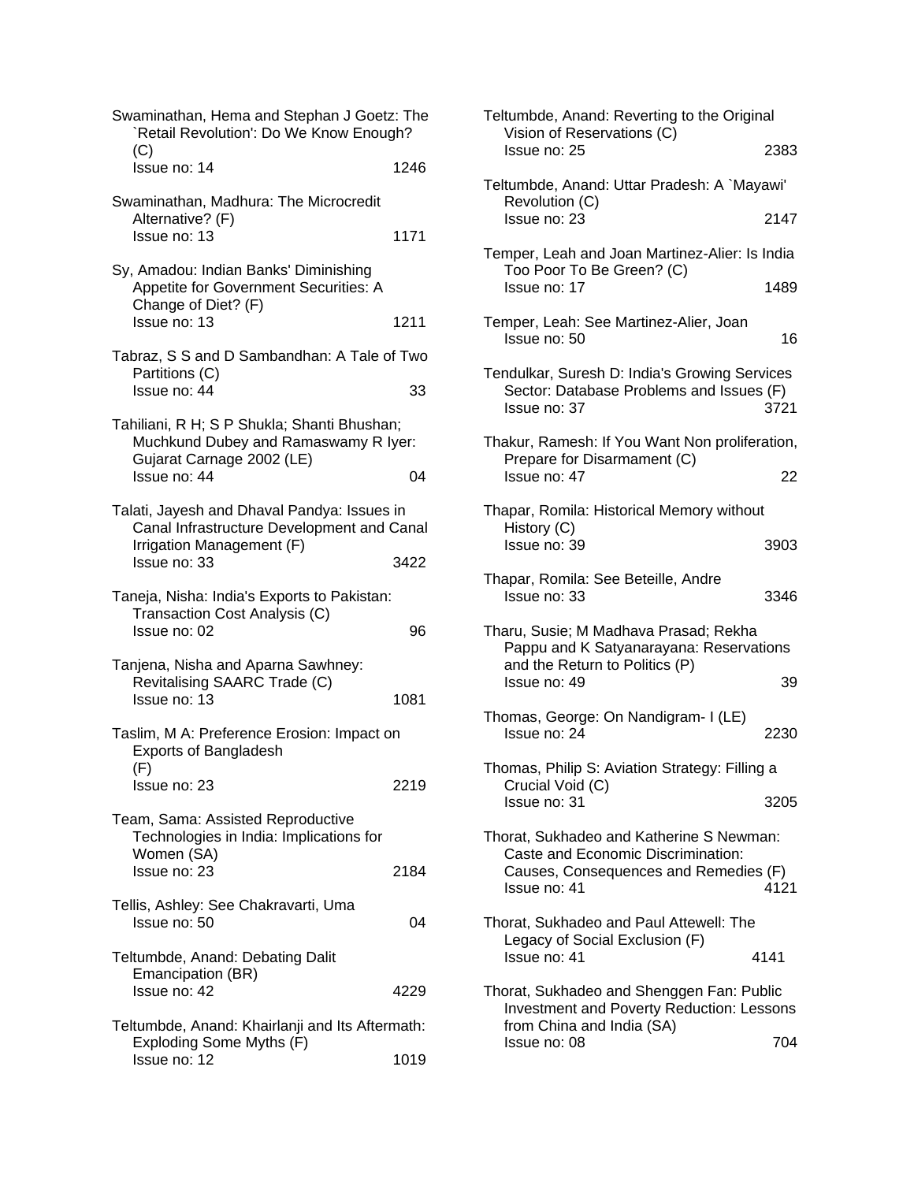Swaminathan, Hema and Stephan J Goetz: The `Retail Revolution': Do We Know Enough? (C)
Issue no: 14 1246

Swaminathan, Madhura: The Microcredit Alternative? (F)
Issue no: 13 1171

Sy, Amadou: Indian Banks' Diminishing Appetite for Government Securities: A Change of Diet? (F)
Issue no: 13 1211

Tabraz, S S and D Sambandhan: A Tale of Two Partitions (C)
Issue no: 44 33

Tahiliani, R H; S P Shukla; Shanti Bhushan; Muchkund Dubey and Ramaswamy R Iyer: Gujarat Carnage 2002 (LE)
Issue no: 44 04

Talati, Jayesh and Dhaval Pandya: Issues in Canal Infrastructure Development and Canal Irrigation Management (F)
Issue no: 33 3422

Taneja, Nisha: India's Exports to Pakistan: Transaction Cost Analysis (C)
Issue no: 02 96

Tanjena, Nisha and Aparna Sawhney: Revitalising SAARC Trade (C)
Issue no: 13 1081

Taslim, M A: Preference Erosion: Impact on Exports of Bangladesh (F)
Issue no: 23 2219

Team, Sama: Assisted Reproductive Technologies in India: Implications for Women (SA)
Issue no: 23 2184

Tellis, Ashley: See Chakravarti, Uma
Issue no: 50 04

Teltumbde, Anand: Debating Dalit Emancipation (BR)
Issue no: 42 4229

Teltumbde, Anand: Khairlanji and Its Aftermath: Exploding Some Myths (F)
Issue no: 12 1019

Teltumbde, Anand: Reverting to the Original Vision of Reservations (C)
Issue no: 25 2383

Teltumbde, Anand: Uttar Pradesh: A `Mayawi' Revolution (C)
Issue no: 23 2147

Temper, Leah and Joan Martinez-Alier: Is India Too Poor To Be Green? (C)
Issue no: 17 1489

Temper, Leah: See Martinez-Alier, Joan
Issue no: 50 16

Tendulkar, Suresh D: India's Growing Services Sector: Database Problems and Issues (F)
Issue no: 37 3721

Thakur, Ramesh: If You Want Non proliferation, Prepare for Disarmament (C)
Issue no: 47 22

Thapar, Romila: Historical Memory without History (C)
Issue no: 39 3903

Thapar, Romila: See Beteille, Andre
Issue no: 33 3346

Tharu, Susie; M Madhava Prasad; Rekha Pappu and K Satyanarayana: Reservations and the Return to Politics (P)
Issue no: 49 39

Thomas, George: On Nandigram- I (LE)
Issue no: 24 2230

Thomas, Philip S: Aviation Strategy: Filling a Crucial Void (C)
Issue no: 31 3205

Thorat, Sukhadeo and Katherine S Newman: Caste and Economic Discrimination: Causes, Consequences and Remedies (F)
Issue no: 41 4121

Thorat, Sukhadeo and Paul Attewell: The Legacy of Social Exclusion (F)
Issue no: 41 4141

Thorat, Sukhadeo and Shenggen Fan: Public Investment and Poverty Reduction: Lessons from China and India (SA)
Issue no: 08 704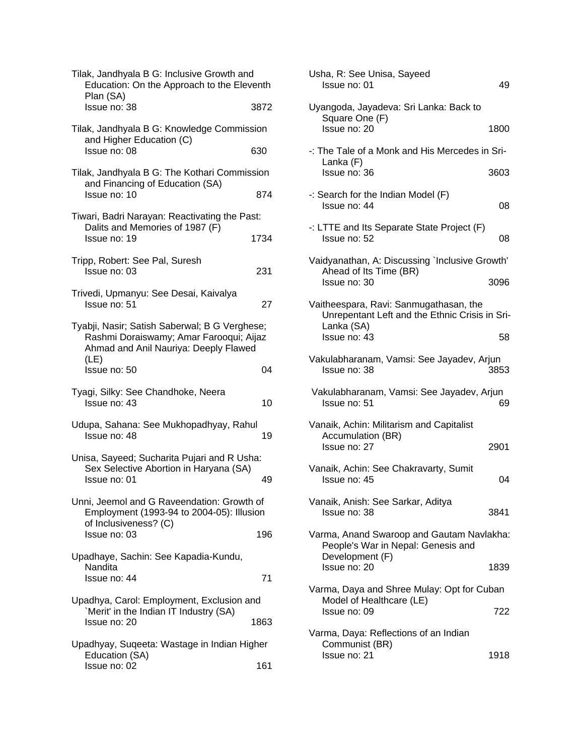Tilak, Jandhyala B G: Inclusive Growth and Education: On the Approach to the Eleventh Plan (SA)
Issue no: 38 3872

Tilak, Jandhyala B G: Knowledge Commission and Higher Education (C)
Issue no: 08 630

Tilak, Jandhyala B G: The Kothari Commission and Financing of Education (SA)
Issue no: 10 874

Tiwari, Badri Narayan: Reactivating the Past: Dalits and Memories of 1987 (F)
Issue no: 19 1734

Tripp, Robert: See Pal, Suresh
Issue no: 03 231

Trivedi, Upmanyu: See Desai, Kaivalya
Issue no: 51 27

Tyabji, Nasir; Satish Saberwal; B G Verghese; Rashmi Doraiswamy; Amar Farooqui; Aijaz Ahmad and Anil Nauriya: Deeply Flawed (LE)
Issue no: 50 04

Tyagi, Silky: See Chandhoke, Neera
Issue no: 43 10

Udupa, Sahana: See Mukhopadhyay, Rahul
Issue no: 48 19

Unisa, Sayeed; Sucharita Pujari and R Usha: Sex Selective Abortion in Haryana (SA)
Issue no: 01 49

Unni, Jeemol and G Raveendation: Growth of Employment (1993-94 to 2004-05): Illusion of Inclusiveness? (C)
Issue no: 03 196

Upadhaye, Sachin: See Kapadia-Kundu, Nandita
Issue no: 44 71

Upadhya, Carol: Employment, Exclusion and `Merit' in the Indian IT Industry (SA)
Issue no: 20 1863

Upadhyay, Suqeeta: Wastage in Indian Higher Education (SA)
Issue no: 02 161

Usha, R: See Unisa, Sayeed
Issue no: 01 49

Uyangoda, Jayadeva: Sri Lanka: Back to Square One (F)
Issue no: 20 1800

-: The Tale of a Monk and His Mercedes in Sri-Lanka (F)
Issue no: 36 3603

-: Search for the Indian Model (F)
Issue no: 44 08

-: LTTE and Its Separate State Project (F)
Issue no: 52 08

Vaidyanathan, A: Discussing `Inclusive Growth' Ahead of Its Time (BR)
Issue no: 30 3096

Vaitheespara, Ravi: Sanmugathasan, the Unrepentant Left and the Ethnic Crisis in Sri-Lanka (SA)
Issue no: 43 58

Vakulabharanam, Vamsi: See Jayadev, Arjun
Issue no: 38 3853

Vakulabharanam, Vamsi: See Jayadev, Arjun
Issue no: 51 69

Vanaik, Achin: Militarism and Capitalist Accumulation (BR)
Issue no: 27 2901

Vanaik, Achin: See Chakravarty, Sumit
Issue no: 45 04

Vanaik, Anish: See Sarkar, Aditya
Issue no: 38 3841

Varma, Anand Swaroop and Gautam Navlakha: People's War in Nepal: Genesis and Development (F)
Issue no: 20 1839

Varma, Daya and Shree Mulay: Opt for Cuban Model of Healthcare (LE)
Issue no: 09 722

Varma, Daya: Reflections of an Indian Communist (BR)
Issue no: 21 1918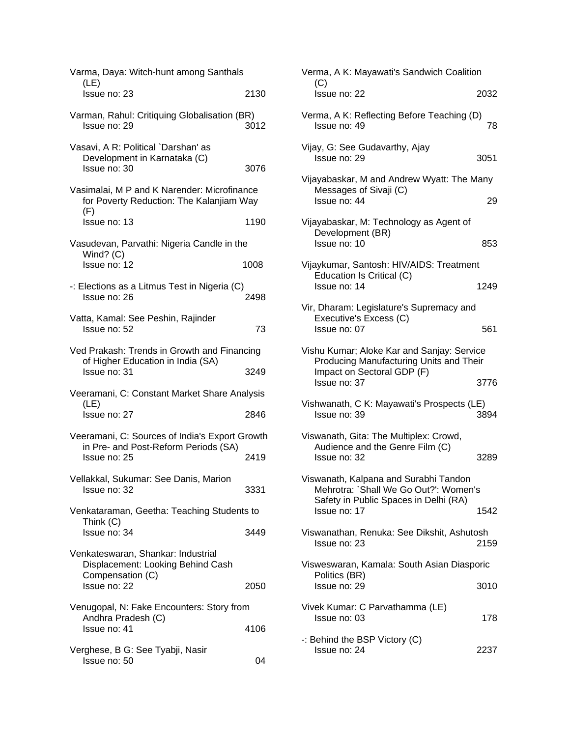Varma, Daya: Witch-hunt among Santhals (LE)
Issue no: 23 2130

Varman, Rahul: Critiquing Globalisation (BR)
Issue no: 29 3012

Vasavi, A R: Political `Darshan' as Development in Karnataka (C)
Issue no: 30 3076

Vasimalai, M P and K Narender: Microfinance for Poverty Reduction: The Kalanjiam Way (F)
Issue no: 13 1190

Vasudevan, Parvathi: Nigeria Candle in the Wind? (C)
Issue no: 12 1008

-: Elections as a Litmus Test in Nigeria (C)
Issue no: 26 2498

Vatta, Kamal: See Peshin, Rajinder
Issue no: 52 73

Ved Prakash: Trends in Growth and Financing of Higher Education in India (SA)
Issue no: 31 3249

Veeramani, C: Constant Market Share Analysis (LE)
Issue no: 27 2846

Veeramani, C: Sources of India's Export Growth in Pre- and Post-Reform Periods (SA)
Issue no: 25 2419

Vellakkal, Sukumar: See Danis, Marion
Issue no: 32 3331

Venkataraman, Geetha: Teaching Students to Think (C)
Issue no: 34 3449

Venkateswaran, Shankar: Industrial Displacement: Looking Behind Cash Compensation (C)
Issue no: 22 2050

Venugopal, N: Fake Encounters: Story from Andhra Pradesh (C)
Issue no: 41 4106

Verghese, B G: See Tyabji, Nasir
Issue no: 50 04

Verma, A K: Mayawati's Sandwich Coalition (C)
Issue no: 22 2032

Verma, A K: Reflecting Before Teaching (D)
Issue no: 49 78

Vijay, G: See Gudavarthy, Ajay
Issue no: 29 3051

Vijayabaskar, M and Andrew Wyatt: The Many Messages of Sivaji (C)
Issue no: 44 29

Vijayabaskar, M: Technology as Agent of Development (BR)
Issue no: 10 853

Vijaykumar, Santosh: HIV/AIDS: Treatment Education Is Critical (C)
Issue no: 14 1249

Vir, Dharam: Legislature's Supremacy and Executive's Excess (C)
Issue no: 07 561

Vishu Kumar; Aloke Kar and Sanjay: Service Producing Manufacturing Units and Their Impact on Sectoral GDP (F)
Issue no: 37 3776

Vishwanath, C K: Mayawati's Prospects (LE)
Issue no: 39 3894

Viswanath, Gita: The Multiplex: Crowd, Audience and the Genre Film (C)
Issue no: 32 3289

Viswanath, Kalpana and Surabhi Tandon Mehrotra: `Shall We Go Out?': Women's Safety in Public Spaces in Delhi (RA)
Issue no: 17 1542

Viswanathan, Renuka: See Dikshit, Ashutosh
Issue no: 23 2159

Visweswaran, Kamala: South Asian Diasporic Politics (BR)
Issue no: 29 3010

Vivek Kumar: C Parvathamma (LE)
Issue no: 03 178

-: Behind the BSP Victory (C)
Issue no: 24 2237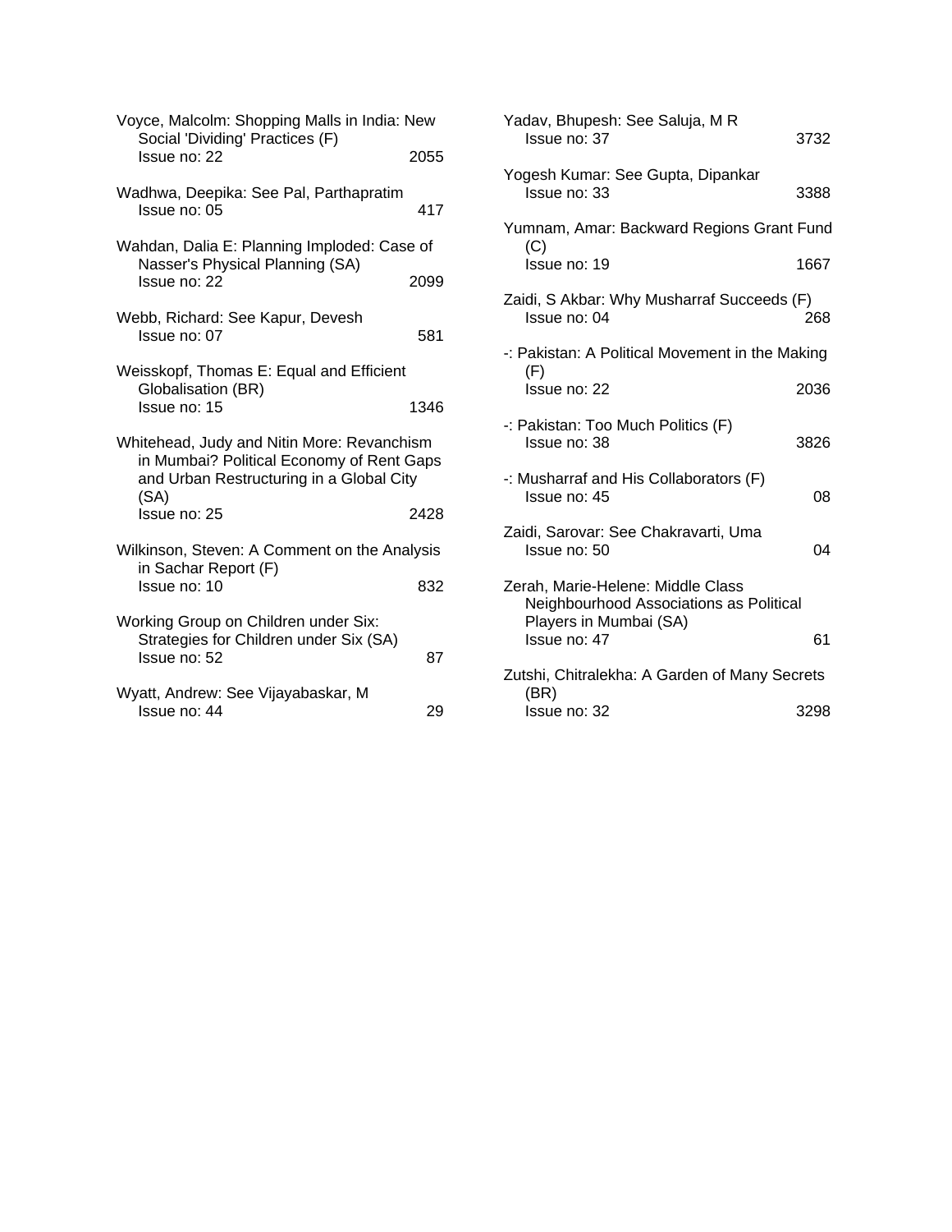Voyce, Malcolm: Shopping Malls in India: New Social 'Dividing' Practices (F)
Issue no: 22 2055

Wadhwa, Deepika: See Pal, Parthapratim
Issue no: 05 417

Wahdan, Dalia E: Planning Imploded: Case of Nasser's Physical Planning (SA)
Issue no: 22 2099

Webb, Richard: See Kapur, Devesh
Issue no: 07 581

Weisskopf, Thomas E: Equal and Efficient Globalisation (BR)
Issue no: 15 1346

Whitehead, Judy and Nitin More: Revanchism in Mumbai? Political Economy of Rent Gaps and Urban Restructuring in a Global City (SA)
Issue no: 25 2428

Wilkinson, Steven: A Comment on the Analysis in Sachar Report (F)
Issue no: 10 832

Working Group on Children under Six: Strategies for Children under Six (SA)
Issue no: 52 87

Wyatt, Andrew: See Vijayabaskar, M
Issue no: 44 29

Yadav, Bhupesh: See Saluja, M R
Issue no: 37 3732

Yogesh Kumar: See Gupta, Dipankar
Issue no: 33 3388

Yumnam, Amar: Backward Regions Grant Fund (C)
Issue no: 19 1667

Zaidi, S Akbar: Why Musharraf Succeeds (F)
Issue no: 04 268

-: Pakistan: A Political Movement in the Making (F)
Issue no: 22 2036

-: Pakistan: Too Much Politics (F)
Issue no: 38 3826

-: Musharraf and His Collaborators (F)
Issue no: 45 08

Zaidi, Sarovar: See Chakravarti, Uma
Issue no: 50 04

Zerah, Marie-Helene: Middle Class Neighbourhood Associations as Political Players in Mumbai (SA)
Issue no: 47 61

Zutshi, Chitralekha: A Garden of Many Secrets (BR)
Issue no: 32 3298